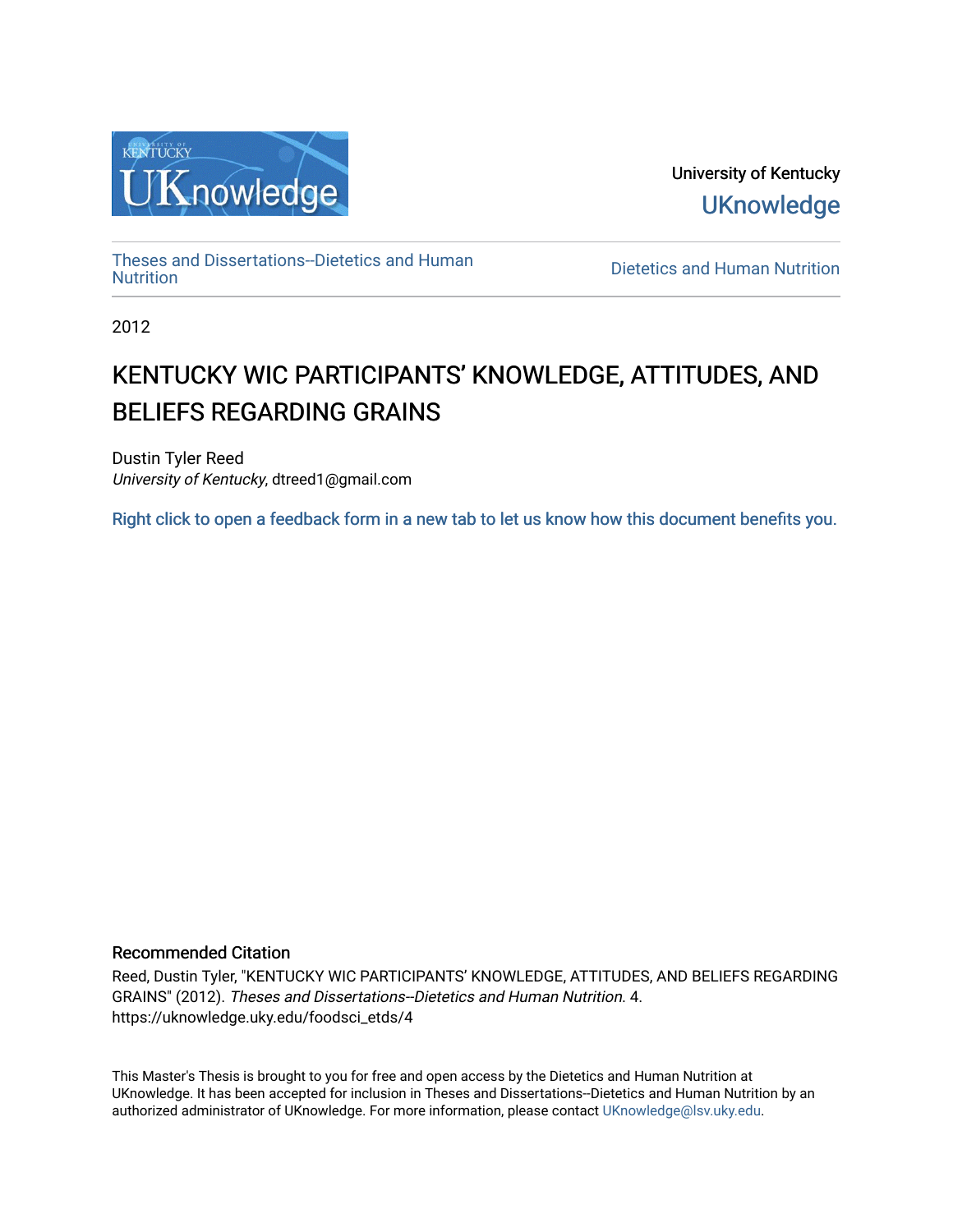University of Kentucky

UKnowledge

Theses and Dissertations--Dietetics and Human Nutrition

Dietetics and Human Nutrition

2012

# KENTUCKY WIC PARTICIPANTS’ KNOWLEDGE, ATTITUDES, AND BELIEFS REGARDING GRAINS

Dustin Tyler Reed
*University of Kentucky*, dtreed1@gmail.com

Right click to open a feedback form in a new tab to let us know how this document benefits you.

## Recommended Citation

Reed, Dustin Tyler, "KENTUCKY WIC PARTICIPANTS’ KNOWLEDGE, ATTITUDES, AND BELIEFS REGARDING GRAINS" (2012). *Theses and Dissertations--Dietetics and Human Nutrition*. 4.
https://uknowledge.uky.edu/foodsci_etds/4

This Master's Thesis is brought to you for free and open access by the Dietetics and Human Nutrition at UKnowledge. It has been accepted for inclusion in Theses and Dissertations--Dietetics and Human Nutrition by an authorized administrator of UKnowledge. For more information, please contact UKnowledge@lsv.uky.edu.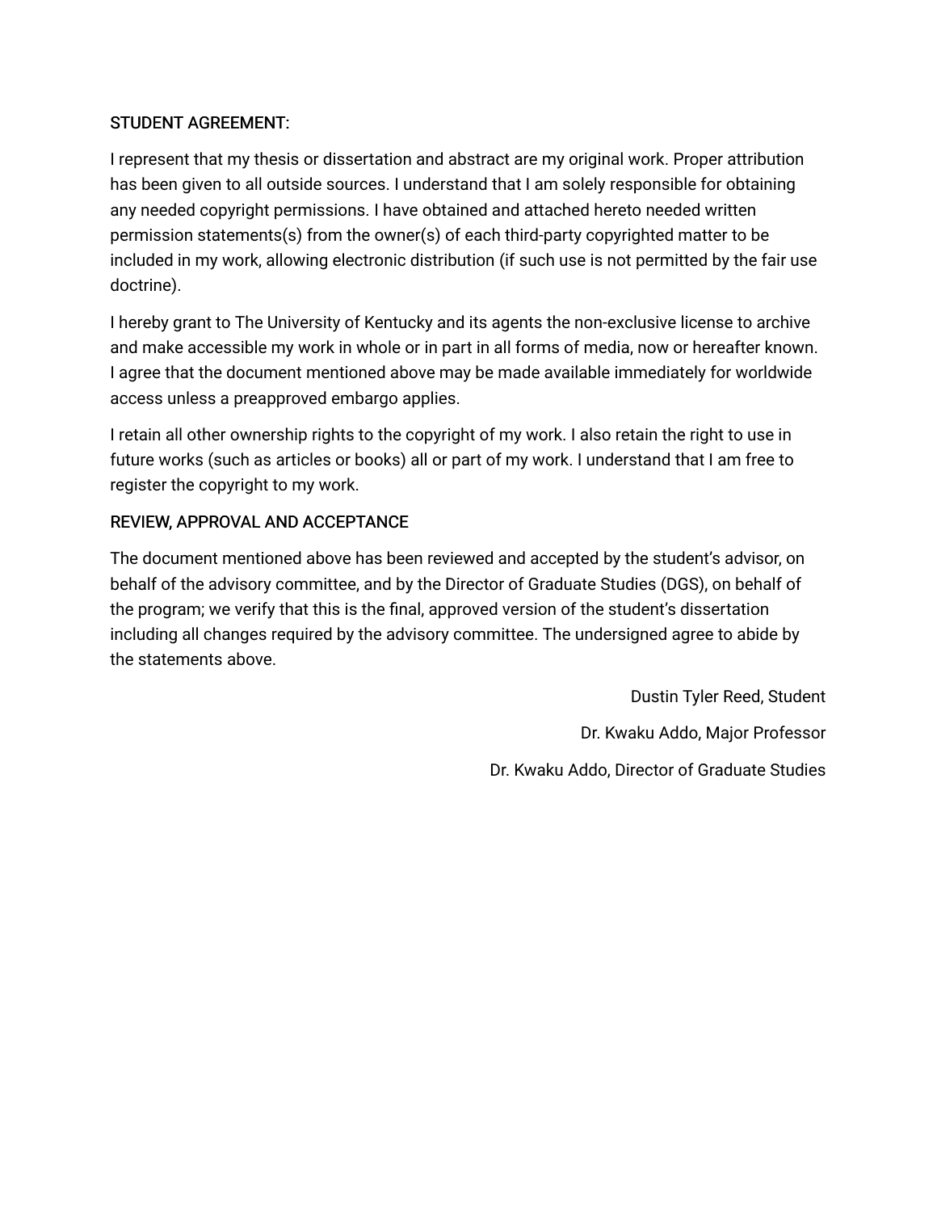STUDENT AGREEMENT:

I represent that my thesis or dissertation and abstract are my original work. Proper attribution has been given to all outside sources. I understand that I am solely responsible for obtaining any needed copyright permissions. I have obtained and attached hereto needed written permission statements(s) from the owner(s) of each third-party copyrighted matter to be included in my work, allowing electronic distribution (if such use is not permitted by the fair use doctrine).

I hereby grant to The University of Kentucky and its agents the non-exclusive license to archive and make accessible my work in whole or in part in all forms of media, now or hereafter known. I agree that the document mentioned above may be made available immediately for worldwide access unless a preapproved embargo applies.

I retain all other ownership rights to the copyright of my work. I also retain the right to use in future works (such as articles or books) all or part of my work. I understand that I am free to register the copyright to my work.

REVIEW, APPROVAL AND ACCEPTANCE

The document mentioned above has been reviewed and accepted by the student's advisor, on behalf of the advisory committee, and by the Director of Graduate Studies (DGS), on behalf of the program; we verify that this is the final, approved version of the student's dissertation including all changes required by the advisory committee. The undersigned agree to abide by the statements above.

Dustin Tyler Reed, Student

Dr. Kwaku Addo, Major Professor

Dr. Kwaku Addo, Director of Graduate Studies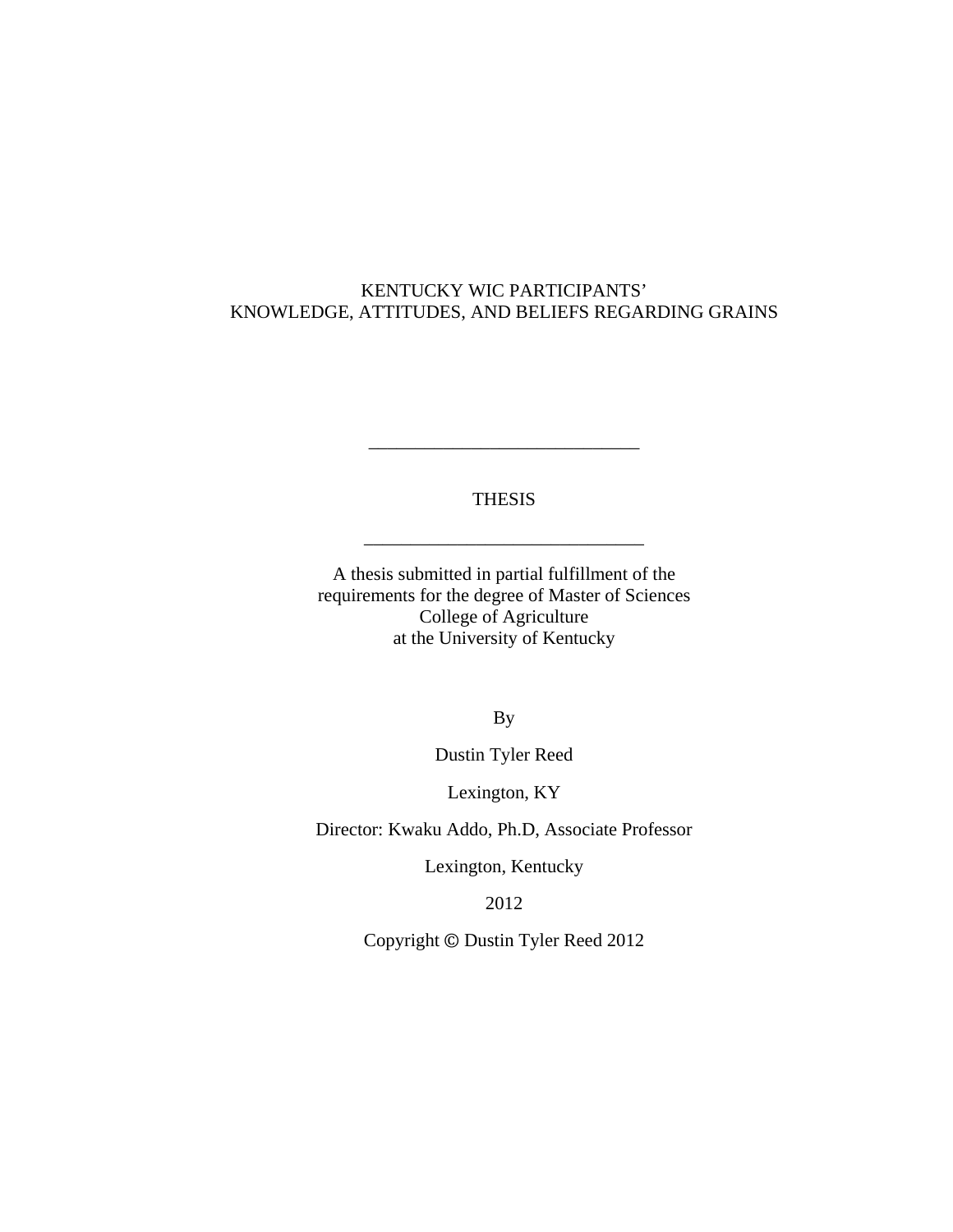KENTUCKY WIC PARTICIPANTS'
KNOWLEDGE, ATTITUDES, AND BELIEFS REGARDING GRAINS

______________________________

THESIS

______________________________

A thesis submitted in partial fulfillment of the
requirements for the degree of Master of Sciences
College of Agriculture
at the University of Kentucky

By

Dustin Tyler Reed

Lexington, KY

Director: Kwaku Addo, Ph.D, Associate Professor

Lexington, Kentucky

2012

Copyright © Dustin Tyler Reed 2012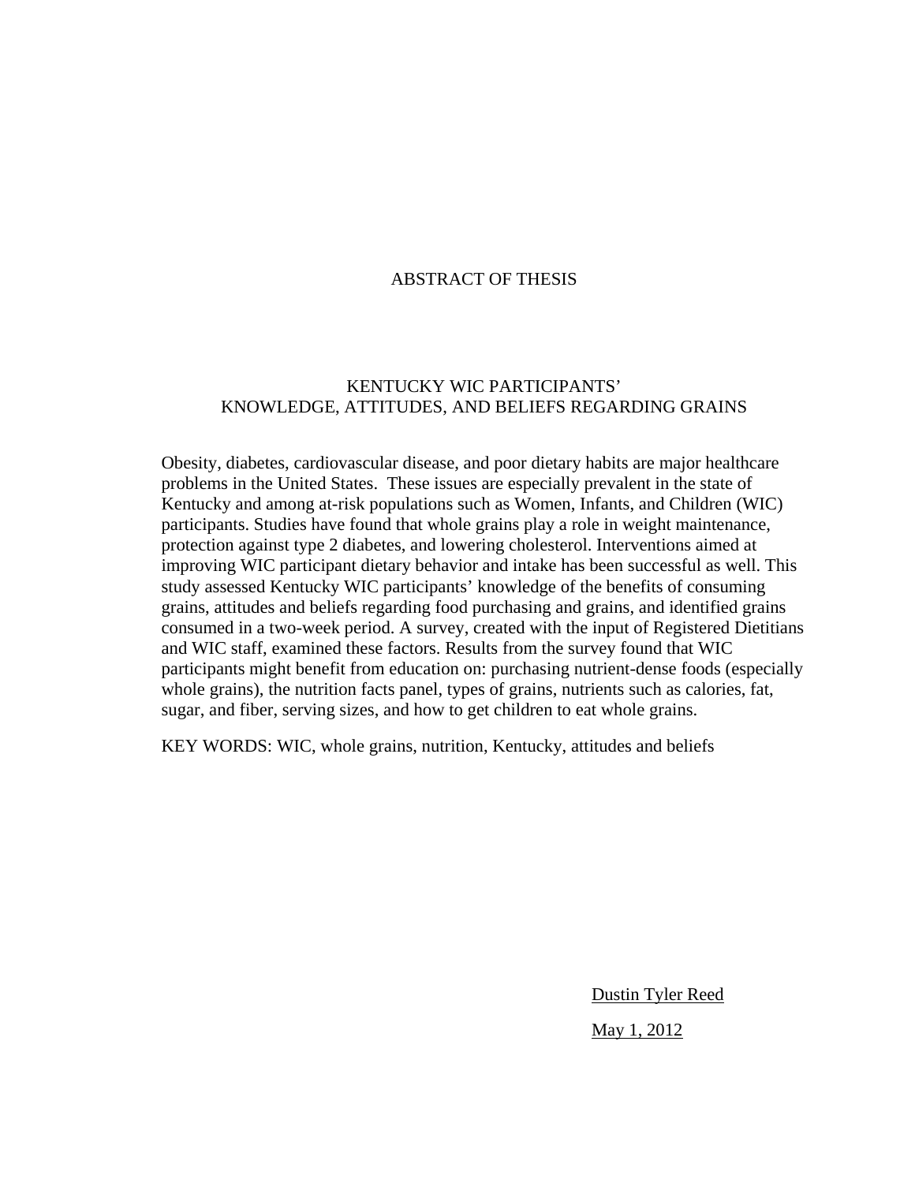# ABSTRACT OF THESIS

## KENTUCKY WIC PARTICIPANTS' KNOWLEDGE, ATTITUDES, AND BELIEFS REGARDING GRAINS

Obesity, diabetes, cardiovascular disease, and poor dietary habits are major healthcare problems in the United States. These issues are especially prevalent in the state of Kentucky and among at-risk populations such as Women, Infants, and Children (WIC) participants. Studies have found that whole grains play a role in weight maintenance, protection against type 2 diabetes, and lowering cholesterol. Interventions aimed at improving WIC participant dietary behavior and intake has been successful as well. This study assessed Kentucky WIC participants' knowledge of the benefits of consuming grains, attitudes and beliefs regarding food purchasing and grains, and identified grains consumed in a two-week period. A survey, created with the input of Registered Dietitians and WIC staff, examined these factors. Results from the survey found that WIC participants might benefit from education on: purchasing nutrient-dense foods (especially whole grains), the nutrition facts panel, types of grains, nutrients such as calories, fat, sugar, and fiber, serving sizes, and how to get children to eat whole grains.

KEY WORDS: WIC, whole grains, nutrition, Kentucky, attitudes and beliefs

Dustin Tyler Reed

May 1, 2012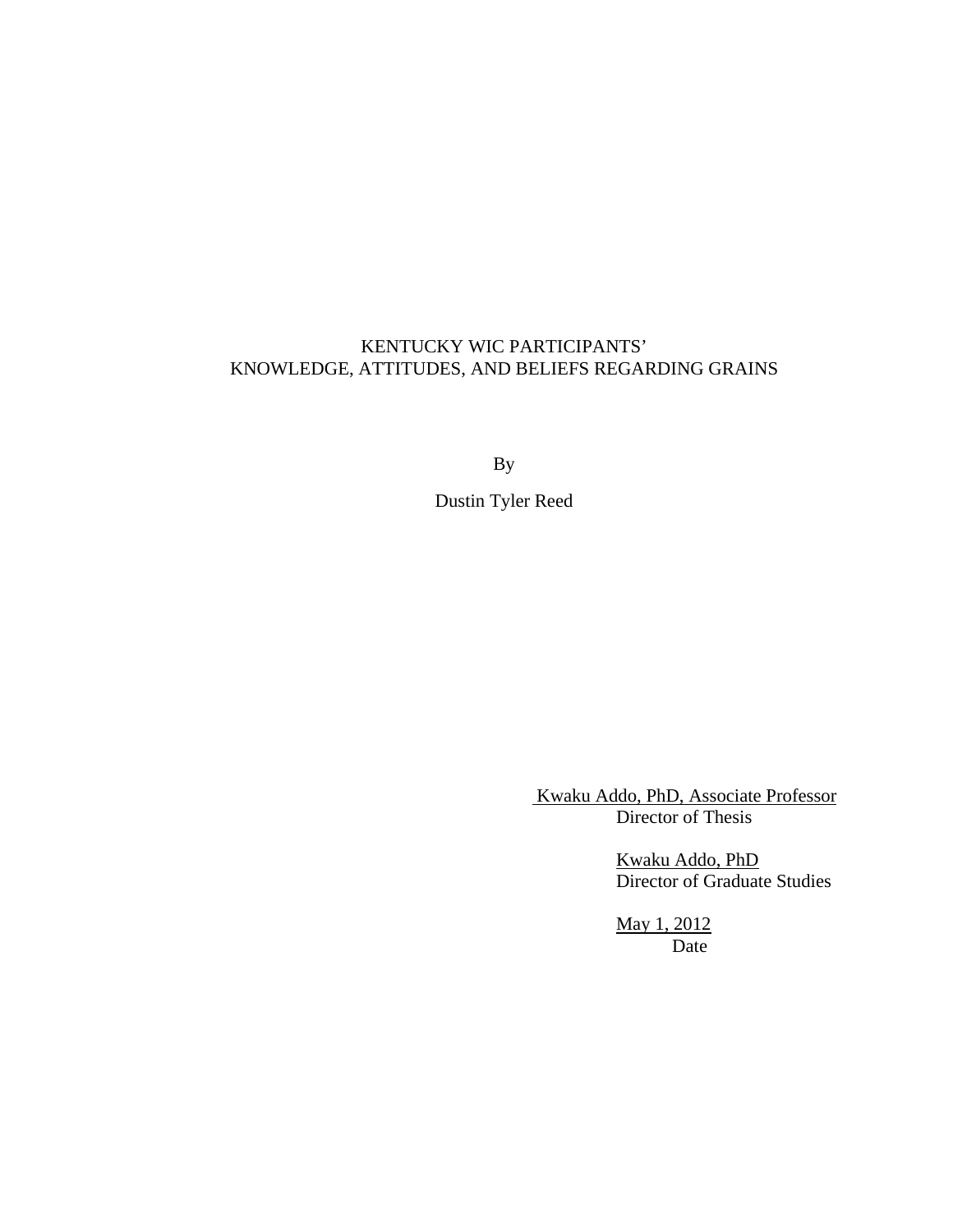KENTUCKY WIC PARTICIPANTS'
KNOWLEDGE, ATTITUDES, AND BELIEFS REGARDING GRAINS

By

Dustin Tyler Reed

Kwaku Addo, PhD, Associate Professor
Director of Thesis

Kwaku Addo, PhD
Director of Graduate Studies

May 1, 2012
Date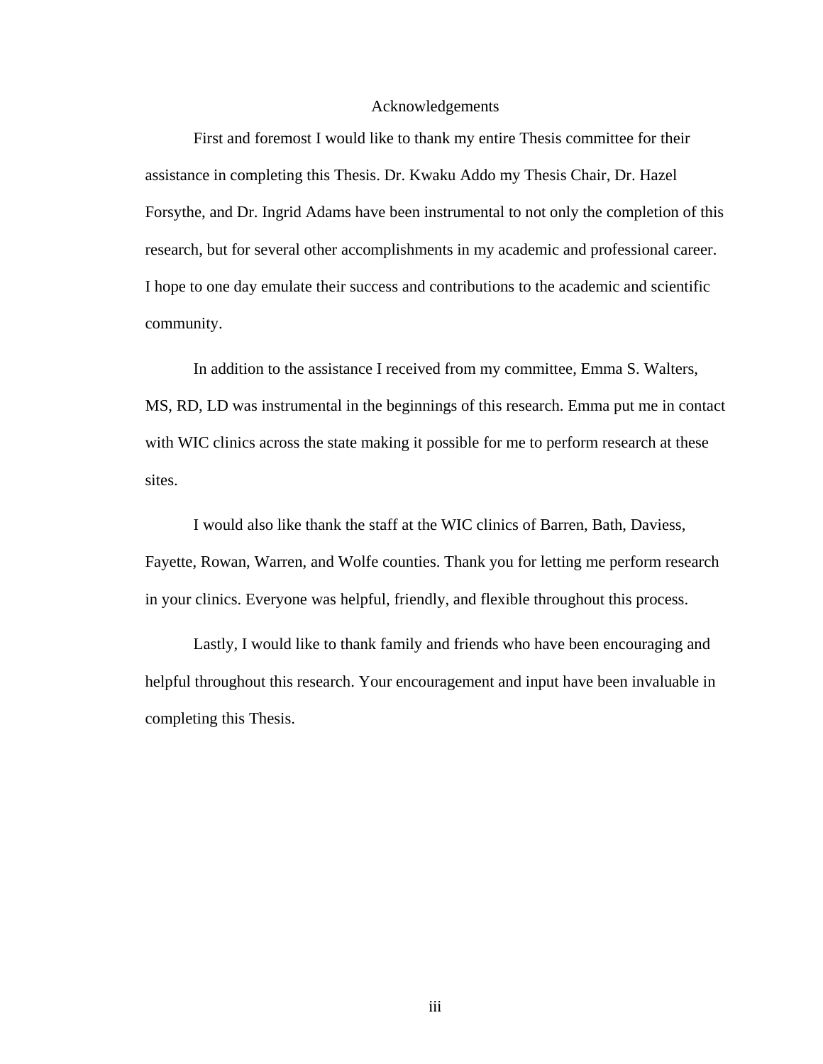# Acknowledgements

First and foremost I would like to thank my entire Thesis committee for their assistance in completing this Thesis. Dr. Kwaku Addo my Thesis Chair, Dr. Hazel Forsythe, and Dr. Ingrid Adams have been instrumental to not only the completion of this research, but for several other accomplishments in my academic and professional career. I hope to one day emulate their success and contributions to the academic and scientific community.

In addition to the assistance I received from my committee, Emma S. Walters, MS, RD, LD was instrumental in the beginnings of this research. Emma put me in contact with WIC clinics across the state making it possible for me to perform research at these sites.

I would also like thank the staff at the WIC clinics of Barren, Bath, Daviess, Fayette, Rowan, Warren, and Wolfe counties. Thank you for letting me perform research in your clinics. Everyone was helpful, friendly, and flexible throughout this process.

Lastly, I would like to thank family and friends who have been encouraging and helpful throughout this research. Your encouragement and input have been invaluable in completing this Thesis.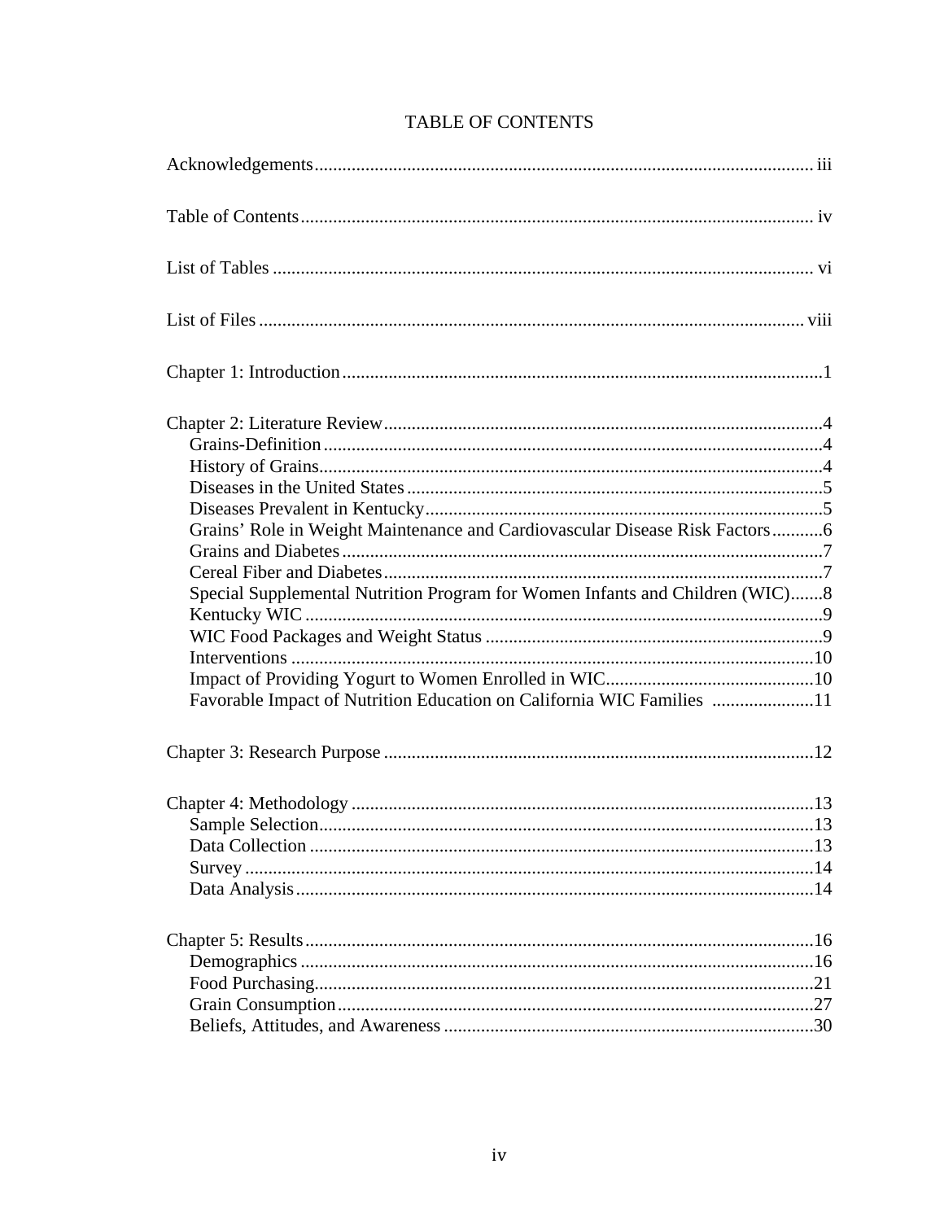# TABLE OF CONTENTS

Acknowledgements .......... iii

Table of Contents .......... iv

List of Tables .......... vi

List of Files .......... viii

Chapter 1: Introduction .......... 1

Chapter 2: Literature Review .......... 4
- Grains-Definition .......... 4
- History of Grains .......... 4
- Diseases in the United States .......... 5
- Diseases Prevalent in Kentucky .......... 5
- Grains' Role in Weight Maintenance and Cardiovascular Disease Risk Factors .......... 6
- Grains and Diabetes .......... 7
- Cereal Fiber and Diabetes .......... 7
- Special Supplemental Nutrition Program for Women Infants and Children (WIC) .......... 8
- Kentucky WIC .......... 9
- WIC Food Packages and Weight Status .......... 9
- Interventions .......... 10
- Impact of Providing Yogurt to Women Enrolled in WIC .......... 10
- Favorable Impact of Nutrition Education on California WIC Families .......... 11

Chapter 3: Research Purpose .......... 12

Chapter 4: Methodology .......... 13
- Sample Selection .......... 13
- Data Collection .......... 13
- Survey .......... 14
- Data Analysis .......... 14

Chapter 5: Results .......... 16
- Demographics .......... 16
- Food Purchasing .......... 21
- Grain Consumption .......... 27
- Beliefs, Attitudes, and Awareness .......... 30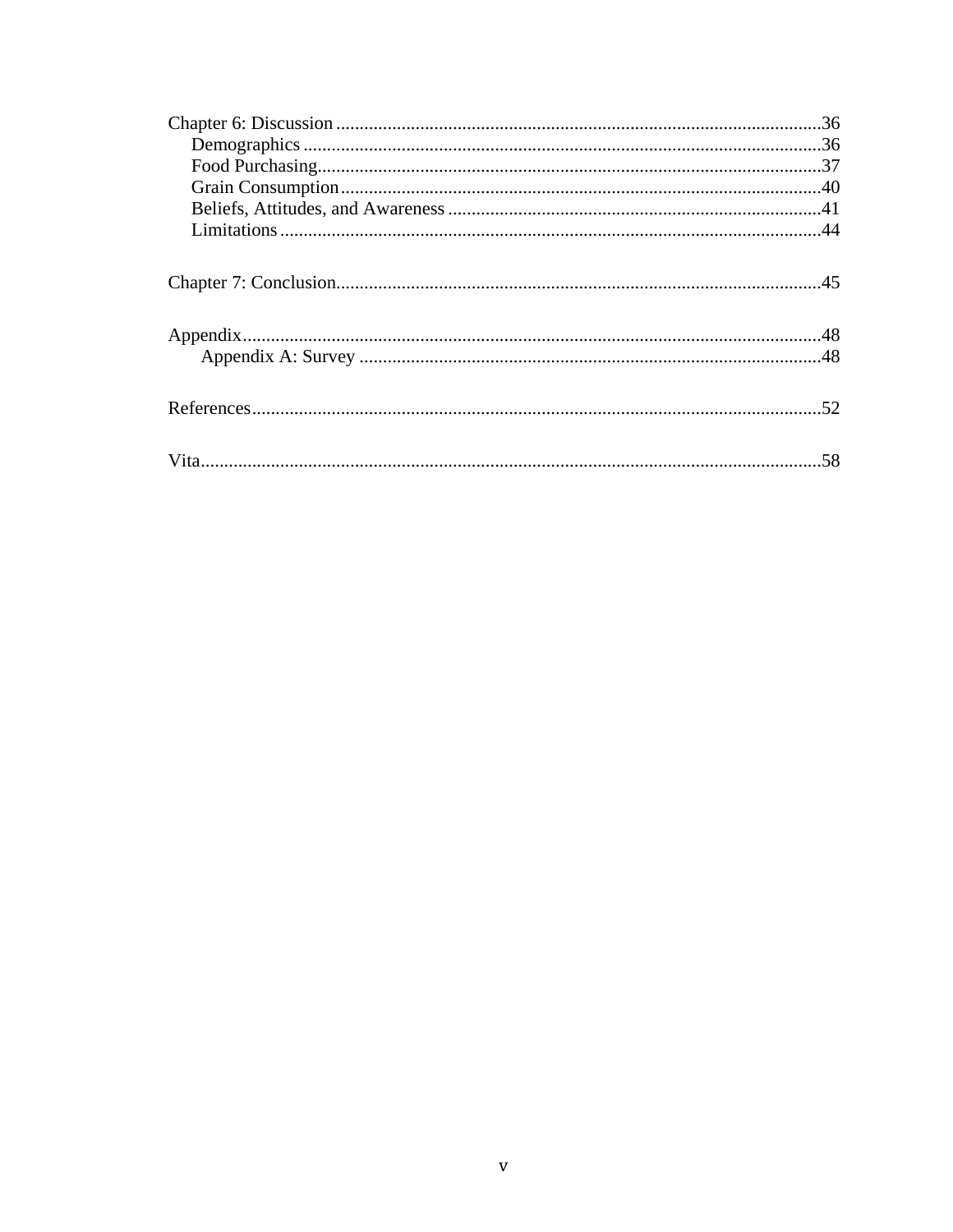Chapter 6: Discussion ........................................................................................................36
  Demographics ..............................................................................................................36
  Food Purchasing...........................................................................................................37
  Grain Consumption ......................................................................................................40
  Beliefs, Attitudes, and Awareness ...............................................................................41
  Limitations ...................................................................................................................44

Chapter 7: Conclusion.......................................................................................................45

Appendix ...........................................................................................................................48
  Appendix A: Survey ..................................................................................................48

References .........................................................................................................................52

Vita ....................................................................................................................................58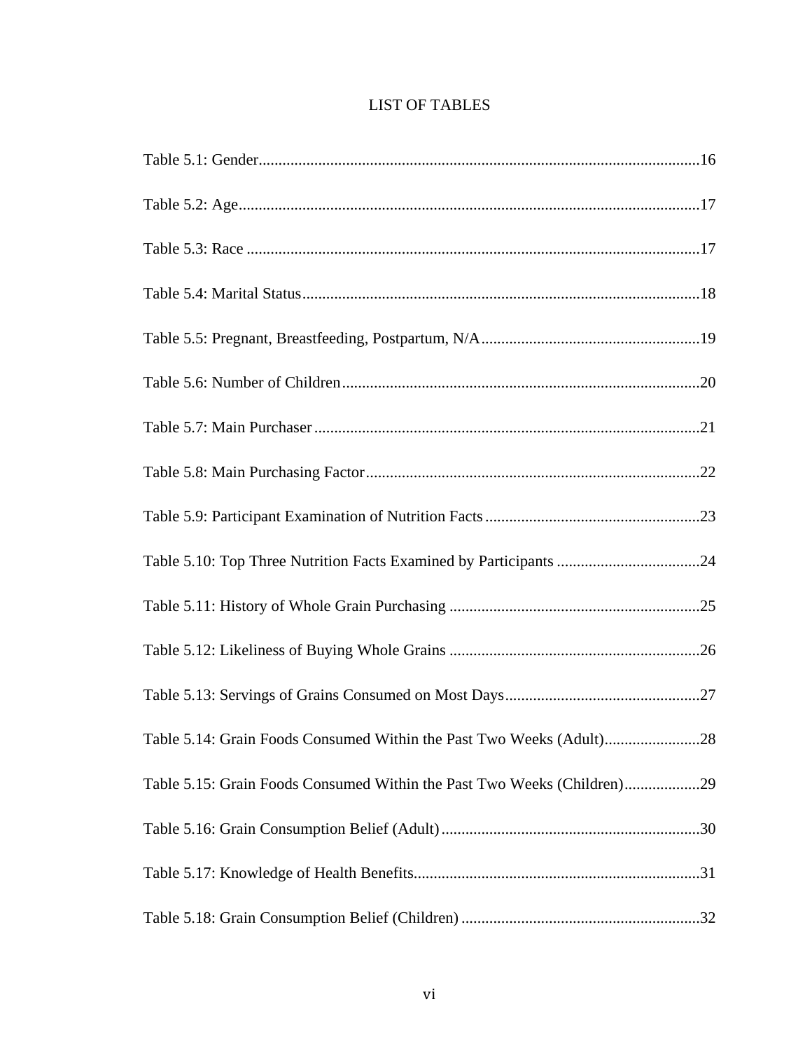# LIST OF TABLES

Table 5.1: Gender ..... 16

Table 5.2: Age ..... 17

Table 5.3: Race ..... 17

Table 5.4: Marital Status ..... 18

Table 5.5: Pregnant, Breastfeeding, Postpartum, N/A ..... 19

Table 5.6: Number of Children ..... 20

Table 5.7: Main Purchaser ..... 21

Table 5.8: Main Purchasing Factor ..... 22

Table 5.9: Participant Examination of Nutrition Facts ..... 23

Table 5.10: Top Three Nutrition Facts Examined by Participants ..... 24

Table 5.11: History of Whole Grain Purchasing ..... 25

Table 5.12: Likeliness of Buying Whole Grains ..... 26

Table 5.13: Servings of Grains Consumed on Most Days ..... 27

Table 5.14: Grain Foods Consumed Within the Past Two Weeks (Adult) ..... 28

Table 5.15: Grain Foods Consumed Within the Past Two Weeks (Children) ..... 29

Table 5.16: Grain Consumption Belief (Adult) ..... 30

Table 5.17: Knowledge of Health Benefits ..... 31

Table 5.18: Grain Consumption Belief (Children) ..... 32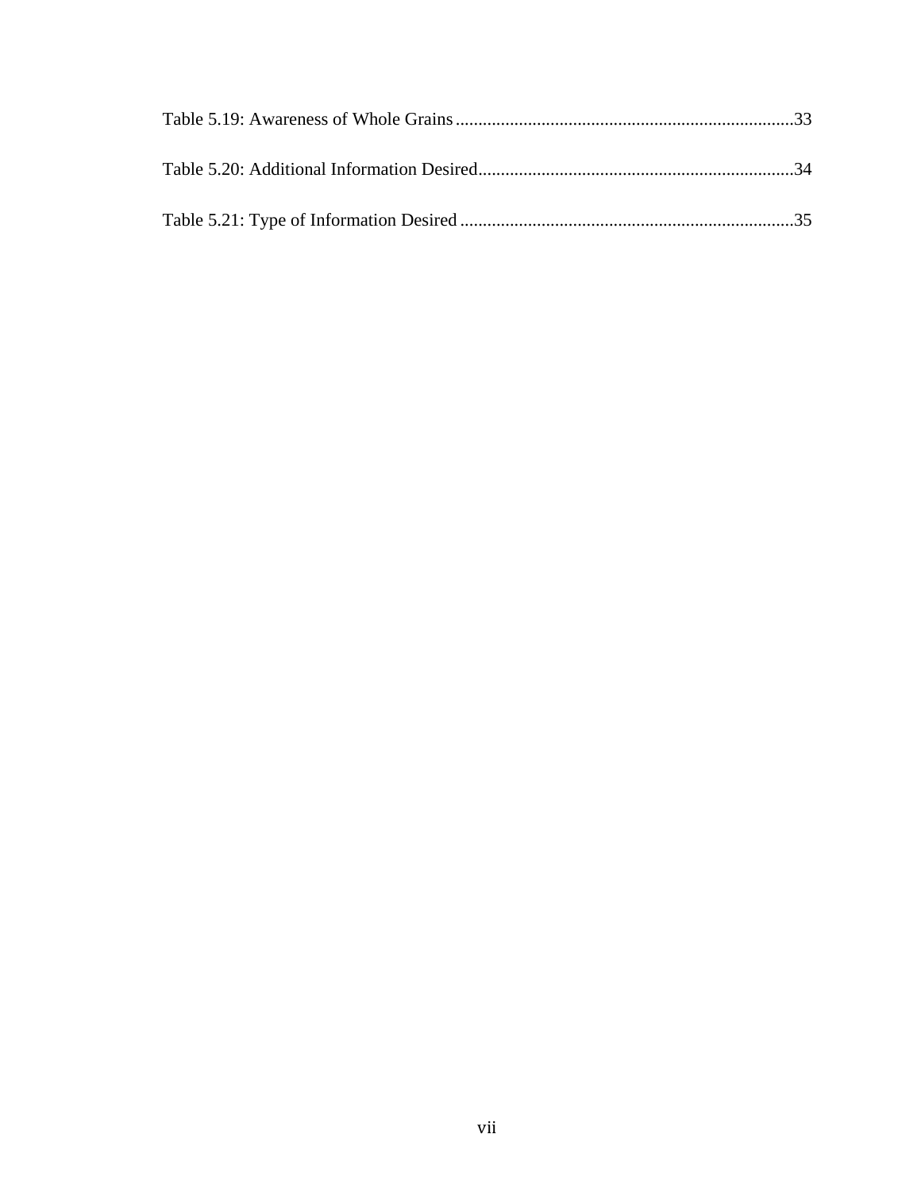Table 5.19: Awareness of Whole Grains ........................................................................33

Table 5.20: Additional Information Desired....................................................................34

Table 5.21: Type of Information Desired .........................................................................35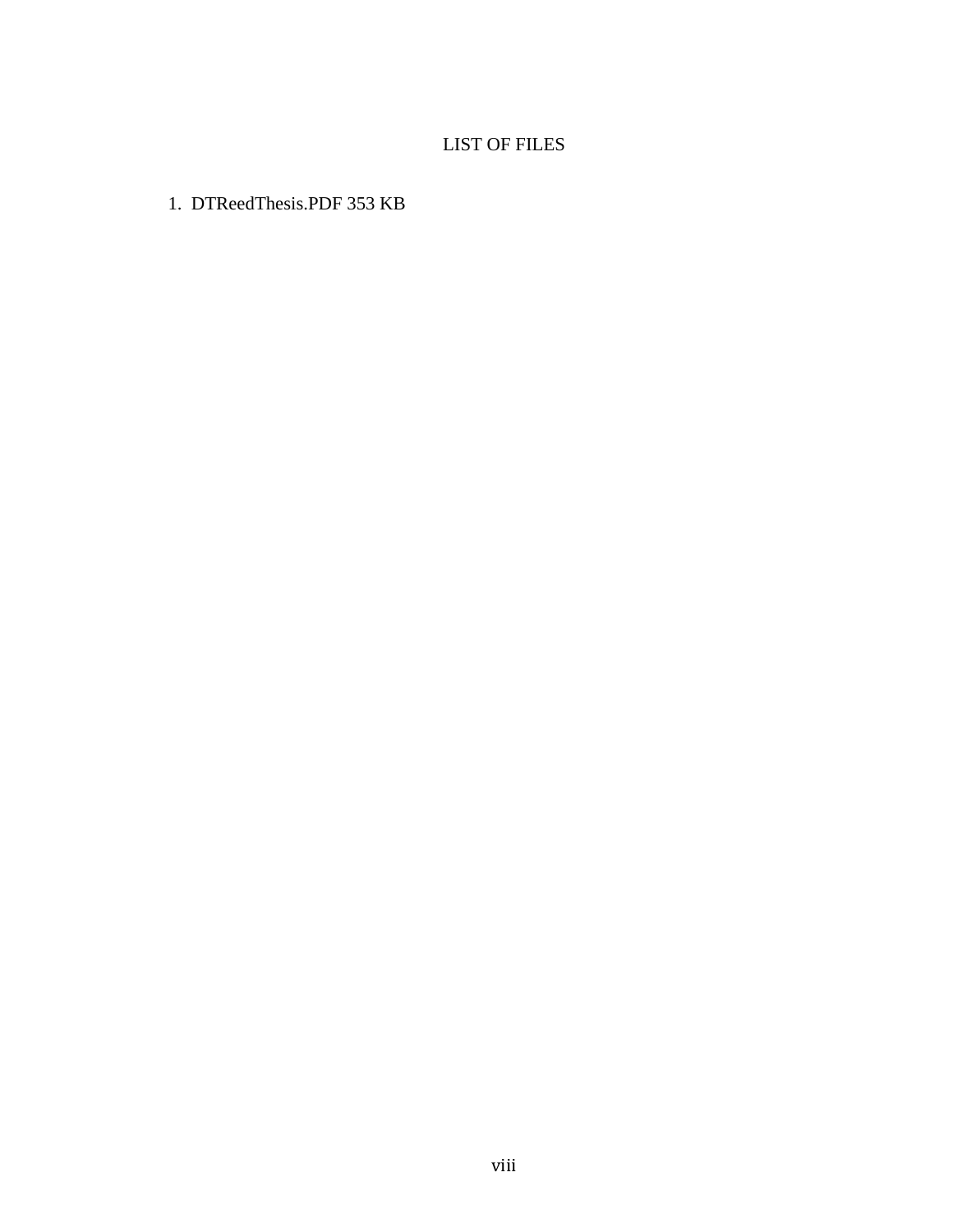# LIST OF FILES

1. DTReedThesis.PDF 353 KB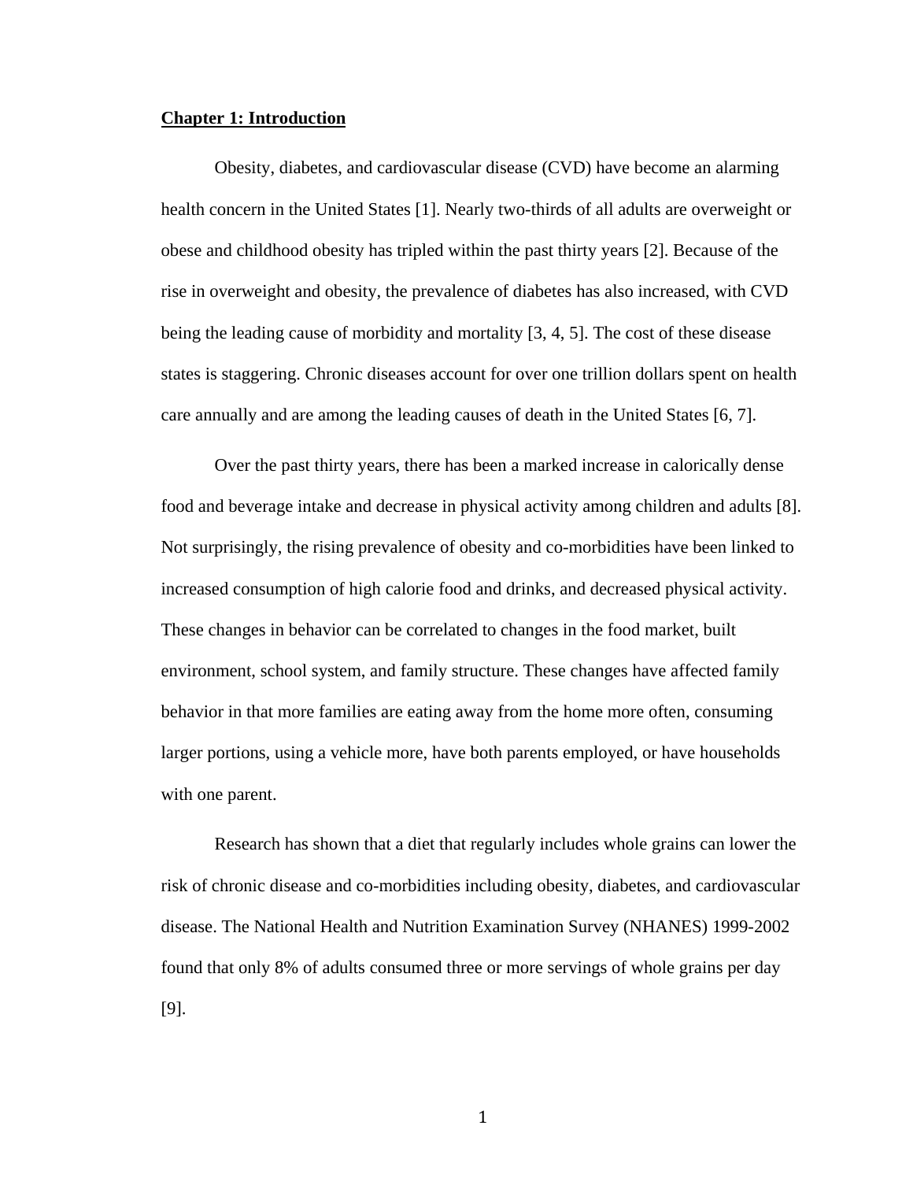# **Chapter 1: Introduction**

Obesity, diabetes, and cardiovascular disease (CVD) have become an alarming health concern in the United States [1]. Nearly two-thirds of all adults are overweight or obese and childhood obesity has tripled within the past thirty years [2]. Because of the rise in overweight and obesity, the prevalence of diabetes has also increased, with CVD being the leading cause of morbidity and mortality [3, 4, 5]. The cost of these disease states is staggering. Chronic diseases account for over one trillion dollars spent on health care annually and are among the leading causes of death in the United States [6, 7].

Over the past thirty years, there has been a marked increase in calorically dense food and beverage intake and decrease in physical activity among children and adults [8]. Not surprisingly, the rising prevalence of obesity and co-morbidities have been linked to increased consumption of high calorie food and drinks, and decreased physical activity. These changes in behavior can be correlated to changes in the food market, built environment, school system, and family structure. These changes have affected family behavior in that more families are eating away from the home more often, consuming larger portions, using a vehicle more, have both parents employed, or have households with one parent.

Research has shown that a diet that regularly includes whole grains can lower the risk of chronic disease and co-morbidities including obesity, diabetes, and cardiovascular disease. The National Health and Nutrition Examination Survey (NHANES) 1999-2002 found that only 8% of adults consumed three or more servings of whole grains per day [9].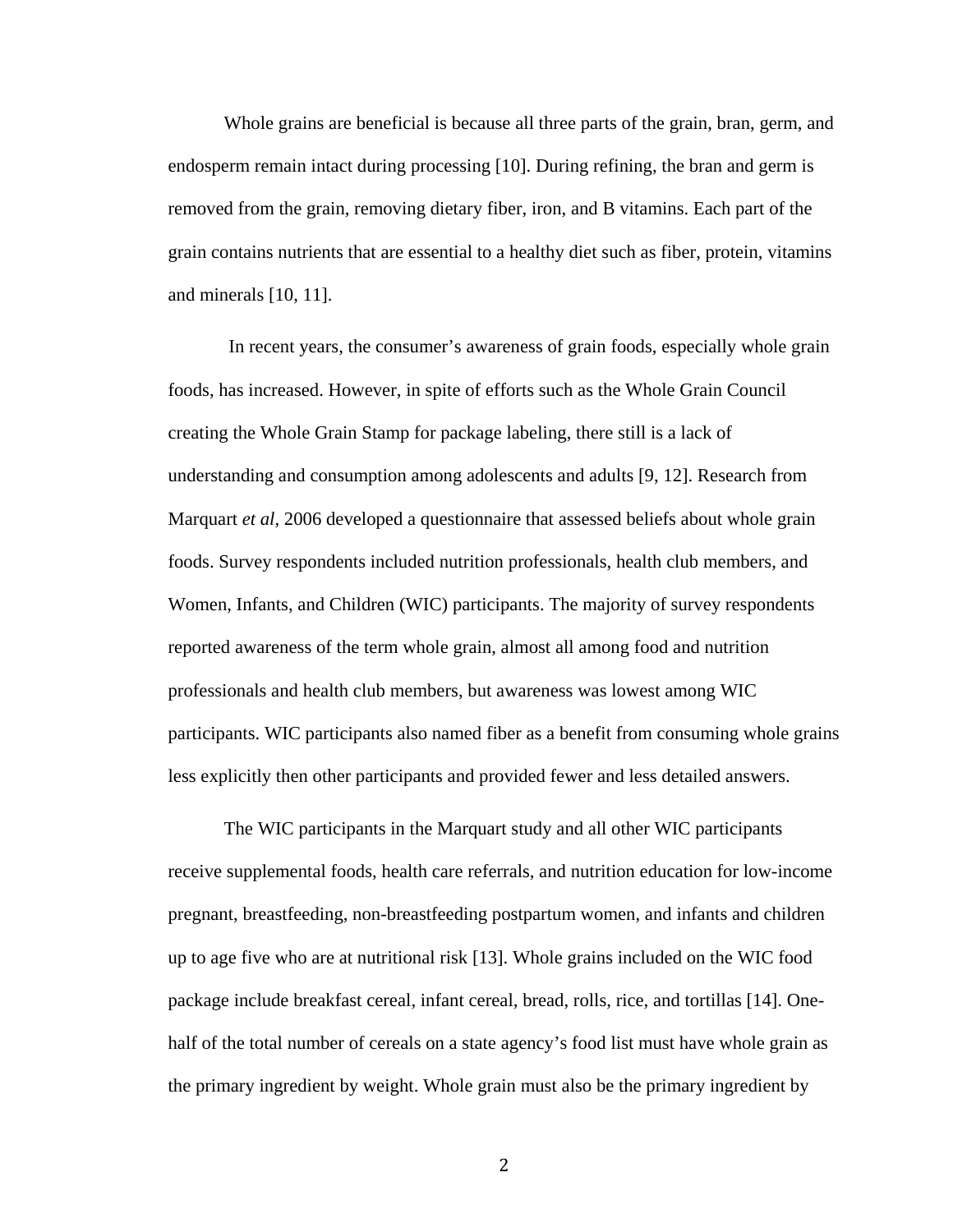Whole grains are beneficial is because all three parts of the grain, bran, germ, and endosperm remain intact during processing [10]. During refining, the bran and germ is removed from the grain, removing dietary fiber, iron, and B vitamins. Each part of the grain contains nutrients that are essential to a healthy diet such as fiber, protein, vitamins and minerals [10, 11].

In recent years, the consumer's awareness of grain foods, especially whole grain foods, has increased. However, in spite of efforts such as the Whole Grain Council creating the Whole Grain Stamp for package labeling, there still is a lack of understanding and consumption among adolescents and adults [9, 12]. Research from Marquart *et al*, 2006 developed a questionnaire that assessed beliefs about whole grain foods. Survey respondents included nutrition professionals, health club members, and Women, Infants, and Children (WIC) participants. The majority of survey respondents reported awareness of the term whole grain, almost all among food and nutrition professionals and health club members, but awareness was lowest among WIC participants. WIC participants also named fiber as a benefit from consuming whole grains less explicitly then other participants and provided fewer and less detailed answers.

The WIC participants in the Marquart study and all other WIC participants receive supplemental foods, health care referrals, and nutrition education for low-income pregnant, breastfeeding, non-breastfeeding postpartum women, and infants and children up to age five who are at nutritional risk [13]. Whole grains included on the WIC food package include breakfast cereal, infant cereal, bread, rolls, rice, and tortillas [14]. One-half of the total number of cereals on a state agency's food list must have whole grain as the primary ingredient by weight. Whole grain must also be the primary ingredient by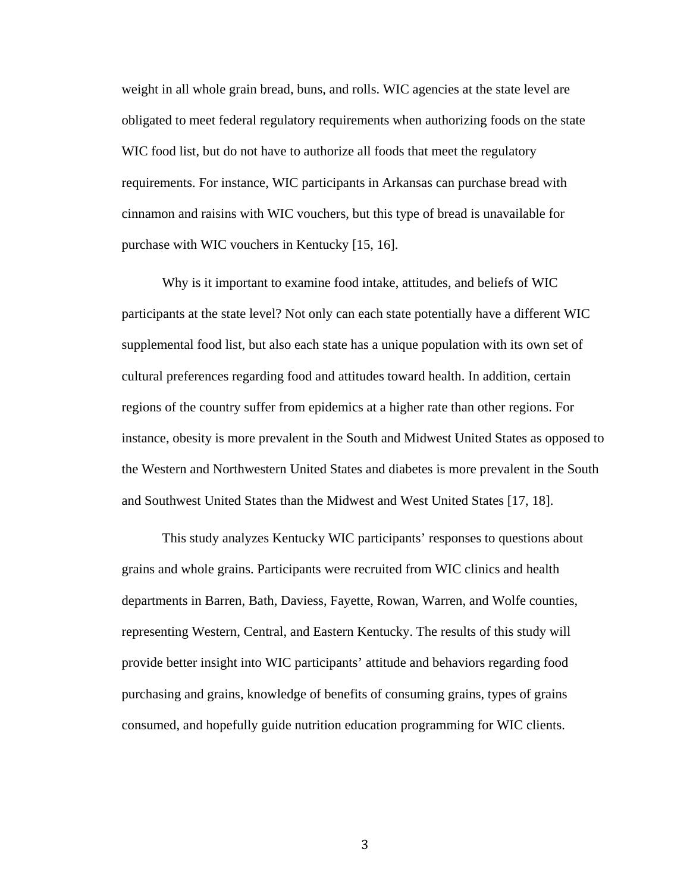weight in all whole grain bread, buns, and rolls. WIC agencies at the state level are obligated to meet federal regulatory requirements when authorizing foods on the state WIC food list, but do not have to authorize all foods that meet the regulatory requirements. For instance, WIC participants in Arkansas can purchase bread with cinnamon and raisins with WIC vouchers, but this type of bread is unavailable for purchase with WIC vouchers in Kentucky [15, 16].

Why is it important to examine food intake, attitudes, and beliefs of WIC participants at the state level? Not only can each state potentially have a different WIC supplemental food list, but also each state has a unique population with its own set of cultural preferences regarding food and attitudes toward health. In addition, certain regions of the country suffer from epidemics at a higher rate than other regions. For instance, obesity is more prevalent in the South and Midwest United States as opposed to the Western and Northwestern United States and diabetes is more prevalent in the South and Southwest United States than the Midwest and West United States [17, 18].

This study analyzes Kentucky WIC participants' responses to questions about grains and whole grains. Participants were recruited from WIC clinics and health departments in Barren, Bath, Daviess, Fayette, Rowan, Warren, and Wolfe counties, representing Western, Central, and Eastern Kentucky. The results of this study will provide better insight into WIC participants' attitude and behaviors regarding food purchasing and grains, knowledge of benefits of consuming grains, types of grains consumed, and hopefully guide nutrition education programming for WIC clients.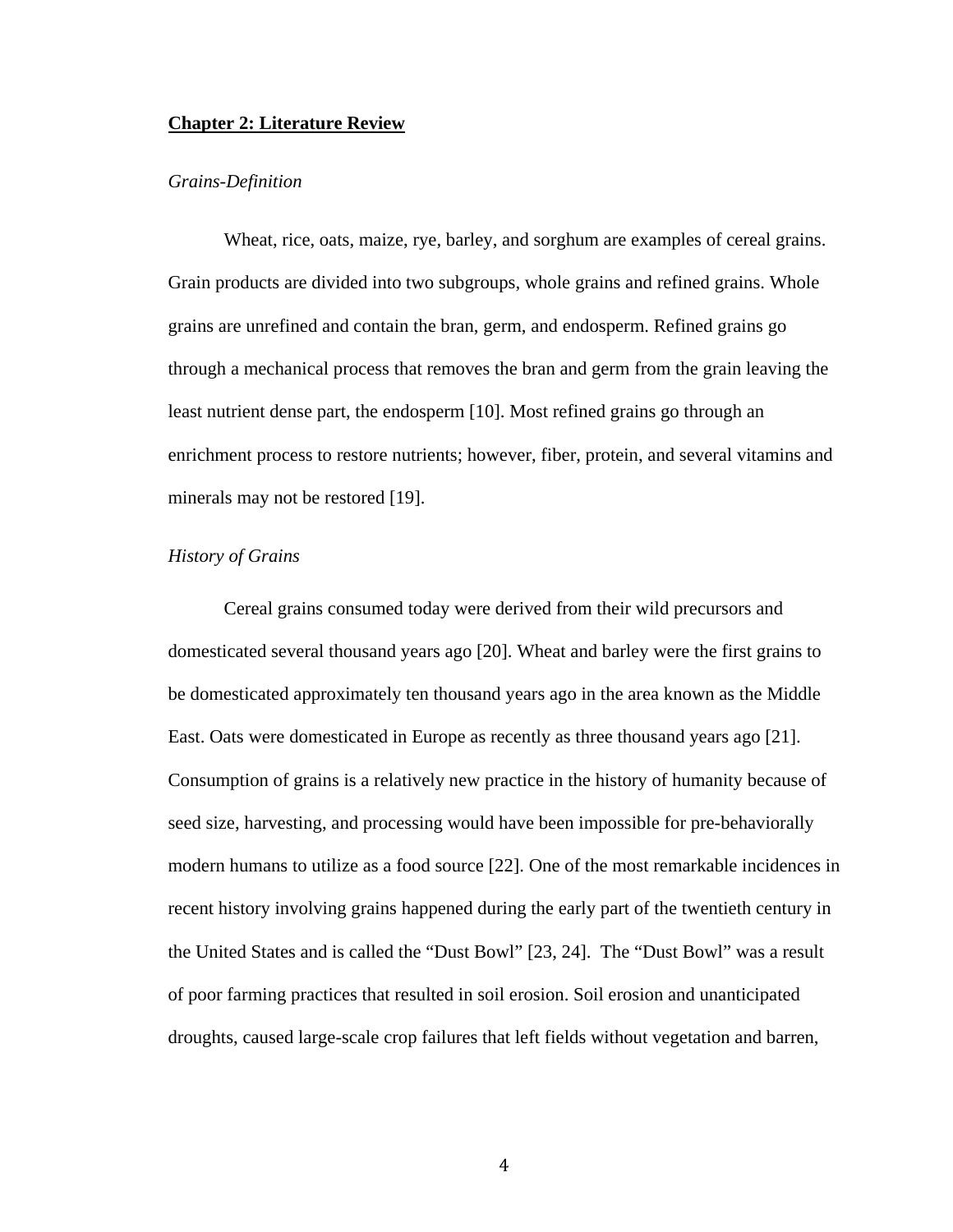## **Chapter 2: Literature Review**

### *Grains-Definition*

Wheat, rice, oats, maize, rye, barley, and sorghum are examples of cereal grains. Grain products are divided into two subgroups, whole grains and refined grains. Whole grains are unrefined and contain the bran, germ, and endosperm. Refined grains go through a mechanical process that removes the bran and germ from the grain leaving the least nutrient dense part, the endosperm [10]. Most refined grains go through an enrichment process to restore nutrients; however, fiber, protein, and several vitamins and minerals may not be restored [19].

### *History of Grains*

Cereal grains consumed today were derived from their wild precursors and domesticated several thousand years ago [20]. Wheat and barley were the first grains to be domesticated approximately ten thousand years ago in the area known as the Middle East. Oats were domesticated in Europe as recently as three thousand years ago [21]. Consumption of grains is a relatively new practice in the history of humanity because of seed size, harvesting, and processing would have been impossible for pre-behaviorally modern humans to utilize as a food source [22]. One of the most remarkable incidences in recent history involving grains happened during the early part of the twentieth century in the United States and is called the "Dust Bowl" [23, 24]. The "Dust Bowl" was a result of poor farming practices that resulted in soil erosion. Soil erosion and unanticipated droughts, caused large-scale crop failures that left fields without vegetation and barren,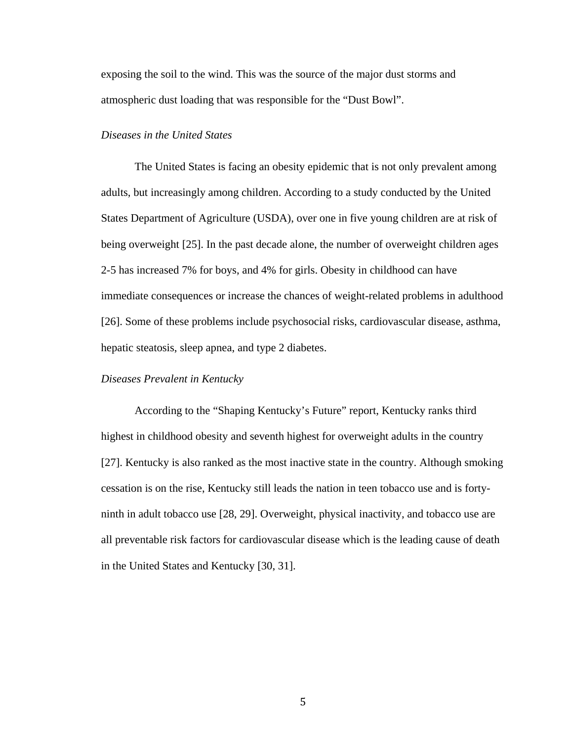exposing the soil to the wind. This was the source of the major dust storms and atmospheric dust loading that was responsible for the "Dust Bowl".

*Diseases in the United States*

The United States is facing an obesity epidemic that is not only prevalent among adults, but increasingly among children. According to a study conducted by the United States Department of Agriculture (USDA), over one in five young children are at risk of being overweight [25]. In the past decade alone, the number of overweight children ages 2-5 has increased 7% for boys, and 4% for girls. Obesity in childhood can have immediate consequences or increase the chances of weight-related problems in adulthood [26]. Some of these problems include psychosocial risks, cardiovascular disease, asthma, hepatic steatosis, sleep apnea, and type 2 diabetes.

*Diseases Prevalent in Kentucky*

According to the "Shaping Kentucky's Future" report, Kentucky ranks third highest in childhood obesity and seventh highest for overweight adults in the country [27]. Kentucky is also ranked as the most inactive state in the country. Although smoking cessation is on the rise, Kentucky still leads the nation in teen tobacco use and is forty-ninth in adult tobacco use [28, 29]. Overweight, physical inactivity, and tobacco use are all preventable risk factors for cardiovascular disease which is the leading cause of death in the United States and Kentucky [30, 31].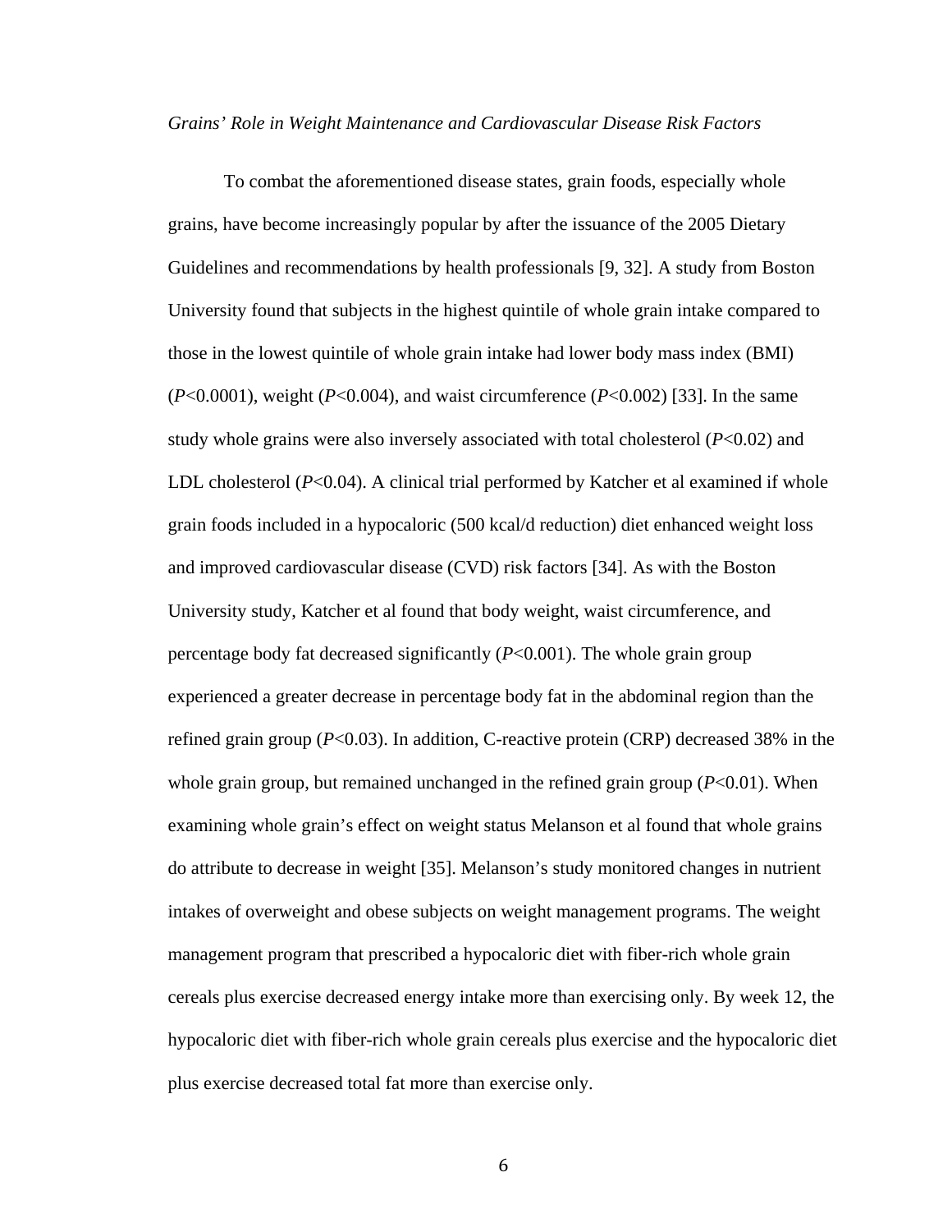*Grains' Role in Weight Maintenance and Cardiovascular Disease Risk Factors*

To combat the aforementioned disease states, grain foods, especially whole grains, have become increasingly popular by after the issuance of the 2005 Dietary Guidelines and recommendations by health professionals [9, 32]. A study from Boston University found that subjects in the highest quintile of whole grain intake compared to those in the lowest quintile of whole grain intake had lower body mass index (BMI) ($P$<0.0001), weight ($P$<0.004), and waist circumference ($P$<0.002) [33]. In the same study whole grains were also inversely associated with total cholesterol ($P$<0.02) and LDL cholesterol ($P$<0.04). A clinical trial performed by Katcher et al examined if whole grain foods included in a hypocaloric (500 kcal/d reduction) diet enhanced weight loss and improved cardiovascular disease (CVD) risk factors [34]. As with the Boston University study, Katcher et al found that body weight, waist circumference, and percentage body fat decreased significantly ($P$<0.001). The whole grain group experienced a greater decrease in percentage body fat in the abdominal region than the refined grain group ($P$<0.03). In addition, C-reactive protein (CRP) decreased 38% in the whole grain group, but remained unchanged in the refined grain group ($P$<0.01). When examining whole grain's effect on weight status Melanson et al found that whole grains do attribute to decrease in weight [35]. Melanson's study monitored changes in nutrient intakes of overweight and obese subjects on weight management programs. The weight management program that prescribed a hypocaloric diet with fiber-rich whole grain cereals plus exercise decreased energy intake more than exercising only. By week 12, the hypocaloric diet with fiber-rich whole grain cereals plus exercise and the hypocaloric diet plus exercise decreased total fat more than exercise only.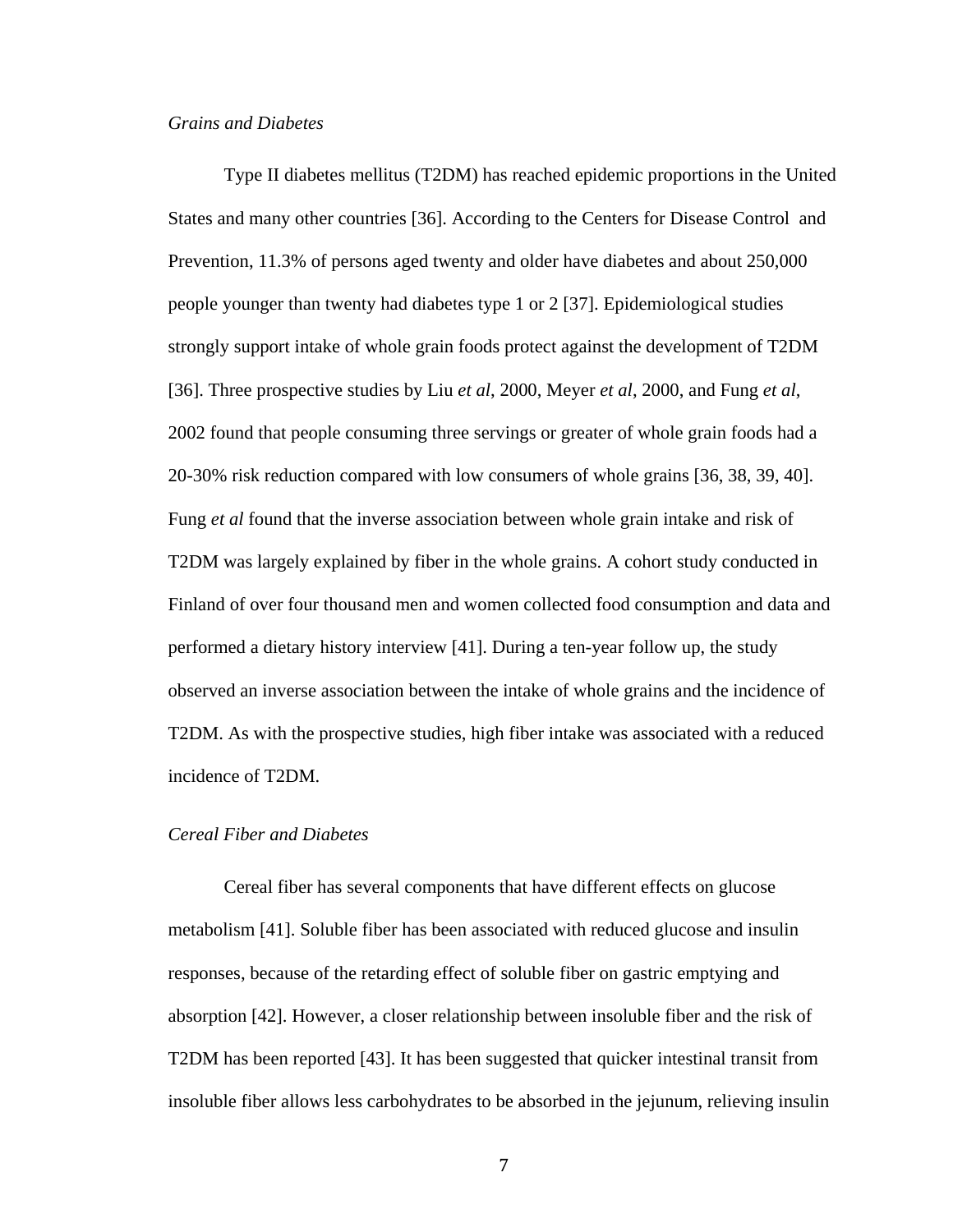*Grains and Diabetes*

Type II diabetes mellitus (T2DM) has reached epidemic proportions in the United States and many other countries [36]. According to the Centers for Disease Control and Prevention, 11.3% of persons aged twenty and older have diabetes and about 250,000 people younger than twenty had diabetes type 1 or 2 [37]. Epidemiological studies strongly support intake of whole grain foods protect against the development of T2DM [36]. Three prospective studies by Liu *et al*, 2000, Meyer *et al*, 2000, and Fung *et al*, 2002 found that people consuming three servings or greater of whole grain foods had a 20-30% risk reduction compared with low consumers of whole grains [36, 38, 39, 40]. Fung *et al* found that the inverse association between whole grain intake and risk of T2DM was largely explained by fiber in the whole grains. A cohort study conducted in Finland of over four thousand men and women collected food consumption and data and performed a dietary history interview [41]. During a ten-year follow up, the study observed an inverse association between the intake of whole grains and the incidence of T2DM. As with the prospective studies, high fiber intake was associated with a reduced incidence of T2DM.

*Cereal Fiber and Diabetes*

Cereal fiber has several components that have different effects on glucose metabolism [41]. Soluble fiber has been associated with reduced glucose and insulin responses, because of the retarding effect of soluble fiber on gastric emptying and absorption [42]. However, a closer relationship between insoluble fiber and the risk of T2DM has been reported [43]. It has been suggested that quicker intestinal transit from insoluble fiber allows less carbohydrates to be absorbed in the jejunum, relieving insulin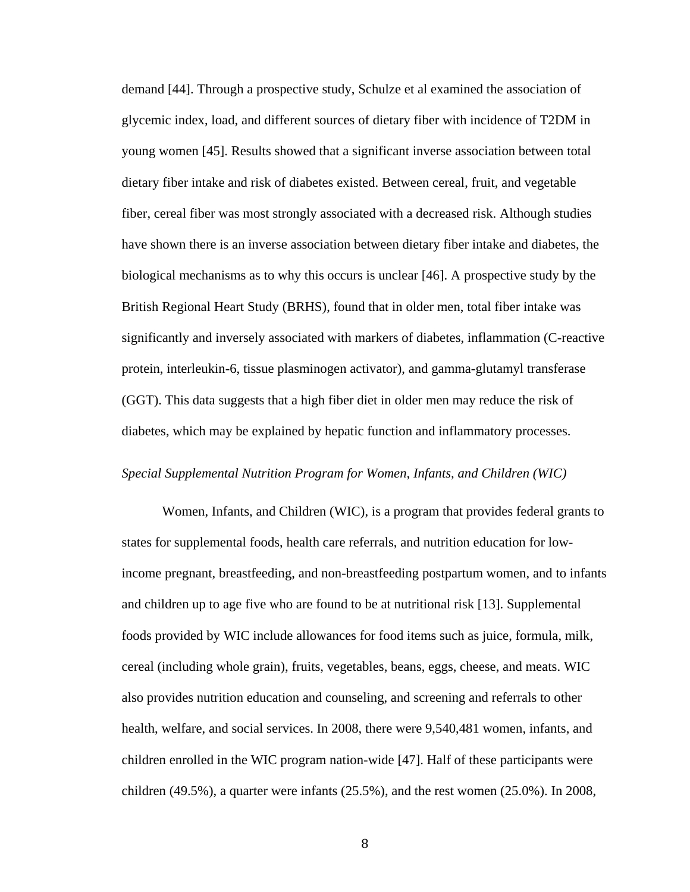demand [44]. Through a prospective study, Schulze et al examined the association of glycemic index, load, and different sources of dietary fiber with incidence of T2DM in young women [45]. Results showed that a significant inverse association between total dietary fiber intake and risk of diabetes existed. Between cereal, fruit, and vegetable fiber, cereal fiber was most strongly associated with a decreased risk. Although studies have shown there is an inverse association between dietary fiber intake and diabetes, the biological mechanisms as to why this occurs is unclear [46]. A prospective study by the British Regional Heart Study (BRHS), found that in older men, total fiber intake was significantly and inversely associated with markers of diabetes, inflammation (C-reactive protein, interleukin-6, tissue plasminogen activator), and gamma-glutamyl transferase (GGT). This data suggests that a high fiber diet in older men may reduce the risk of diabetes, which may be explained by hepatic function and inflammatory processes.

*Special Supplemental Nutrition Program for Women, Infants, and Children (WIC)*

Women, Infants, and Children (WIC), is a program that provides federal grants to states for supplemental foods, health care referrals, and nutrition education for low-income pregnant, breastfeeding, and non-breastfeeding postpartum women, and to infants and children up to age five who are found to be at nutritional risk [13]. Supplemental foods provided by WIC include allowances for food items such as juice, formula, milk, cereal (including whole grain), fruits, vegetables, beans, eggs, cheese, and meats. WIC also provides nutrition education and counseling, and screening and referrals to other health, welfare, and social services. In 2008, there were 9,540,481 women, infants, and children enrolled in the WIC program nation-wide [47]. Half of these participants were children (49.5%), a quarter were infants (25.5%), and the rest women (25.0%). In 2008,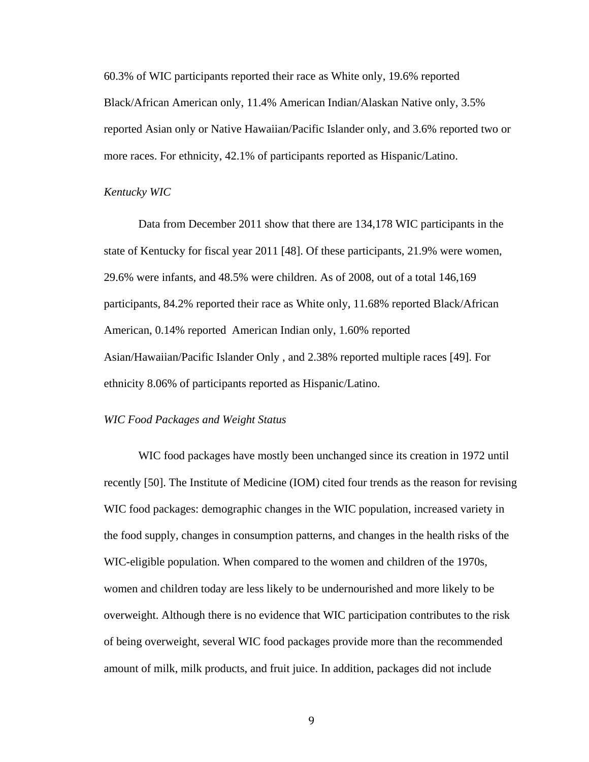60.3% of WIC participants reported their race as White only, 19.6% reported Black/African American only, 11.4% American Indian/Alaskan Native only, 3.5% reported Asian only or Native Hawaiian/Pacific Islander only, and 3.6% reported two or more races. For ethnicity, 42.1% of participants reported as Hispanic/Latino.

*Kentucky WIC*

Data from December 2011 show that there are 134,178 WIC participants in the state of Kentucky for fiscal year 2011 [48]. Of these participants, 21.9% were women, 29.6% were infants, and 48.5% were children. As of 2008, out of a total 146,169 participants, 84.2% reported their race as White only, 11.68% reported Black/African American, 0.14% reported American Indian only, 1.60% reported Asian/Hawaiian/Pacific Islander Only , and 2.38% reported multiple races [49]. For ethnicity 8.06% of participants reported as Hispanic/Latino.

*WIC Food Packages and Weight Status*

WIC food packages have mostly been unchanged since its creation in 1972 until recently [50]. The Institute of Medicine (IOM) cited four trends as the reason for revising WIC food packages: demographic changes in the WIC population, increased variety in the food supply, changes in consumption patterns, and changes in the health risks of the WIC-eligible population. When compared to the women and children of the 1970s, women and children today are less likely to be undernourished and more likely to be overweight. Although there is no evidence that WIC participation contributes to the risk of being overweight, several WIC food packages provide more than the recommended amount of milk, milk products, and fruit juice. In addition, packages did not include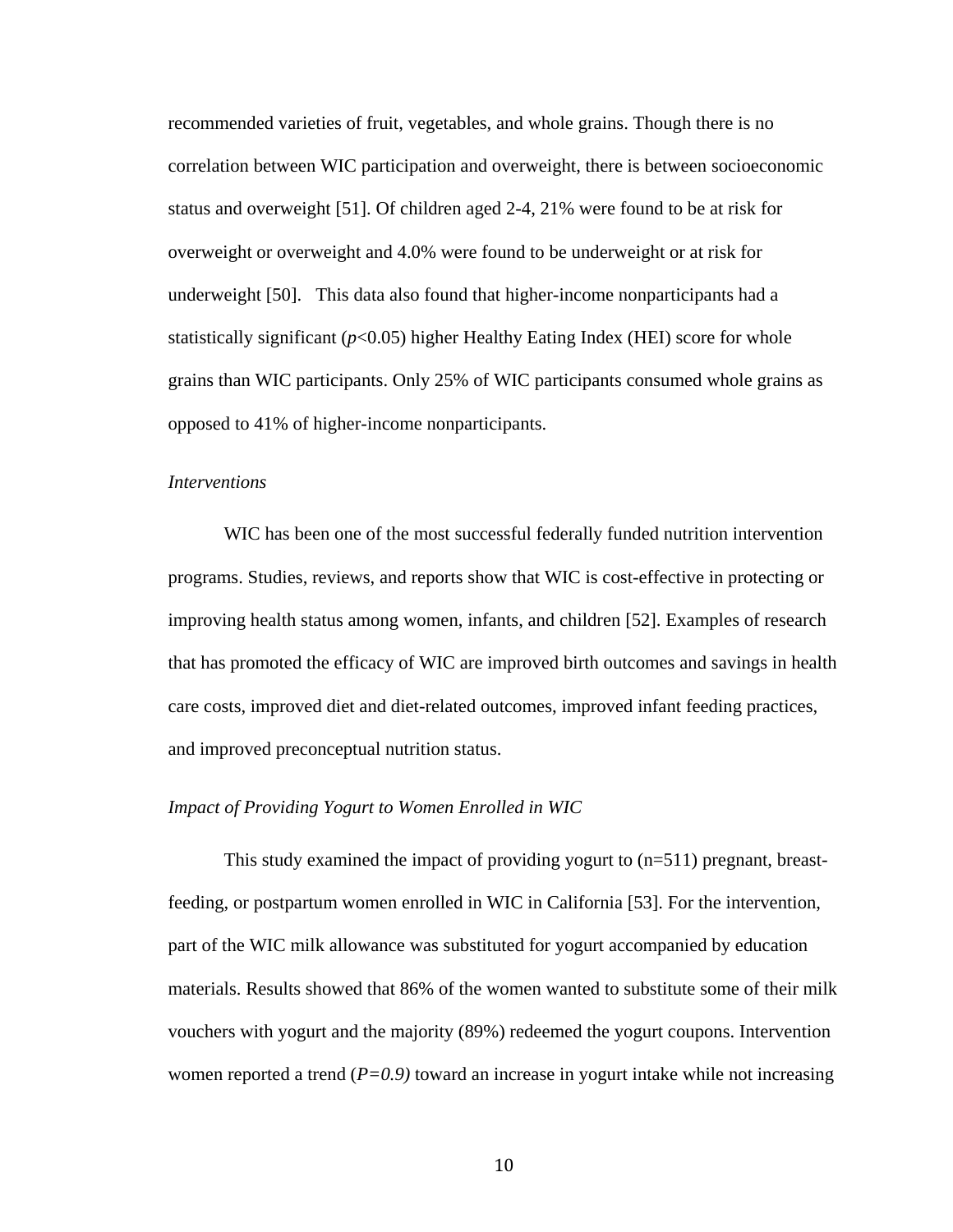recommended varieties of fruit, vegetables, and whole grains. Though there is no correlation between WIC participation and overweight, there is between socioeconomic status and overweight [51]. Of children aged 2-4, 21% were found to be at risk for overweight or overweight and 4.0% were found to be underweight or at risk for underweight [50]. This data also found that higher-income nonparticipants had a statistically significant ($p<0.05$) higher Healthy Eating Index (HEI) score for whole grains than WIC participants. Only 25% of WIC participants consumed whole grains as opposed to 41% of higher-income nonparticipants.

### *Interventions*

WIC has been one of the most successful federally funded nutrition intervention programs. Studies, reviews, and reports show that WIC is cost-effective in protecting or improving health status among women, infants, and children [52]. Examples of research that has promoted the efficacy of WIC are improved birth outcomes and savings in health care costs, improved diet and diet-related outcomes, improved infant feeding practices, and improved preconceptual nutrition status.

### *Impact of Providing Yogurt to Women Enrolled in WIC*

This study examined the impact of providing yogurt to (n=511) pregnant, breast-feeding, or postpartum women enrolled in WIC in California [53]. For the intervention, part of the WIC milk allowance was substituted for yogurt accompanied by education materials. Results showed that 86% of the women wanted to substitute some of their milk vouchers with yogurt and the majority (89%) redeemed the yogurt coupons. Intervention women reported a trend ($P=0.9$) toward an increase in yogurt intake while not increasing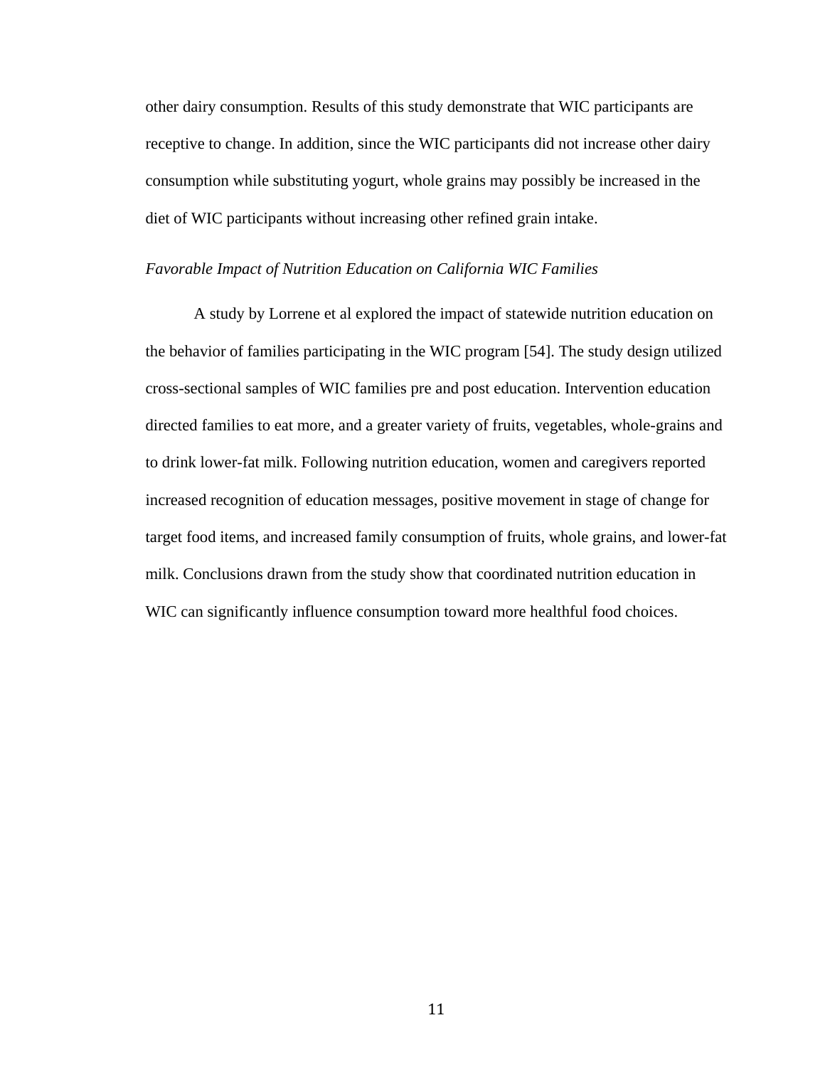other dairy consumption. Results of this study demonstrate that WIC participants are receptive to change. In addition, since the WIC participants did not increase other dairy consumption while substituting yogurt, whole grains may possibly be increased in the diet of WIC participants without increasing other refined grain intake.

*Favorable Impact of Nutrition Education on California WIC Families*

A study by Lorrene et al explored the impact of statewide nutrition education on the behavior of families participating in the WIC program [54]. The study design utilized cross-sectional samples of WIC families pre and post education. Intervention education directed families to eat more, and a greater variety of fruits, vegetables, whole-grains and to drink lower-fat milk. Following nutrition education, women and caregivers reported increased recognition of education messages, positive movement in stage of change for target food items, and increased family consumption of fruits, whole grains, and lower-fat milk. Conclusions drawn from the study show that coordinated nutrition education in WIC can significantly influence consumption toward more healthful food choices.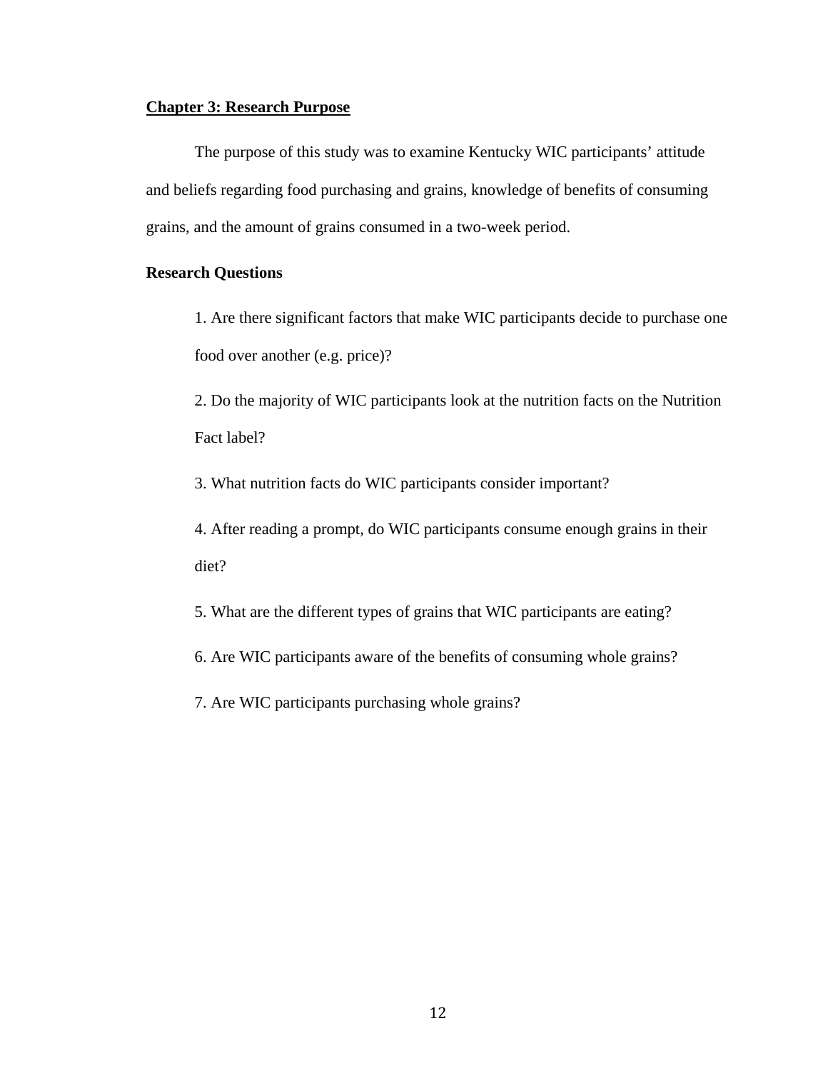## Chapter 3: Research Purpose

The purpose of this study was to examine Kentucky WIC participants' attitude and beliefs regarding food purchasing and grains, knowledge of benefits of consuming grains, and the amount of grains consumed in a two-week period.

### Research Questions

1. Are there significant factors that make WIC participants decide to purchase one food over another (e.g. price)?
2. Do the majority of WIC participants look at the nutrition facts on the Nutrition Fact label?
3. What nutrition facts do WIC participants consider important?
4. After reading a prompt, do WIC participants consume enough grains in their diet?
5. What are the different types of grains that WIC participants are eating?
6. Are WIC participants aware of the benefits of consuming whole grains?
7. Are WIC participants purchasing whole grains?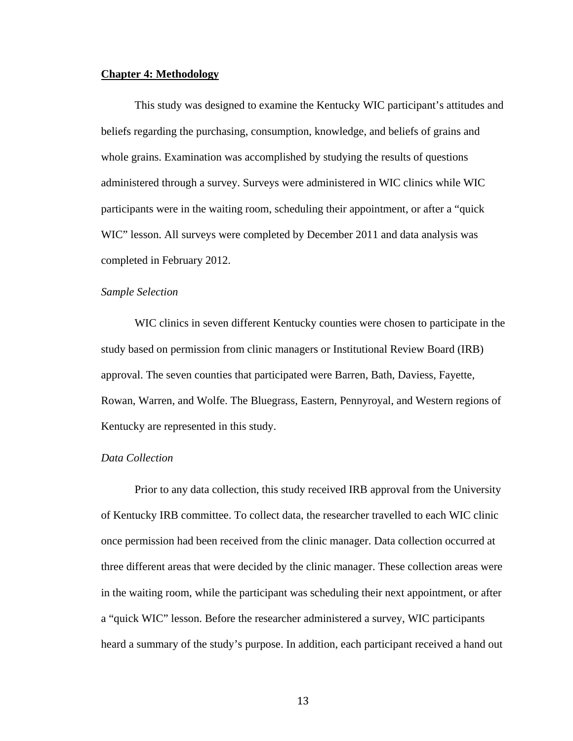## Chapter 4: Methodology

This study was designed to examine the Kentucky WIC participant's attitudes and beliefs regarding the purchasing, consumption, knowledge, and beliefs of grains and whole grains. Examination was accomplished by studying the results of questions administered through a survey. Surveys were administered in WIC clinics while WIC participants were in the waiting room, scheduling their appointment, or after a "quick WIC" lesson. All surveys were completed by December 2011 and data analysis was completed in February 2012.

### *Sample Selection*

WIC clinics in seven different Kentucky counties were chosen to participate in the study based on permission from clinic managers or Institutional Review Board (IRB) approval. The seven counties that participated were Barren, Bath, Daviess, Fayette, Rowan, Warren, and Wolfe. The Bluegrass, Eastern, Pennyroyal, and Western regions of Kentucky are represented in this study.

### *Data Collection*

Prior to any data collection, this study received IRB approval from the University of Kentucky IRB committee. To collect data, the researcher travelled to each WIC clinic once permission had been received from the clinic manager. Data collection occurred at three different areas that were decided by the clinic manager. These collection areas were in the waiting room, while the participant was scheduling their next appointment, or after a "quick WIC" lesson. Before the researcher administered a survey, WIC participants heard a summary of the study's purpose. In addition, each participant received a hand out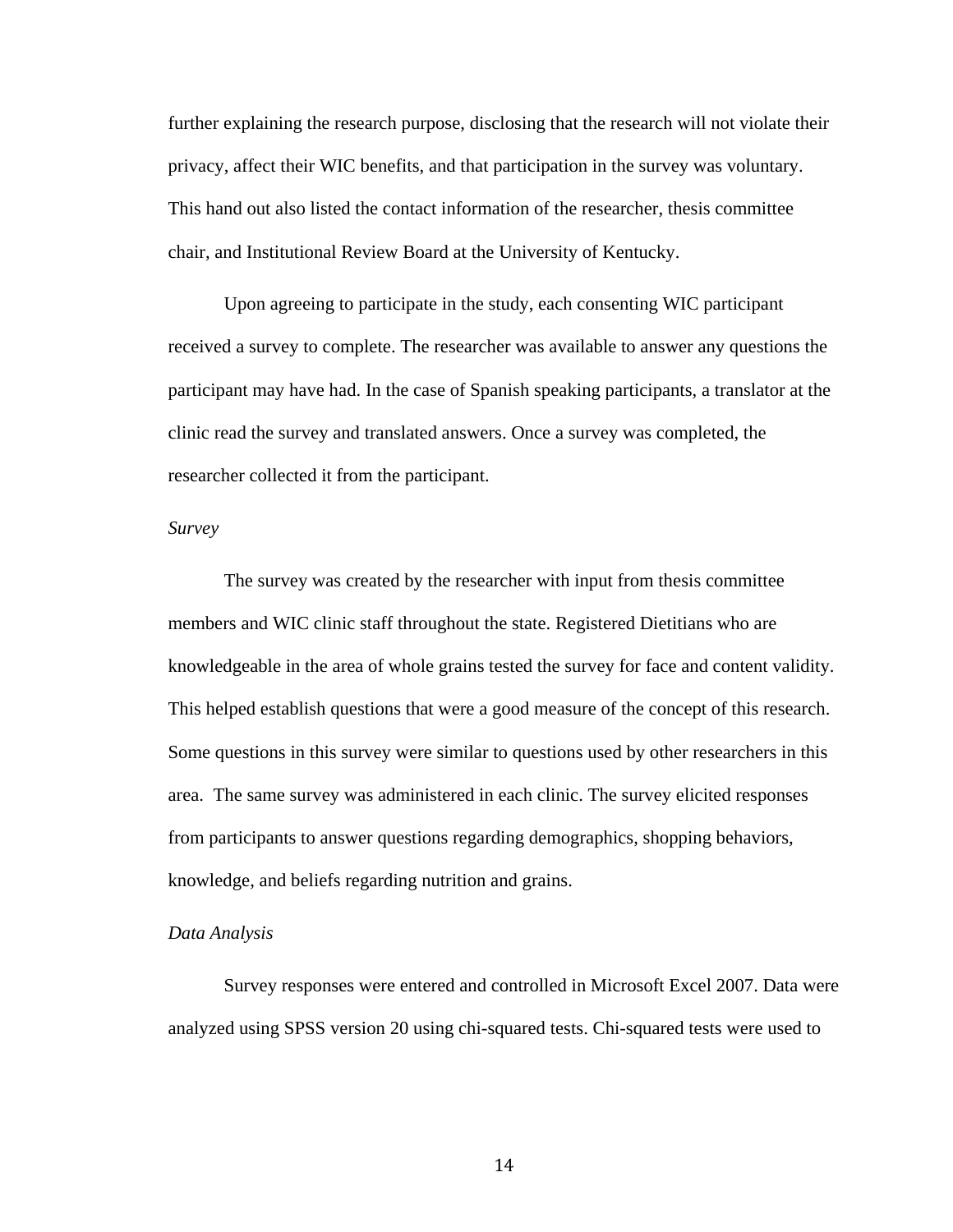further explaining the research purpose, disclosing that the research will not violate their privacy, affect their WIC benefits, and that participation in the survey was voluntary. This hand out also listed the contact information of the researcher, thesis committee chair, and Institutional Review Board at the University of Kentucky.

Upon agreeing to participate in the study, each consenting WIC participant received a survey to complete. The researcher was available to answer any questions the participant may have had. In the case of Spanish speaking participants, a translator at the clinic read the survey and translated answers. Once a survey was completed, the researcher collected it from the participant.

*Survey*

The survey was created by the researcher with input from thesis committee members and WIC clinic staff throughout the state. Registered Dietitians who are knowledgeable in the area of whole grains tested the survey for face and content validity. This helped establish questions that were a good measure of the concept of this research. Some questions in this survey were similar to questions used by other researchers in this area. The same survey was administered in each clinic. The survey elicited responses from participants to answer questions regarding demographics, shopping behaviors, knowledge, and beliefs regarding nutrition and grains.

*Data Analysis*

Survey responses were entered and controlled in Microsoft Excel 2007. Data were analyzed using SPSS version 20 using chi-squared tests. Chi-squared tests were used to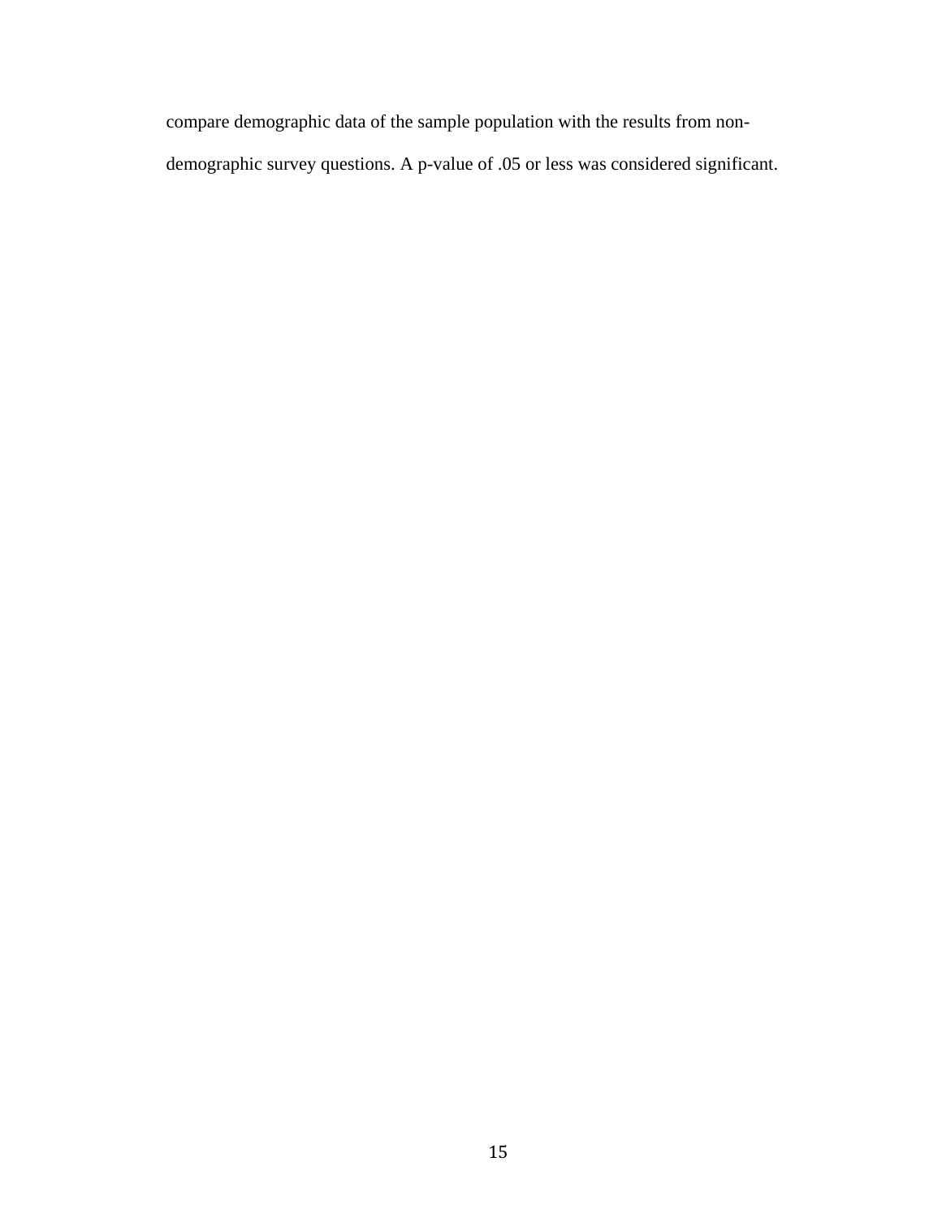compare demographic data of the sample population with the results from non-demographic survey questions. A p-value of .05 or less was considered significant.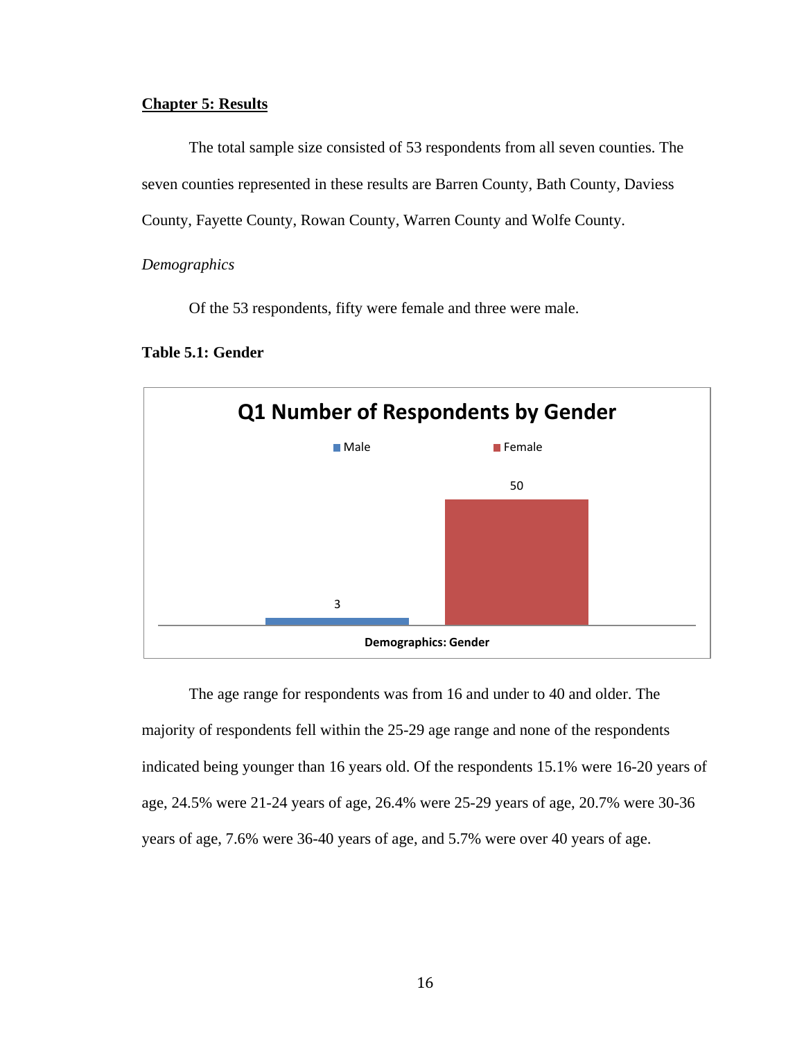## Chapter 5: Results

The total sample size consisted of 53 respondents from all seven counties. The seven counties represented in these results are Barren County, Bath County, Daviess County, Fayette County, Rowan County, Warren County and Wolfe County.

*Demographics*

Of the 53 respondents, fifty were female and three were male.

**Table 5.1: Gender**

**Q1 Number of Respondents by Gender**

| Demographics: Gender | Number of Respondents |
|---|---|
| Male | 3 |
| Female | 50 |

The age range for respondents was from 16 and under to 40 and older. The majority of respondents fell within the 25-29 age range and none of the respondents indicated being younger than 16 years old. Of the respondents 15.1% were 16-20 years of age, 24.5% were 21-24 years of age, 26.4% were 25-29 years of age, 20.7% were 30-36 years of age, 7.6% were 36-40 years of age, and 5.7% were over 40 years of age.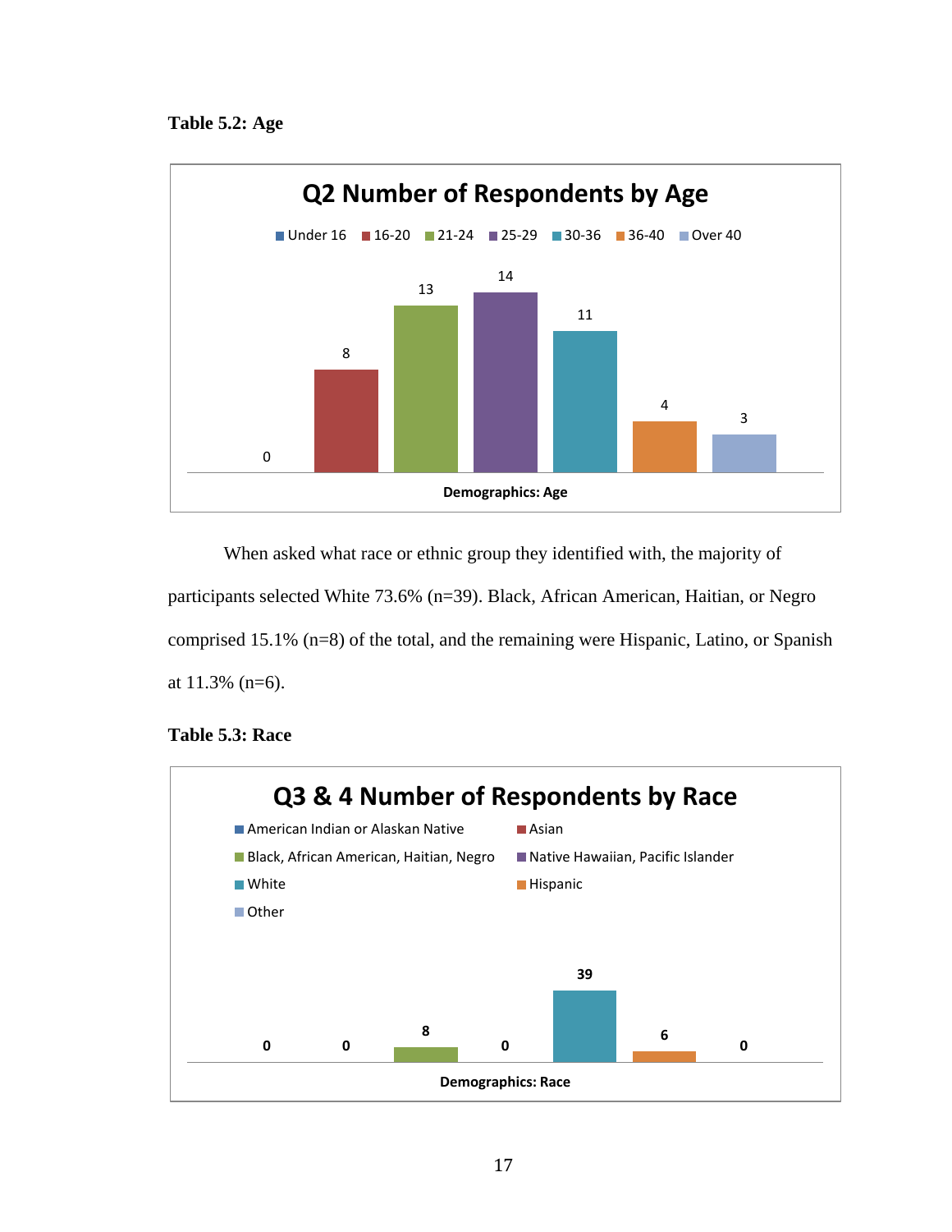**Table 5.2: Age**

| Q2 Number of Respondents by Age | Under 16 | 16-20 | 21-24 | 25-29 | 30-36 | 36-40 | Over 40 |
|---|---|---|---|---|---|---|---|
| Demographics: Age | 0 | 8 | 13 | 14 | 11 | 4 | 3 |

When asked what race or ethnic group they identified with, the majority of participants selected White 73.6% (n=39). Black, African American, Haitian, or Negro comprised 15.1% (n=8) of the total, and the remaining were Hispanic, Latino, or Spanish at 11.3% (n=6).

**Table 5.3: Race**

| Q3 & 4 Number of Respondents by Race | American Indian or Alaskan Native | Asian | Black, African American, Haitian, Negro | Native Hawaiian, Pacific Islander | White | Hispanic | Other |
|---|---|---|---|---|---|---|---|
| Demographics: Race | 0 | 0 | 8 | 0 | 39 | 6 | 0 |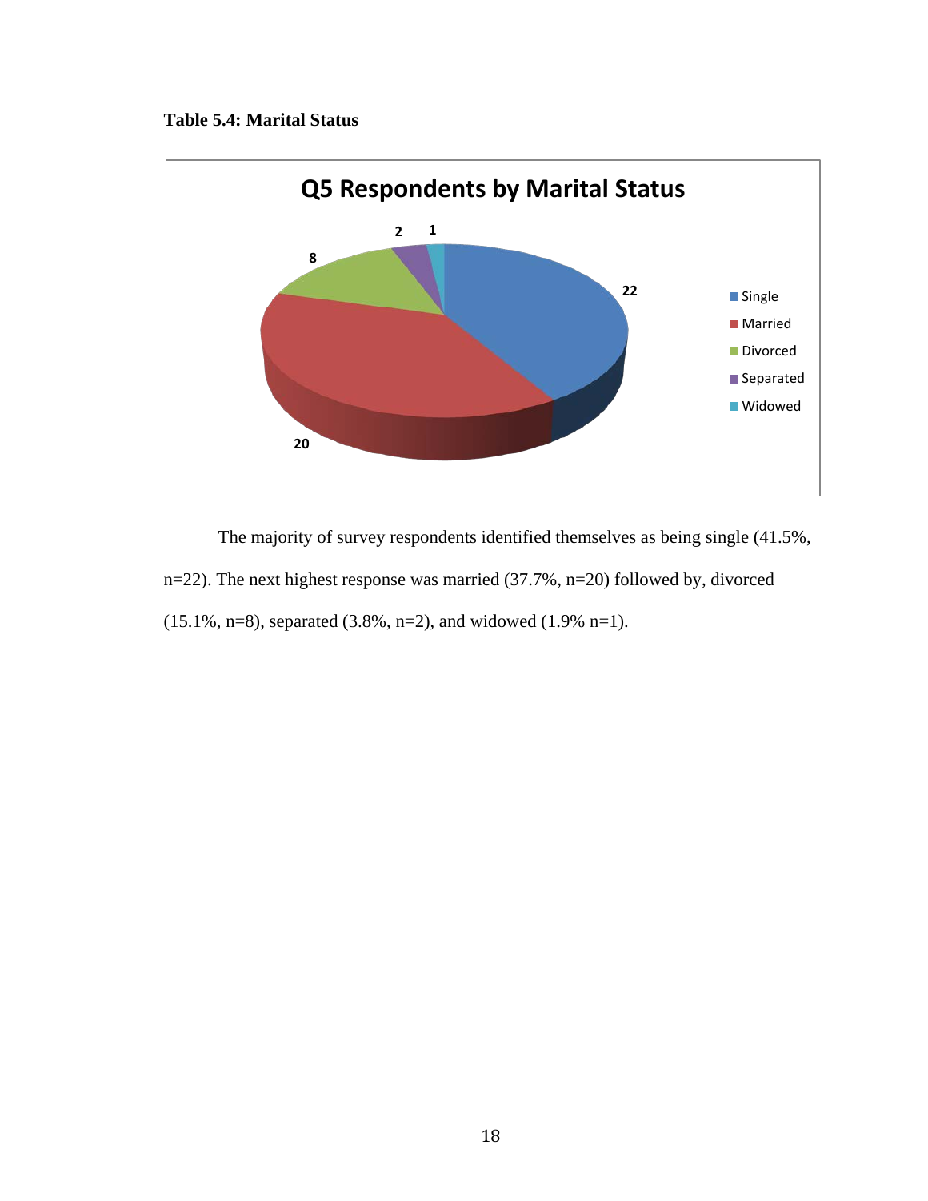**Table 5.4: Marital Status**

The majority of survey respondents identified themselves as being single (41.5%, n=22). The next highest response was married (37.7%, n=20) followed by, divorced (15.1%, n=8), separated (3.8%, n=2), and widowed (1.9% n=1).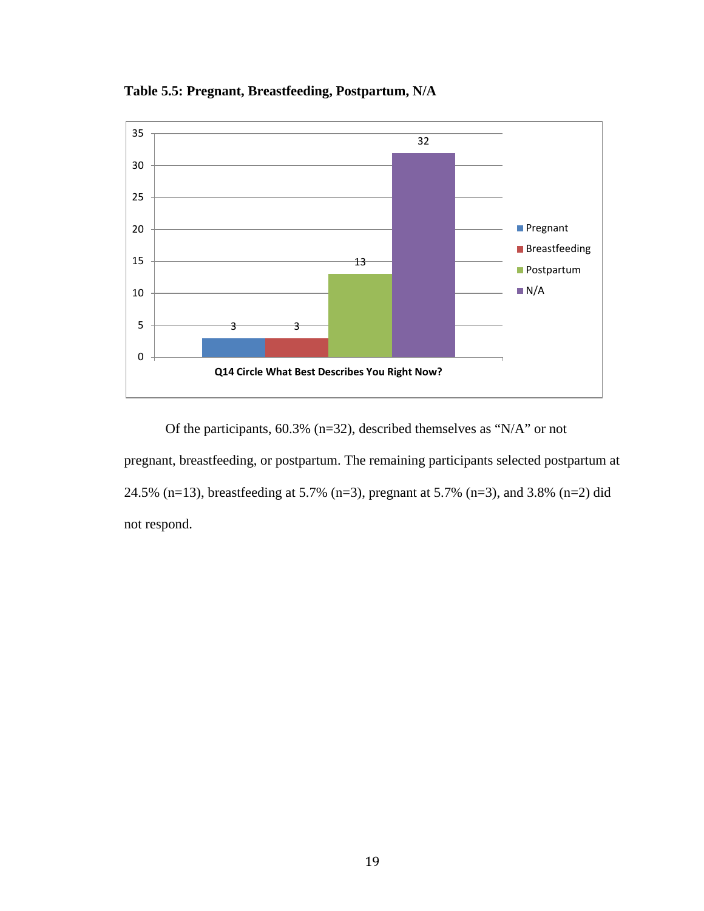**Table 5.5: Pregnant, Breastfeeding, Postpartum, N/A**

Of the participants, 60.3% (n=32), described themselves as "N/A" or not pregnant, breastfeeding, or postpartum. The remaining participants selected postpartum at 24.5% (n=13), breastfeeding at 5.7% (n=3), pregnant at 5.7% (n=3), and 3.8% (n=2) did not respond.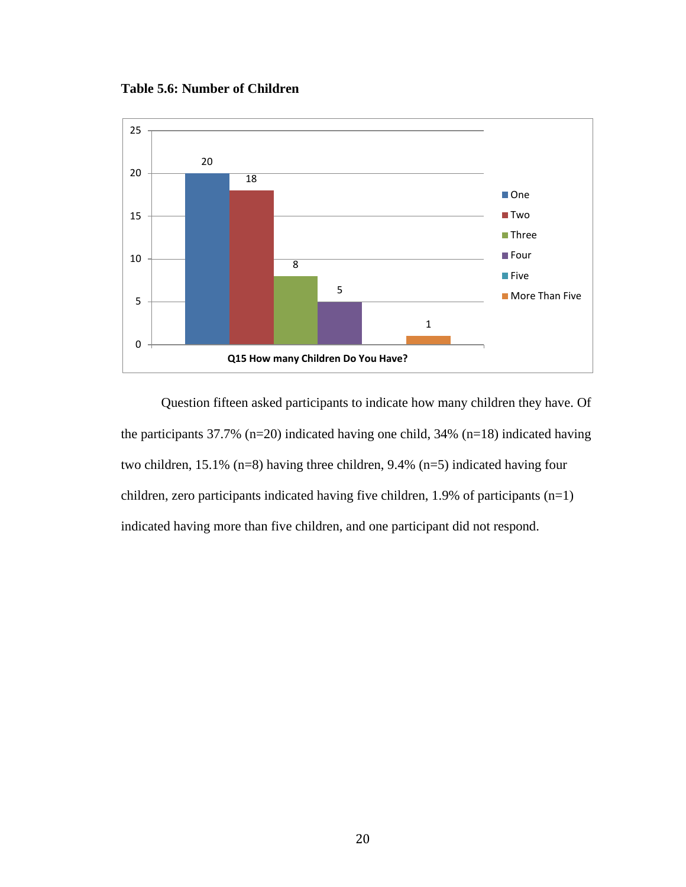**Table 5.6: Number of Children**

| Q15 How many Children Do You Have? | Count |
|---|---|
| One | 20 |
| Two | 18 |
| Three | 8 |
| Four | 5 |
| Five | |
| More Than Five | 1 |

Question fifteen asked participants to indicate how many children they have. Of the participants 37.7% (n=20) indicated having one child, 34% (n=18) indicated having two children, 15.1% (n=8) having three children, 9.4% (n=5) indicated having four children, zero participants indicated having five children, 1.9% of participants (n=1) indicated having more than five children, and one participant did not respond.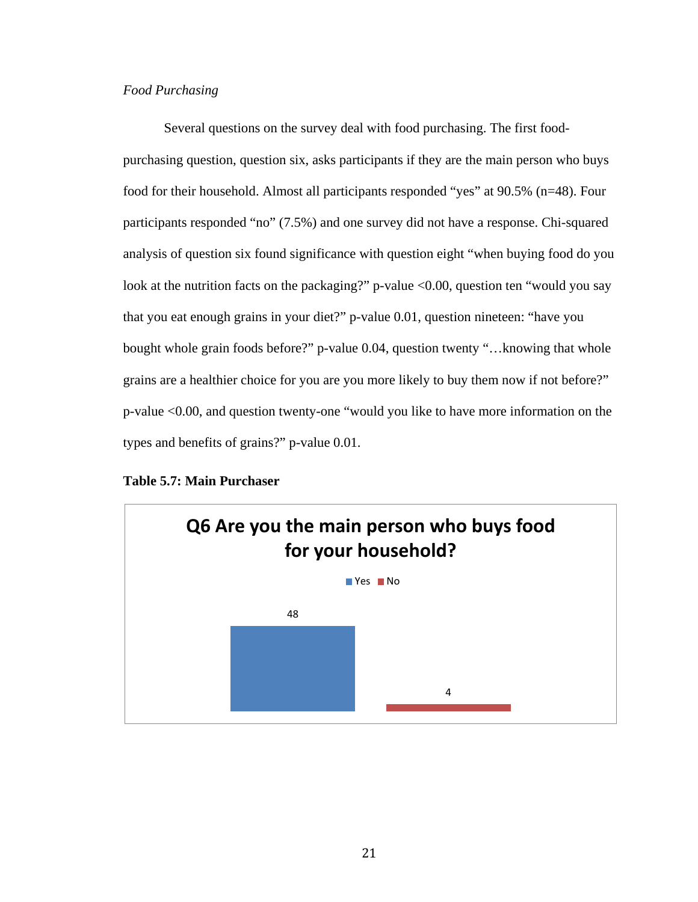*Food Purchasing*

Several questions on the survey deal with food purchasing. The first food-purchasing question, question six, asks participants if they are the main person who buys food for their household. Almost all participants responded "yes" at 90.5% (n=48). Four participants responded "no" (7.5%) and one survey did not have a response. Chi-squared analysis of question six found significance with question eight "when buying food do you look at the nutrition facts on the packaging?" p-value <0.00, question ten "would you say that you eat enough grains in your diet?" p-value 0.01, question nineteen: "have you bought whole grain foods before?" p-value 0.04, question twenty "…knowing that whole grains are a healthier choice for you are you more likely to buy them now if not before?" p-value <0.00, and question twenty-one "would you like to have more information on the types and benefits of grains?" p-value 0.01.

**Table 5.7: Main Purchaser**

**Q6 Are you the main person who buys food for your household?**

| Yes | No |
|---|---|
| 48 | 4 |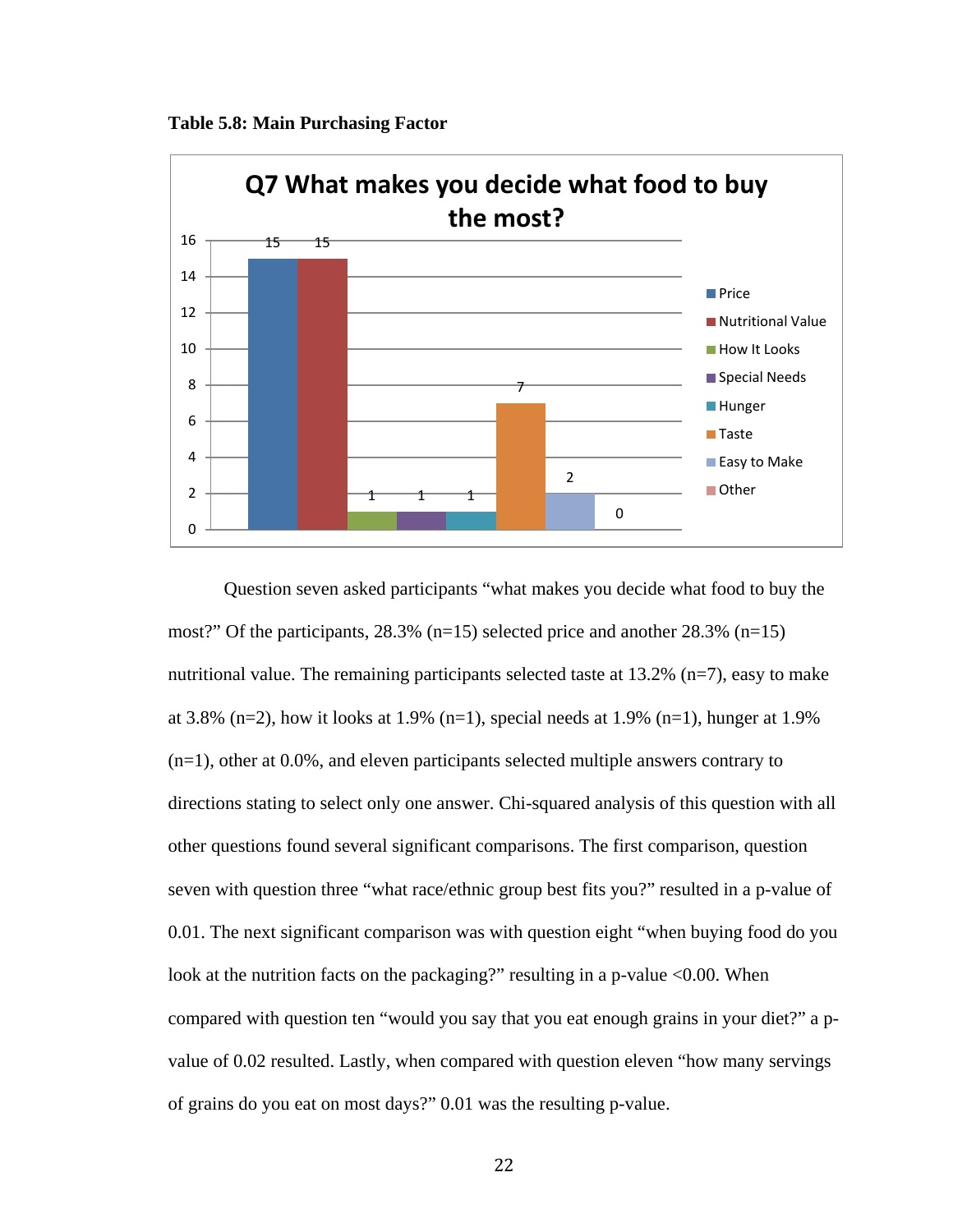**Table 5.8: Main Purchasing Factor**

**Q7 What makes you decide what food to buy the most?**

| Response | Count |
|---|---|
| Price | 15 |
| Nutritional Value | 15 |
| How It Looks | 1 |
| Special Needs | 1 |
| Hunger | 1 |
| Taste | 7 |
| Easy to Make | 2 |
| Other | 0 |

Question seven asked participants "what makes you decide what food to buy the most?" Of the participants, 28.3% (n=15) selected price and another 28.3% (n=15) nutritional value. The remaining participants selected taste at 13.2% (n=7), easy to make at 3.8% (n=2), how it looks at 1.9% (n=1), special needs at 1.9% (n=1), hunger at 1.9% (n=1), other at 0.0%, and eleven participants selected multiple answers contrary to directions stating to select only one answer. Chi-squared analysis of this question with all other questions found several significant comparisons. The first comparison, question seven with question three "what race/ethnic group best fits you?" resulted in a p-value of 0.01. The next significant comparison was with question eight "when buying food do you look at the nutrition facts on the packaging?" resulting in a p-value <0.00. When compared with question ten "would you say that you eat enough grains in your diet?" a p-value of 0.02 resulted. Lastly, when compared with question eleven "how many servings of grains do you eat on most days?" 0.01 was the resulting p-value.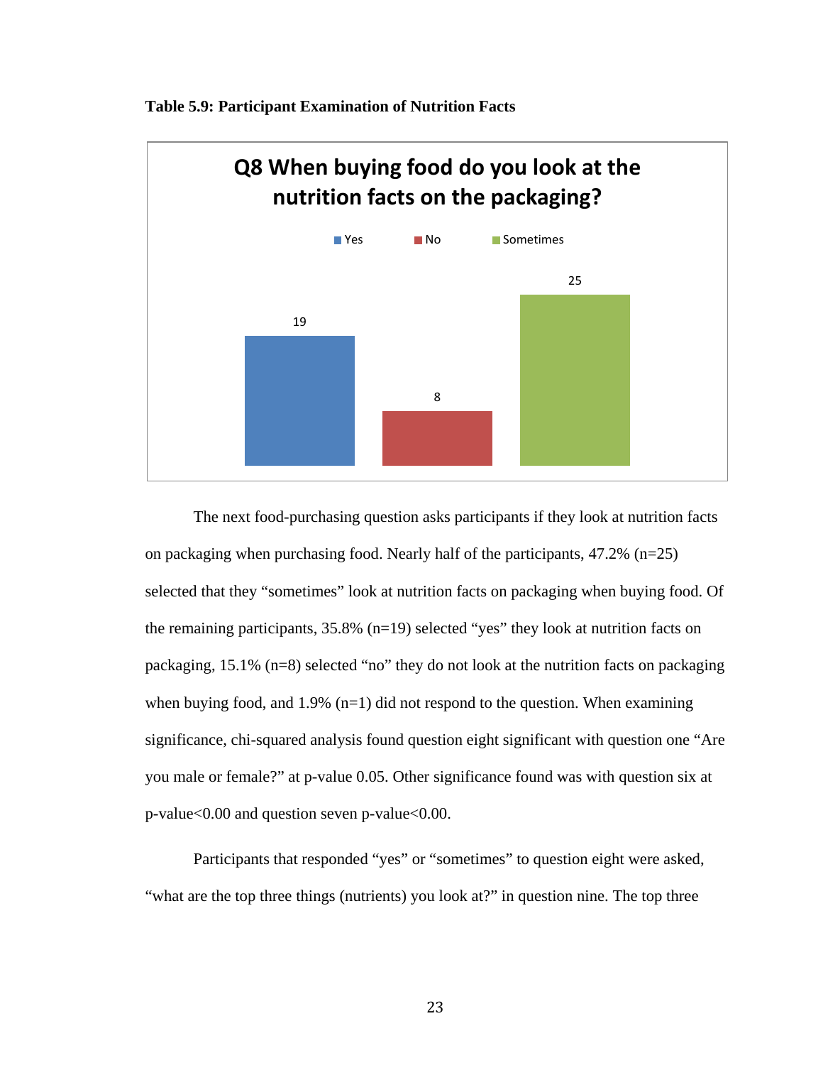**Table 5.9: Participant Examination of Nutrition Facts**

| Q8 When buying food do you look at the nutrition facts on the packaging? | |
|---|---|
| Yes | 19 |
| No | 8 |
| Sometimes | 25 |

The next food-purchasing question asks participants if they look at nutrition facts on packaging when purchasing food. Nearly half of the participants, 47.2% (n=25) selected that they "sometimes" look at nutrition facts on packaging when buying food. Of the remaining participants, 35.8% (n=19) selected "yes" they look at nutrition facts on packaging, 15.1% (n=8) selected "no" they do not look at the nutrition facts on packaging when buying food, and 1.9% (n=1) did not respond to the question. When examining significance, chi-squared analysis found question eight significant with question one "Are you male or female?" at p-value 0.05. Other significance found was with question six at p-value<0.00 and question seven p-value<0.00.

Participants that responded "yes" or "sometimes" to question eight were asked, "what are the top three things (nutrients) you look at?" in question nine. The top three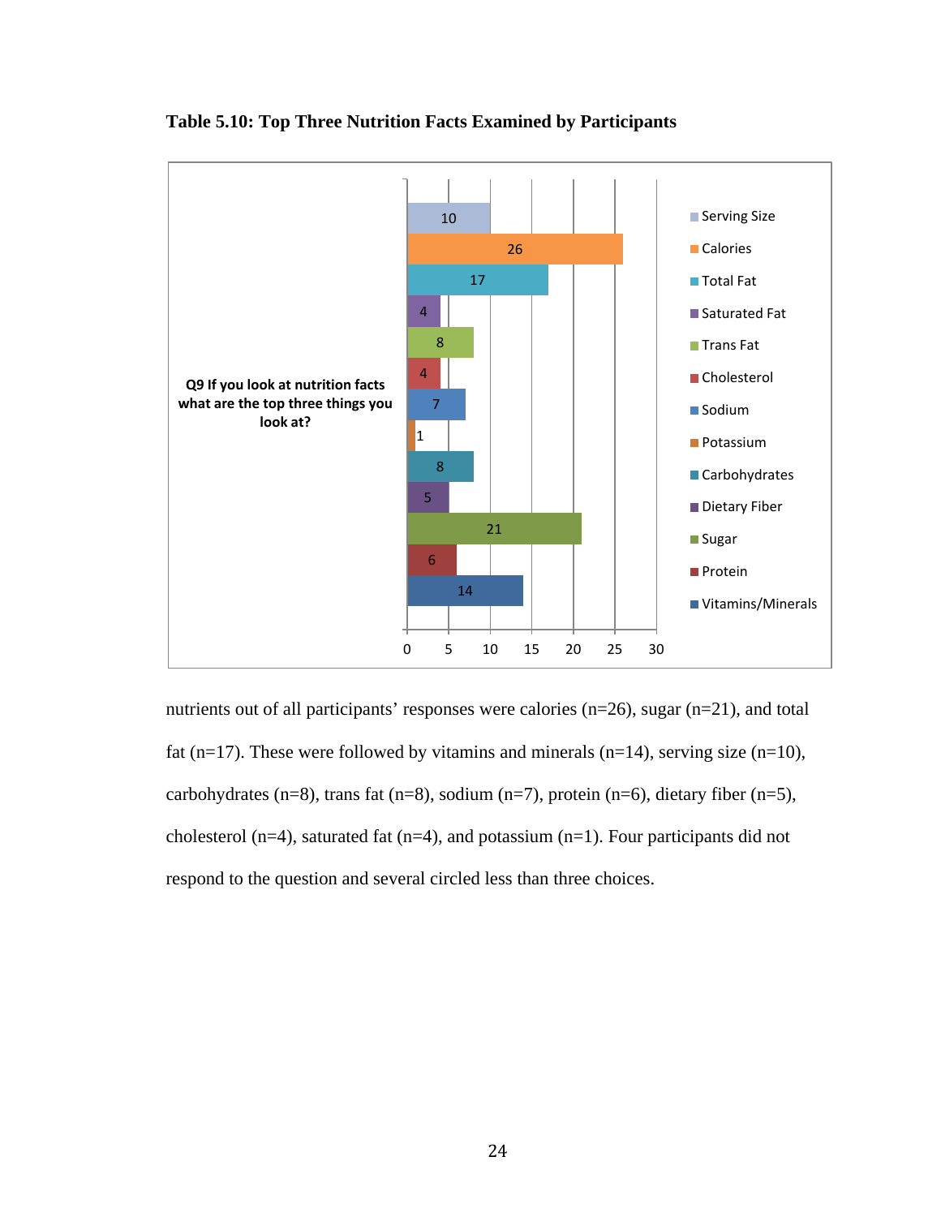**Table 5.10: Top Three Nutrition Facts Examined by Participants**

Q9 If you look at nutrition facts what are the top three things you look at?

| Nutrition Fact | Count |
|---|---|
| Serving Size | 10 |
| Calories | 26 |
| Total Fat | 17 |
| Saturated Fat | 4 |
| Trans Fat | 8 |
| Cholesterol | 4 |
| Sodium | 7 |
| Potassium | 1 |
| Carbohydrates | 8 |
| Dietary Fiber | 5 |
| Sugar | 21 |
| Protein | 6 |
| Vitamins/Minerals | 14 |

nutrients out of all participants' responses were calories (n=26), sugar (n=21), and total fat (n=17). These were followed by vitamins and minerals (n=14), serving size (n=10), carbohydrates (n=8), trans fat (n=8), sodium (n=7), protein (n=6), dietary fiber (n=5), cholesterol (n=4), saturated fat (n=4), and potassium (n=1). Four participants did not respond to the question and several circled less than three choices.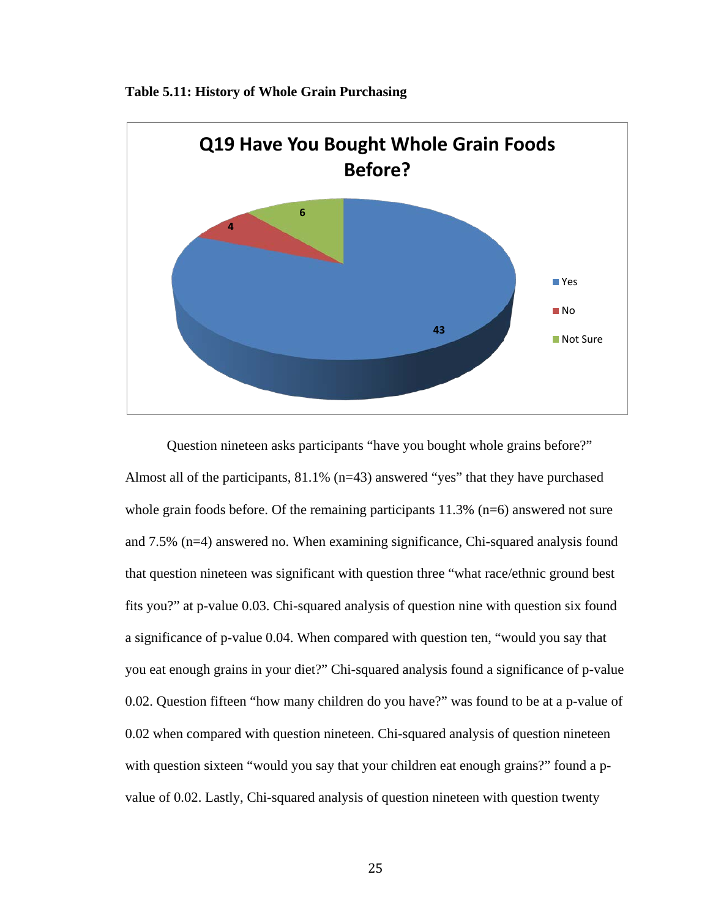**Table 5.11: History of Whole Grain Purchasing**

Question nineteen asks participants “have you bought whole grains before?” Almost all of the participants, 81.1% (n=43) answered “yes” that they have purchased whole grain foods before. Of the remaining participants 11.3% (n=6) answered not sure and 7.5% (n=4) answered no. When examining significance, Chi-squared analysis found that question nineteen was significant with question three “what race/ethnic ground best fits you?” at p-value 0.03. Chi-squared analysis of question nine with question six found a significance of p-value 0.04. When compared with question ten, “would you say that you eat enough grains in your diet?” Chi-squared analysis found a significance of p-value 0.02. Question fifteen “how many children do you have?” was found to be at a p-value of 0.02 when compared with question nineteen. Chi-squared analysis of question nineteen with question sixteen “would you say that your children eat enough grains?” found a p-value of 0.02. Lastly, Chi-squared analysis of question nineteen with question twenty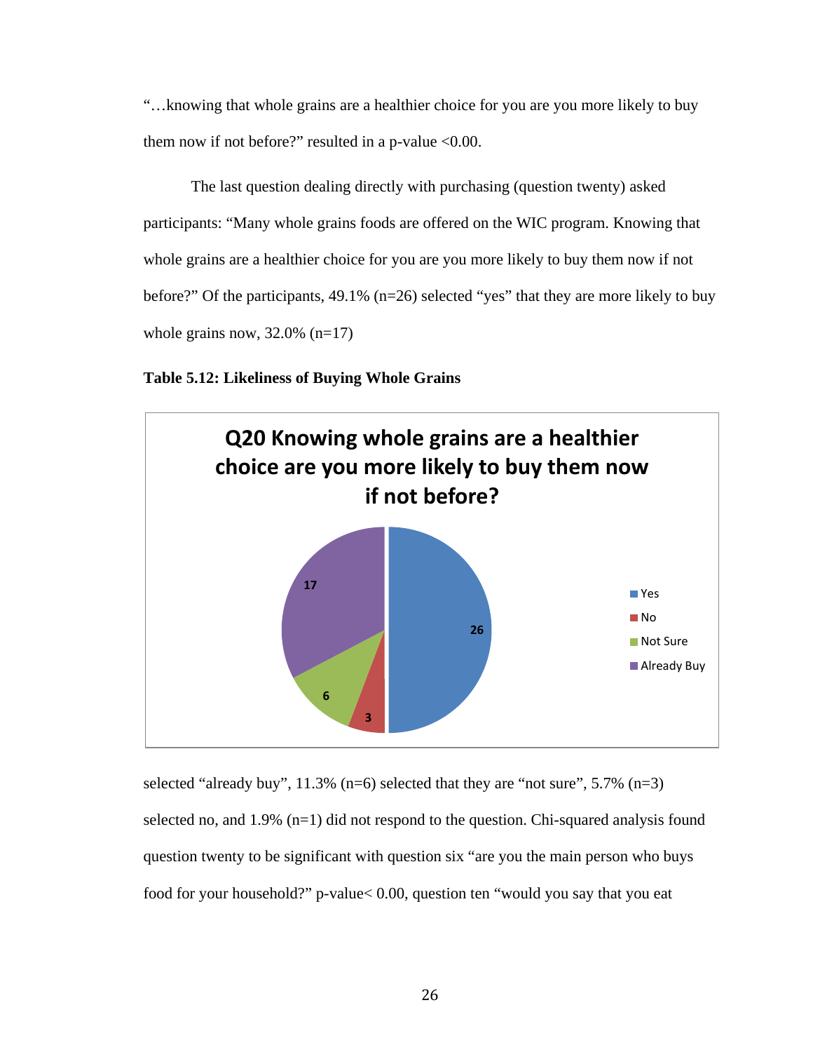"…knowing that whole grains are a healthier choice for you are you more likely to buy them now if not before?" resulted in a p-value <0.00.

The last question dealing directly with purchasing (question twenty) asked participants: "Many whole grains foods are offered on the WIC program. Knowing that whole grains are a healthier choice for you are you more likely to buy them now if not before?" Of the participants, 49.1% (n=26) selected "yes" that they are more likely to buy whole grains now, 32.0% (n=17)

**Table 5.12: Likeliness of Buying Whole Grains**

| Q20 Knowing whole grains are a healthier choice are you more likely to buy them now if not before? | |
|---|---|
| Yes | 26 |
| No | 3 |
| Not Sure | 6 |
| Already Buy | 17 |

selected "already buy", 11.3% (n=6) selected that they are "not sure", 5.7% (n=3) selected no, and 1.9% (n=1) did not respond to the question. Chi-squared analysis found question twenty to be significant with question six "are you the main person who buys food for your household?" p-value< 0.00, question ten "would you say that you eat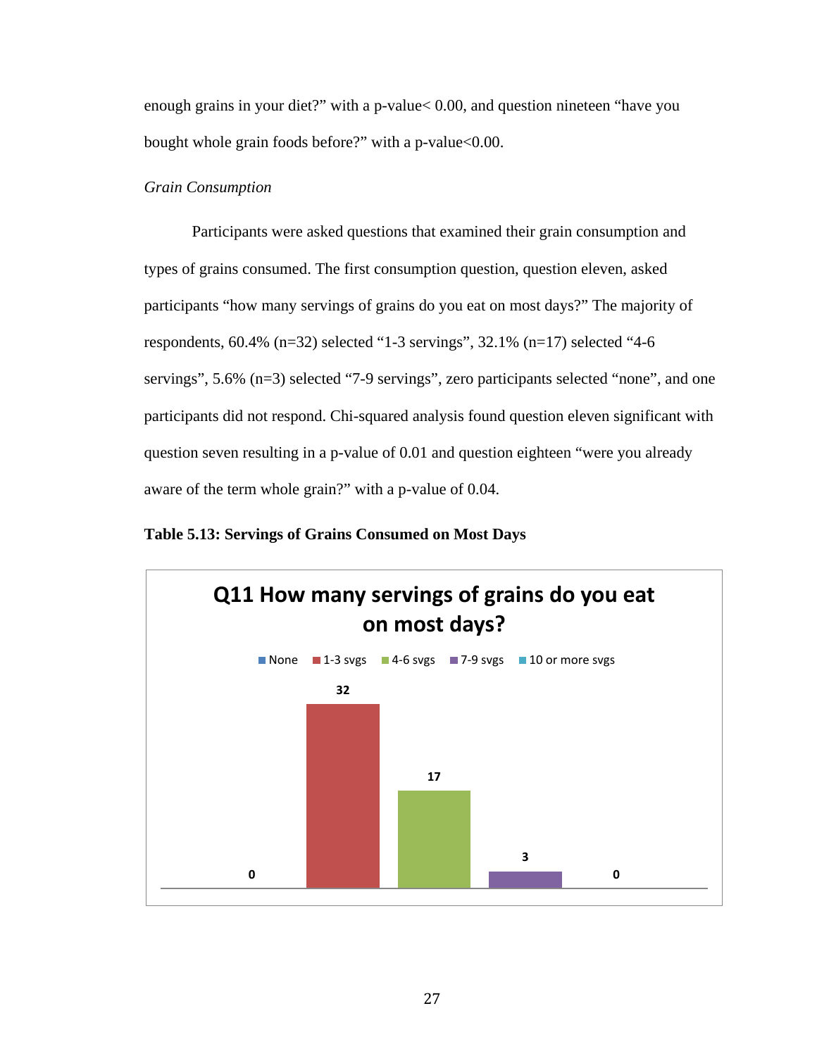enough grains in your diet?" with a p-value< 0.00, and question nineteen "have you bought whole grain foods before?" with a p-value<0.00.

*Grain Consumption*

Participants were asked questions that examined their grain consumption and types of grains consumed. The first consumption question, question eleven, asked participants "how many servings of grains do you eat on most days?" The majority of respondents, 60.4% (n=32) selected "1-3 servings", 32.1% (n=17) selected "4-6 servings", 5.6% (n=3) selected "7-9 servings", zero participants selected "none", and one participants did not respond. Chi-squared analysis found question eleven significant with question seven resulting in a p-value of 0.01 and question eighteen "were you already aware of the term whole grain?" with a p-value of 0.04.

**Table 5.13: Servings of Grains Consumed on Most Days**

**Q11 How many servings of grains do you eat on most days?**

| None | 1-3 svgs | 4-6 svgs | 7-9 svgs | 10 or more svgs |
|---|---|---|---|---|
| 0 | 32 | 17 | 3 | 0 |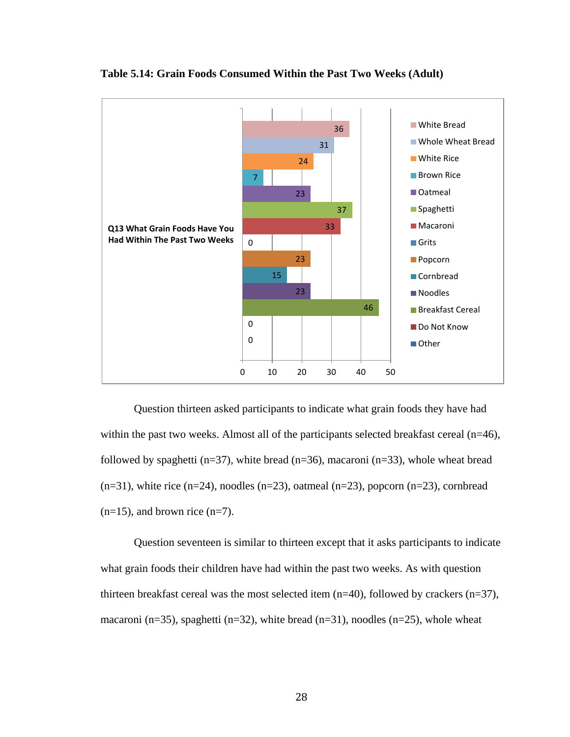**Table 5.14: Grain Foods Consumed Within the Past Two Weeks (Adult)**

Q13 What Grain Foods Have You Had Within The Past Two Weeks

| Grain Food | Count |
|---|---|
| White Bread | 36 |
| Whole Wheat Bread | 31 |
| White Rice | 24 |
| Brown Rice | 7 |
| Oatmeal | 23 |
| Spaghetti | 37 |
| Macaroni | 33 |
| Grits | 0 |
| Popcorn | 23 |
| Cornbread | 15 |
| Noodles | 23 |
| Breakfast Cereal | 46 |
| Do Not Know | 0 |
| Other | 0 |

Question thirteen asked participants to indicate what grain foods they have had within the past two weeks. Almost all of the participants selected breakfast cereal (n=46), followed by spaghetti (n=37), white bread (n=36), macaroni (n=33), whole wheat bread (n=31), white rice (n=24), noodles (n=23), oatmeal (n=23), popcorn (n=23), cornbread (n=15), and brown rice (n=7).

Question seventeen is similar to thirteen except that it asks participants to indicate what grain foods their children have had within the past two weeks. As with question thirteen breakfast cereal was the most selected item (n=40), followed by crackers (n=37), macaroni (n=35), spaghetti (n=32), white bread (n=31), noodles (n=25), whole wheat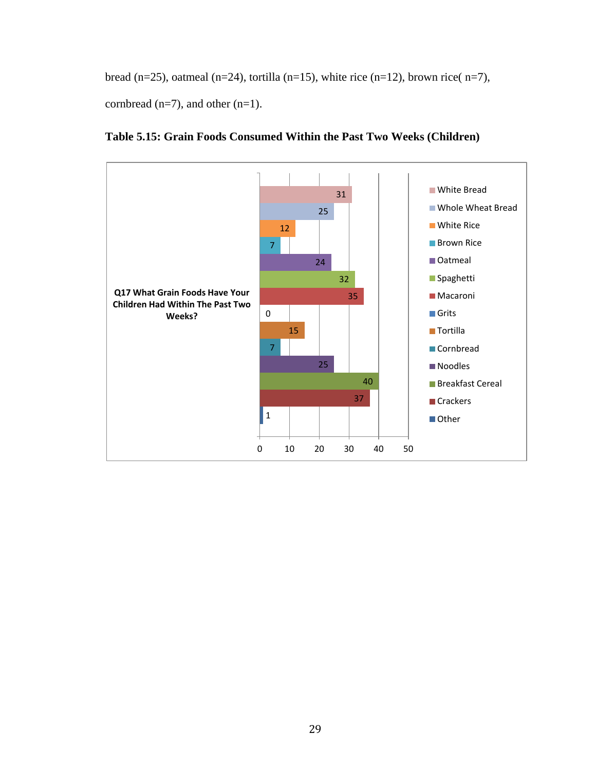bread (n=25), oatmeal (n=24), tortilla (n=15), white rice (n=12), brown rice( n=7), cornbread (n=7), and other (n=1).

**Table 5.15: Grain Foods Consumed Within the Past Two Weeks (Children)**

| Q17 What Grain Foods Have Your Children Had Within The Past Two Weeks? | Count |
|---|---|
| White Bread | 31 |
| Whole Wheat Bread | 25 |
| White Rice | 12 |
| Brown Rice | 7 |
| Oatmeal | 24 |
| Spaghetti | 32 |
| Macaroni | 35 |
| Grits | 0 |
| Tortilla | 15 |
| Cornbread | 7 |
| Noodles | 25 |
| Breakfast Cereal | 40 |
| Crackers | 37 |
| Other | 1 |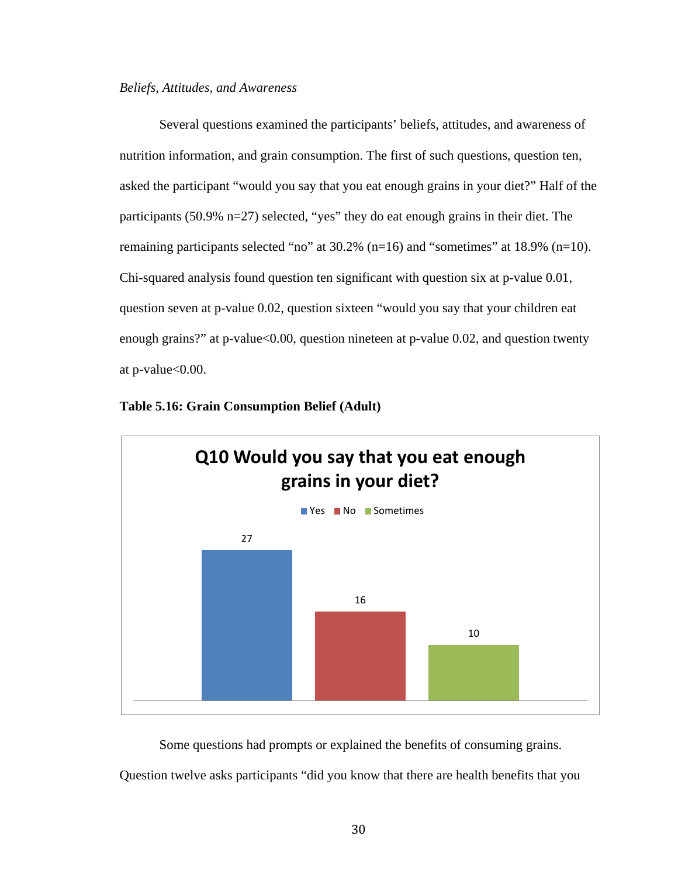*Beliefs, Attitudes, and Awareness*

Several questions examined the participants' beliefs, attitudes, and awareness of nutrition information, and grain consumption. The first of such questions, question ten, asked the participant "would you say that you eat enough grains in your diet?" Half of the participants (50.9% n=27) selected, "yes" they do eat enough grains in their diet. The remaining participants selected "no" at 30.2% (n=16) and "sometimes" at 18.9% (n=10). Chi-squared analysis found question ten significant with question six at p-value 0.01, question seven at p-value 0.02, question sixteen "would you say that your children eat enough grains?" at p-value<0.00, question nineteen at p-value 0.02, and question twenty at p-value<0.00.

**Table 5.16: Grain Consumption Belief (Adult)**

**Q10 Would you say that you eat enough grains in your diet?**

| Yes | No | Sometimes |
|---|---|---|
| 27 | 16 | 10 |

Some questions had prompts or explained the benefits of consuming grains. Question twelve asks participants "did you know that there are health benefits that you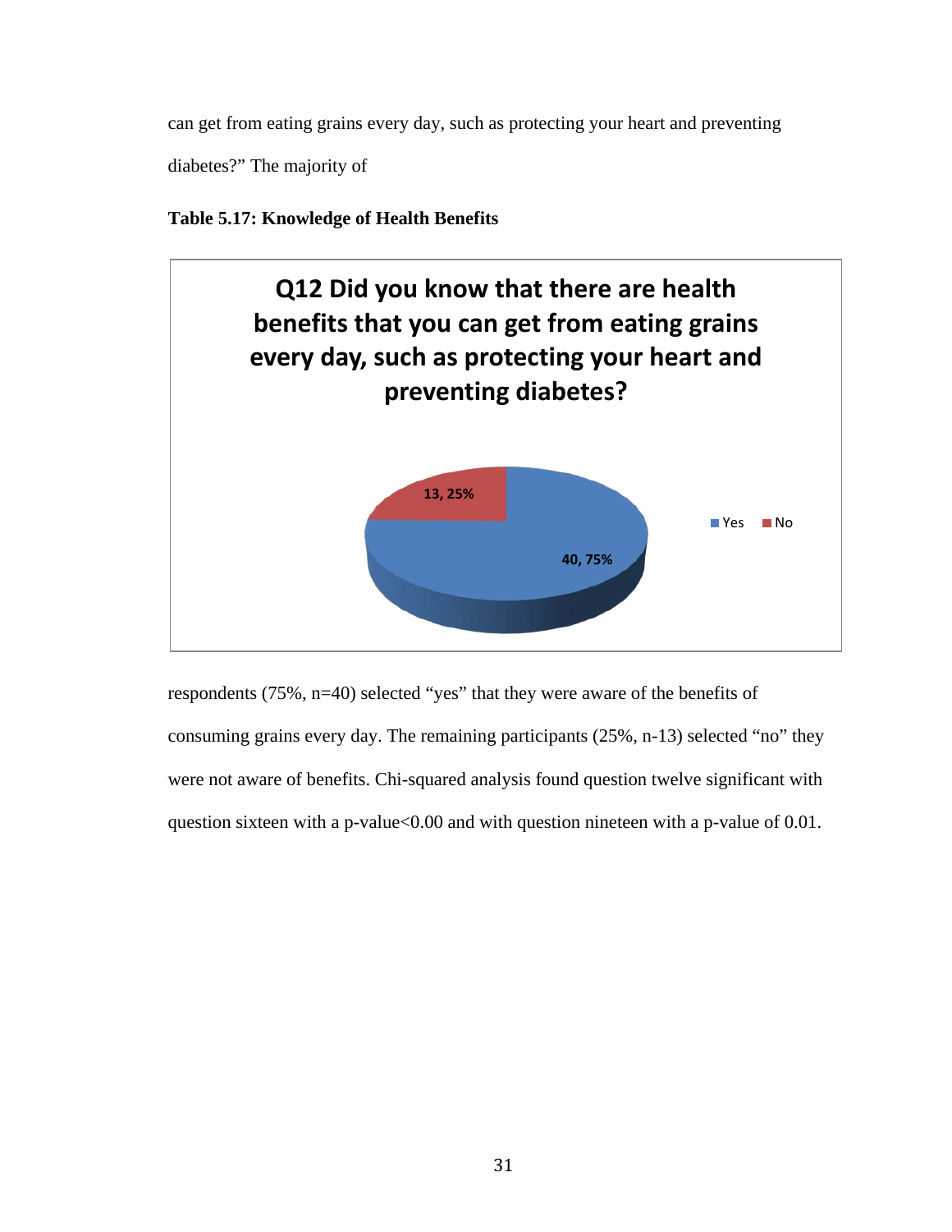can get from eating grains every day, such as protecting your heart and preventing diabetes?" The majority of

**Table 5.17: Knowledge of Health Benefits**

**Q12 Did you know that there are health benefits that you can get from eating grains every day, such as protecting your heart and preventing diabetes?**

| | Count, Percent |
|---|---|
| Yes | 40, 75% |
| No | 13, 25% |

respondents (75%, n=40) selected "yes" that they were aware of the benefits of consuming grains every day. The remaining participants (25%, n-13) selected "no" they were not aware of benefits. Chi-squared analysis found question twelve significant with question sixteen with a p-value<0.00 and with question nineteen with a p-value of 0.01.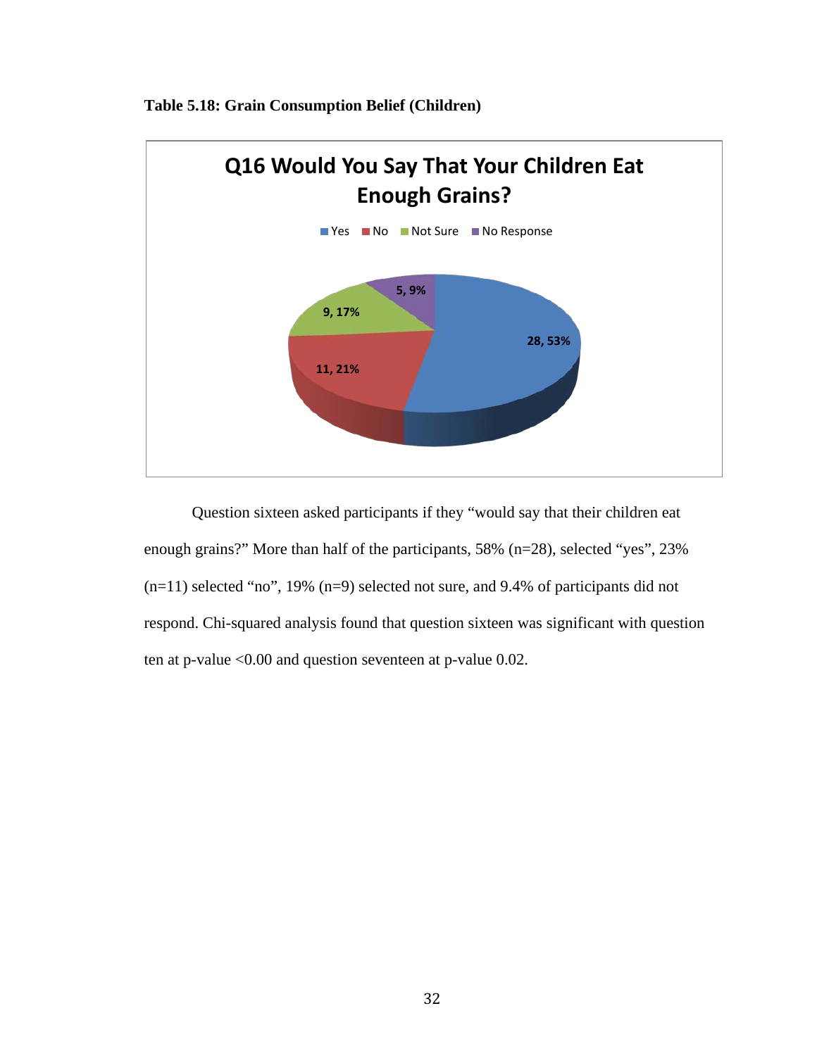**Table 5.18: Grain Consumption Belief (Children)**

Q16 Would You Say That Your Children Eat Enough Grains?

| Response | Count, Percent |
|---|---|
| Yes | 28, 53% |
| No | 11, 21% |
| Not Sure | 9, 17% |
| No Response | 5, 9% |

Question sixteen asked participants if they "would say that their children eat enough grains?" More than half of the participants, 58% (n=28), selected "yes", 23% (n=11) selected "no", 19% (n=9) selected not sure, and 9.4% of participants did not respond. Chi-squared analysis found that question sixteen was significant with question ten at p-value <0.00 and question seventeen at p-value 0.02.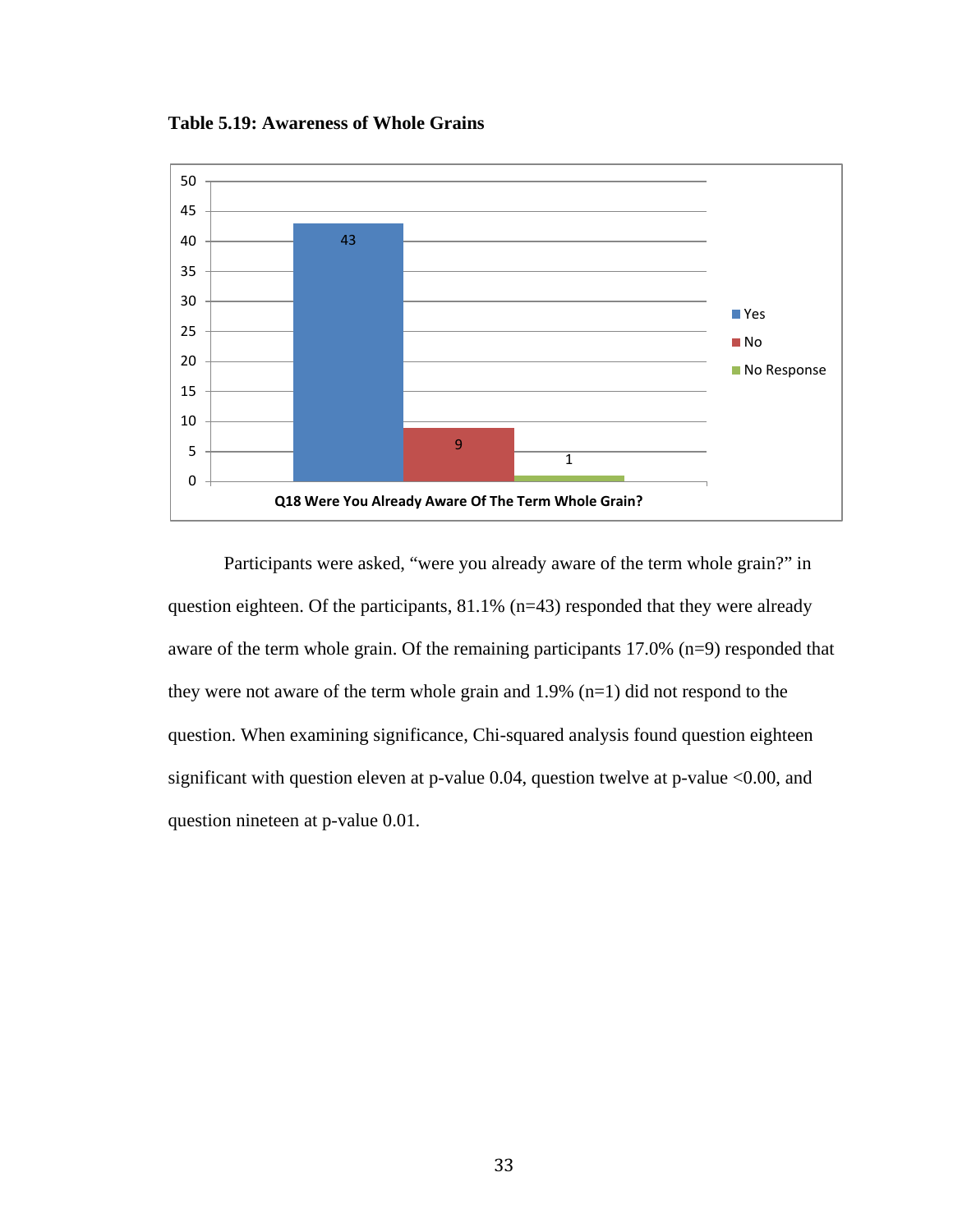**Table 5.19: Awareness of Whole Grains**

| Q18 Were You Already Aware Of The Term Whole Grain? | Count |
|---|---|
| Yes | 43 |
| No | 9 |
| No Response | 1 |

Participants were asked, "were you already aware of the term whole grain?" in question eighteen. Of the participants, 81.1% (n=43) responded that they were already aware of the term whole grain. Of the remaining participants 17.0% (n=9) responded that they were not aware of the term whole grain and 1.9% (n=1) did not respond to the question. When examining significance, Chi-squared analysis found question eighteen significant with question eleven at p-value 0.04, question twelve at p-value <0.00, and question nineteen at p-value 0.01.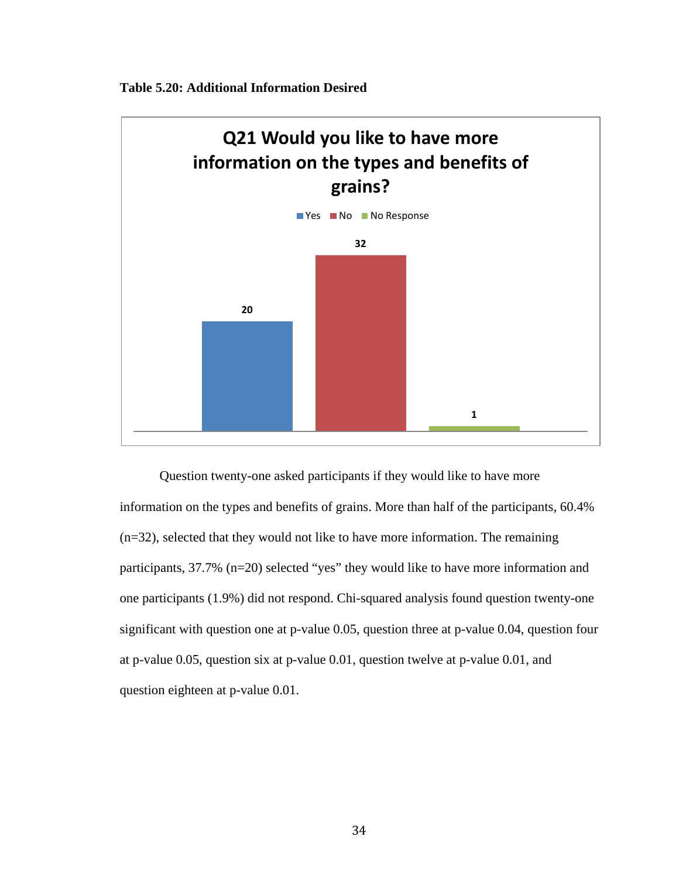**Table 5.20: Additional Information Desired**

| Q21 Would you like to have more information on the types and benefits of grains? | Count |
|---|---|
| Yes | 20 |
| No | 32 |
| No Response | 1 |

Question twenty-one asked participants if they would like to have more information on the types and benefits of grains. More than half of the participants, 60.4% (n=32), selected that they would not like to have more information. The remaining participants, 37.7% (n=20) selected "yes" they would like to have more information and one participants (1.9%) did not respond. Chi-squared analysis found question twenty-one significant with question one at p-value 0.05, question three at p-value 0.04, question four at p-value 0.05, question six at p-value 0.01, question twelve at p-value 0.01, and question eighteen at p-value 0.01.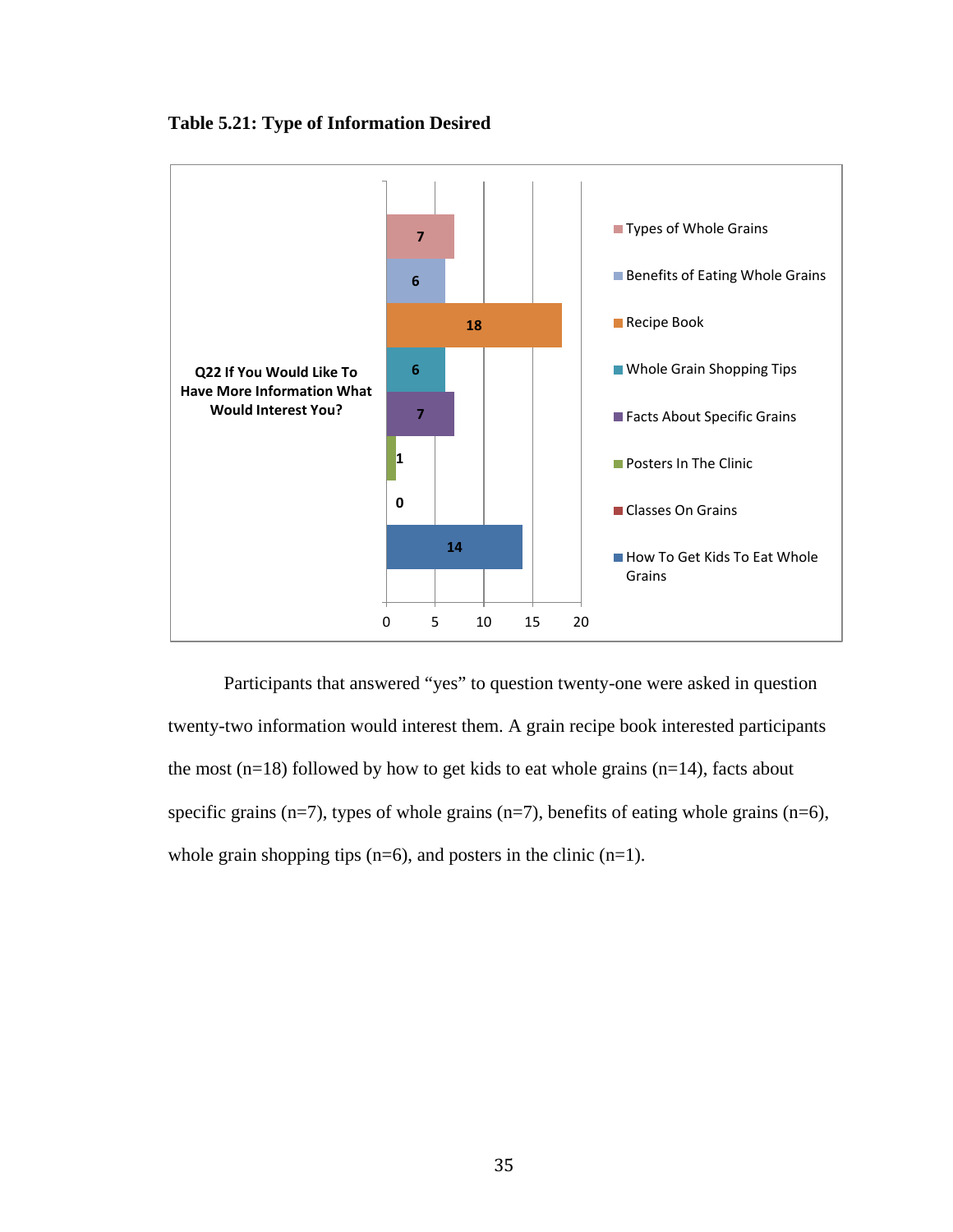**Table 5.21: Type of Information Desired**

| Q22 If You Would Like To Have More Information What Would Interest You? | n |
|---|---|
| Types of Whole Grains | 7 |
| Benefits of Eating Whole Grains | 6 |
| Recipe Book | 18 |
| Whole Grain Shopping Tips | 6 |
| Facts About Specific Grains | 7 |
| Posters In The Clinic | 1 |
| Classes On Grains | 0 |
| How To Get Kids To Eat Whole Grains | 14 |

Participants that answered "yes" to question twenty-one were asked in question twenty-two information would interest them. A grain recipe book interested participants the most (n=18) followed by how to get kids to eat whole grains (n=14), facts about specific grains (n=7), types of whole grains (n=7), benefits of eating whole grains (n=6), whole grain shopping tips (n=6), and posters in the clinic (n=1).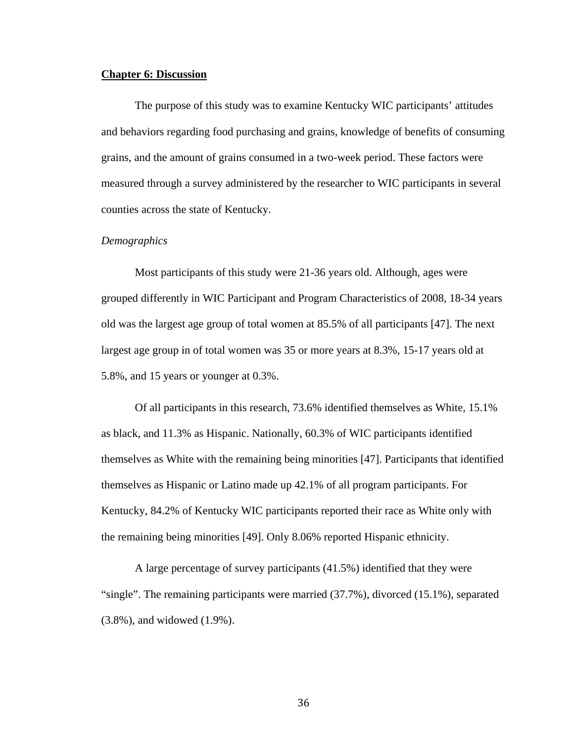**Chapter 6: Discussion**

The purpose of this study was to examine Kentucky WIC participants' attitudes and behaviors regarding food purchasing and grains, knowledge of benefits of consuming grains, and the amount of grains consumed in a two-week period. These factors were measured through a survey administered by the researcher to WIC participants in several counties across the state of Kentucky.

*Demographics*

Most participants of this study were 21-36 years old. Although, ages were grouped differently in WIC Participant and Program Characteristics of 2008, 18-34 years old was the largest age group of total women at 85.5% of all participants [47]. The next largest age group in of total women was 35 or more years at 8.3%, 15-17 years old at 5.8%, and 15 years or younger at 0.3%.

Of all participants in this research, 73.6% identified themselves as White, 15.1% as black, and 11.3% as Hispanic. Nationally, 60.3% of WIC participants identified themselves as White with the remaining being minorities [47]. Participants that identified themselves as Hispanic or Latino made up 42.1% of all program participants. For Kentucky, 84.2% of Kentucky WIC participants reported their race as White only with the remaining being minorities [49]. Only 8.06% reported Hispanic ethnicity.

A large percentage of survey participants (41.5%) identified that they were "single". The remaining participants were married (37.7%), divorced (15.1%), separated (3.8%), and widowed (1.9%).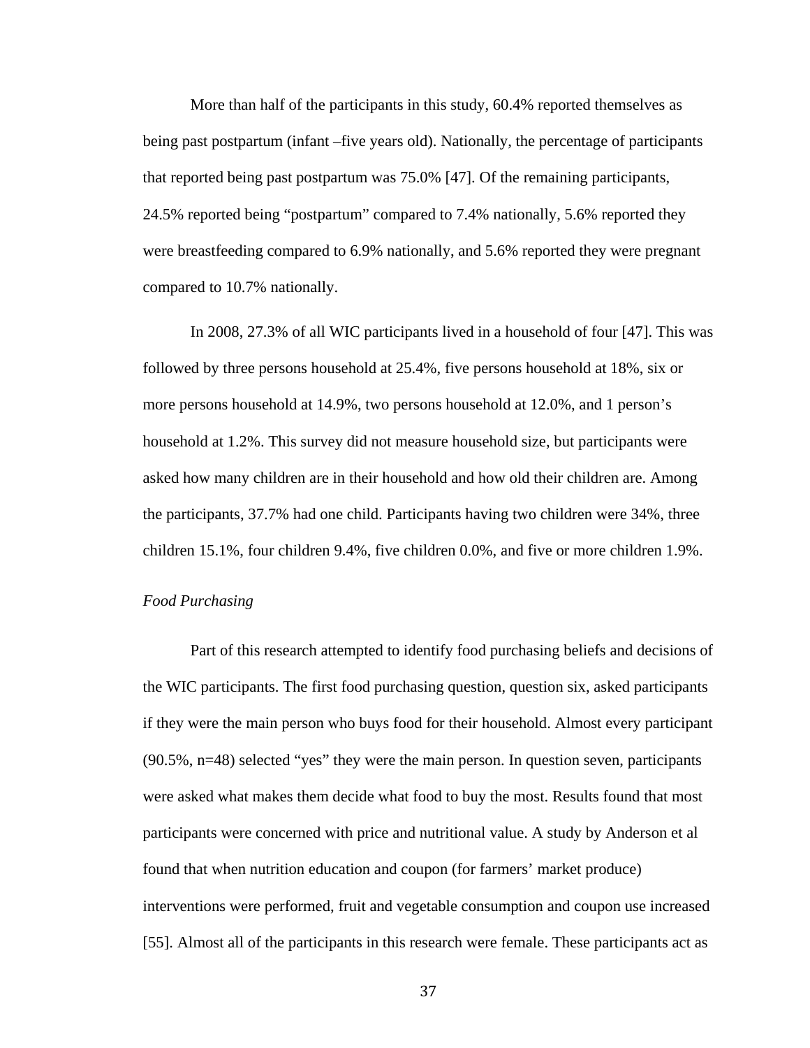More than half of the participants in this study, 60.4% reported themselves as being past postpartum (infant –five years old). Nationally, the percentage of participants that reported being past postpartum was 75.0% [47]. Of the remaining participants, 24.5% reported being "postpartum" compared to 7.4% nationally, 5.6% reported they were breastfeeding compared to 6.9% nationally, and 5.6% reported they were pregnant compared to 10.7% nationally.

In 2008, 27.3% of all WIC participants lived in a household of four [47]. This was followed by three persons household at 25.4%, five persons household at 18%, six or more persons household at 14.9%, two persons household at 12.0%, and 1 person's household at 1.2%. This survey did not measure household size, but participants were asked how many children are in their household and how old their children are. Among the participants, 37.7% had one child. Participants having two children were 34%, three children 15.1%, four children 9.4%, five children 0.0%, and five or more children 1.9%.

*Food Purchasing*

Part of this research attempted to identify food purchasing beliefs and decisions of the WIC participants. The first food purchasing question, question six, asked participants if they were the main person who buys food for their household. Almost every participant (90.5%, n=48) selected "yes" they were the main person. In question seven, participants were asked what makes them decide what food to buy the most. Results found that most participants were concerned with price and nutritional value. A study by Anderson et al found that when nutrition education and coupon (for farmers' market produce) interventions were performed, fruit and vegetable consumption and coupon use increased [55]. Almost all of the participants in this research were female. These participants act as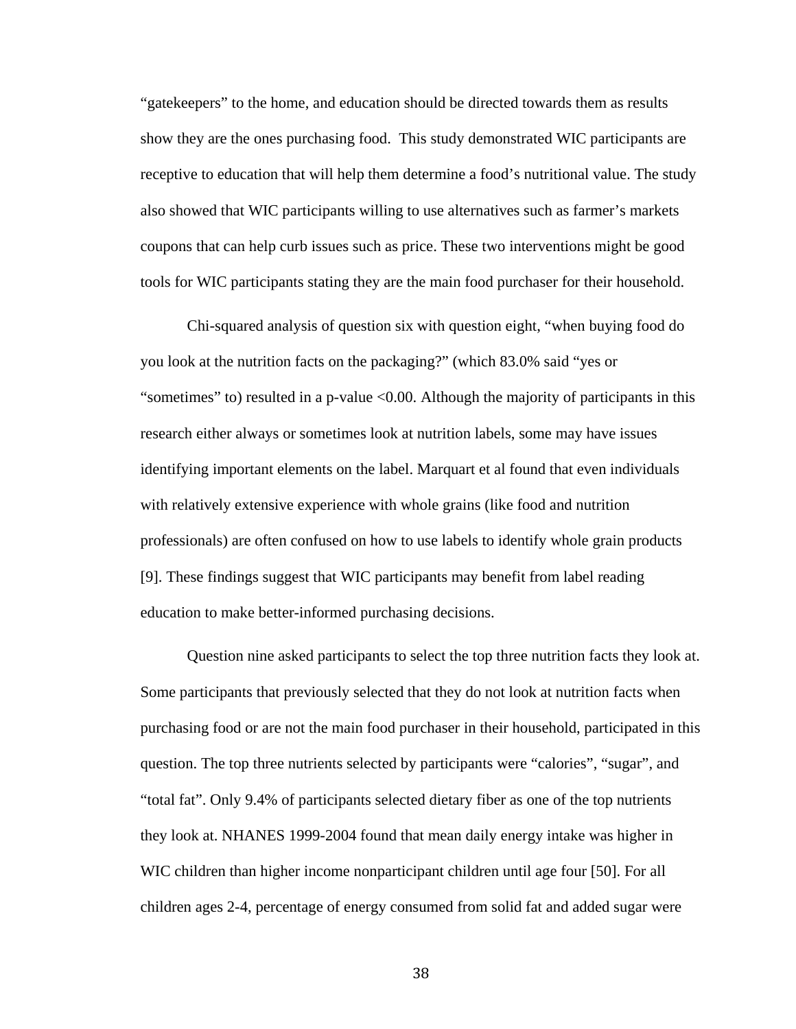"gatekeepers" to the home, and education should be directed towards them as results show they are the ones purchasing food.  This study demonstrated WIC participants are receptive to education that will help them determine a food's nutritional value. The study also showed that WIC participants willing to use alternatives such as farmer's markets coupons that can help curb issues such as price. These two interventions might be good tools for WIC participants stating they are the main food purchaser for their household.

Chi-squared analysis of question six with question eight, "when buying food do you look at the nutrition facts on the packaging?" (which 83.0% said "yes or "sometimes" to) resulted in a p-value $<0.00$. Although the majority of participants in this research either always or sometimes look at nutrition labels, some may have issues identifying important elements on the label. Marquart et al found that even individuals with relatively extensive experience with whole grains (like food and nutrition professionals) are often confused on how to use labels to identify whole grain products [9]. These findings suggest that WIC participants may benefit from label reading education to make better-informed purchasing decisions.

Question nine asked participants to select the top three nutrition facts they look at. Some participants that previously selected that they do not look at nutrition facts when purchasing food or are not the main food purchaser in their household, participated in this question. The top three nutrients selected by participants were "calories", "sugar", and "total fat". Only 9.4% of participants selected dietary fiber as one of the top nutrients they look at. NHANES 1999-2004 found that mean daily energy intake was higher in WIC children than higher income nonparticipant children until age four [50]. For all children ages 2-4, percentage of energy consumed from solid fat and added sugar were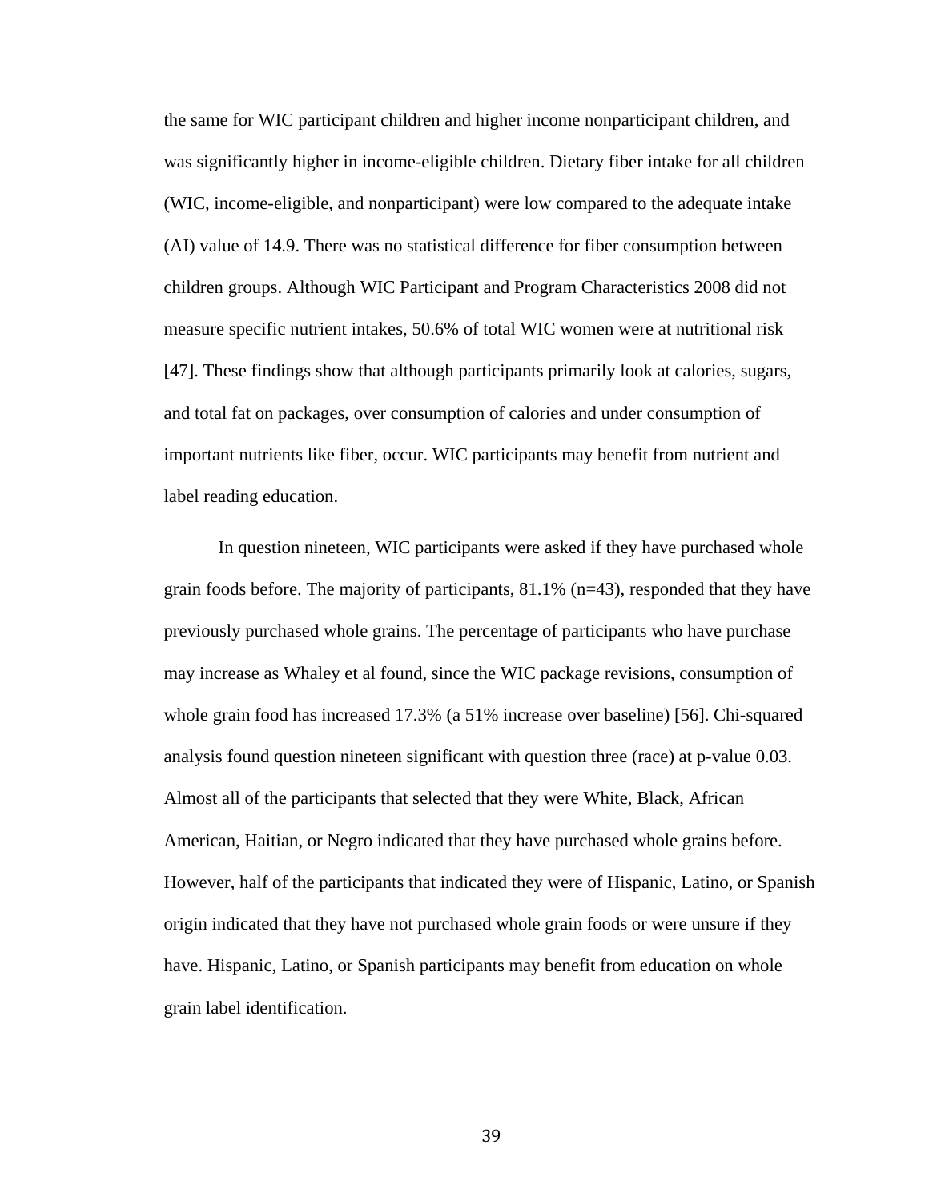the same for WIC participant children and higher income nonparticipant children, and was significantly higher in income-eligible children. Dietary fiber intake for all children (WIC, income-eligible, and nonparticipant) were low compared to the adequate intake (AI) value of 14.9. There was no statistical difference for fiber consumption between children groups. Although WIC Participant and Program Characteristics 2008 did not measure specific nutrient intakes, 50.6% of total WIC women were at nutritional risk [47]. These findings show that although participants primarily look at calories, sugars, and total fat on packages, over consumption of calories and under consumption of important nutrients like fiber, occur. WIC participants may benefit from nutrient and label reading education.

In question nineteen, WIC participants were asked if they have purchased whole grain foods before. The majority of participants, 81.1% (n=43), responded that they have previously purchased whole grains. The percentage of participants who have purchase may increase as Whaley et al found, since the WIC package revisions, consumption of whole grain food has increased 17.3% (a 51% increase over baseline) [56]. Chi-squared analysis found question nineteen significant with question three (race) at p-value 0.03. Almost all of the participants that selected that they were White, Black, African American, Haitian, or Negro indicated that they have purchased whole grains before. However, half of the participants that indicated they were of Hispanic, Latino, or Spanish origin indicated that they have not purchased whole grain foods or were unsure if they have. Hispanic, Latino, or Spanish participants may benefit from education on whole grain label identification.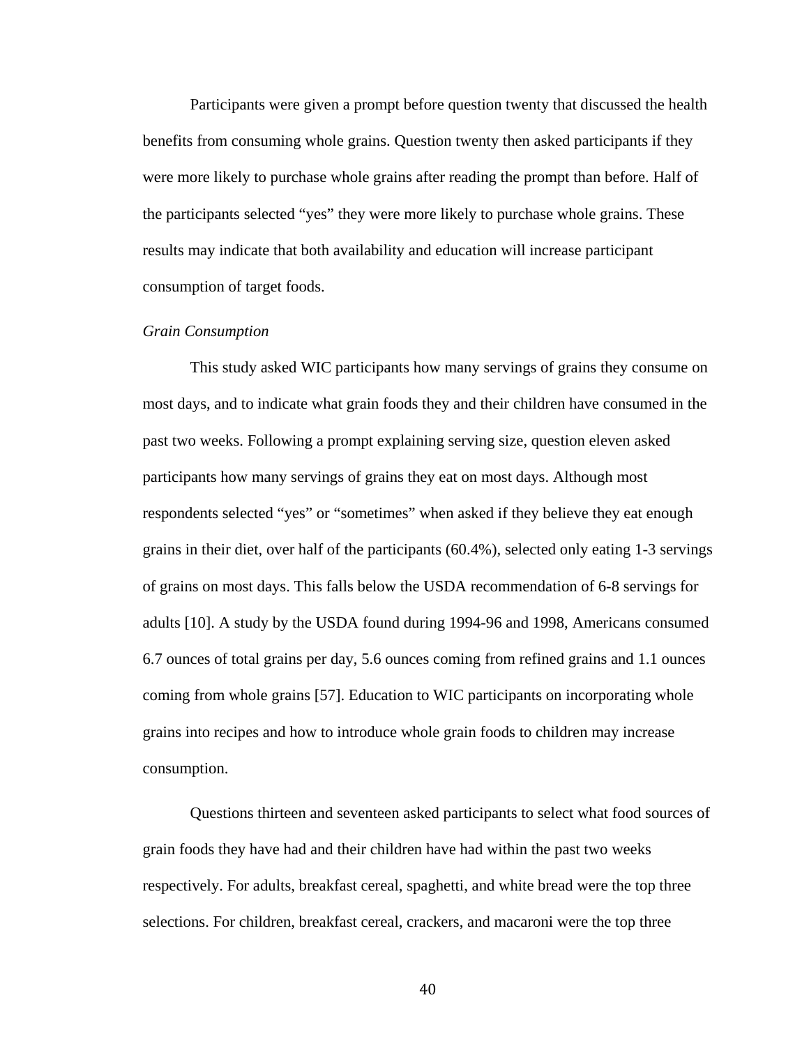Participants were given a prompt before question twenty that discussed the health benefits from consuming whole grains. Question twenty then asked participants if they were more likely to purchase whole grains after reading the prompt than before. Half of the participants selected "yes" they were more likely to purchase whole grains. These results may indicate that both availability and education will increase participant consumption of target foods.

*Grain Consumption*

This study asked WIC participants how many servings of grains they consume on most days, and to indicate what grain foods they and their children have consumed in the past two weeks. Following a prompt explaining serving size, question eleven asked participants how many servings of grains they eat on most days. Although most respondents selected "yes" or "sometimes" when asked if they believe they eat enough grains in their diet, over half of the participants (60.4%), selected only eating 1-3 servings of grains on most days. This falls below the USDA recommendation of 6-8 servings for adults [10]. A study by the USDA found during 1994-96 and 1998, Americans consumed 6.7 ounces of total grains per day, 5.6 ounces coming from refined grains and 1.1 ounces coming from whole grains [57]. Education to WIC participants on incorporating whole grains into recipes and how to introduce whole grain foods to children may increase consumption.

Questions thirteen and seventeen asked participants to select what food sources of grain foods they have had and their children have had within the past two weeks respectively. For adults, breakfast cereal, spaghetti, and white bread were the top three selections. For children, breakfast cereal, crackers, and macaroni were the top three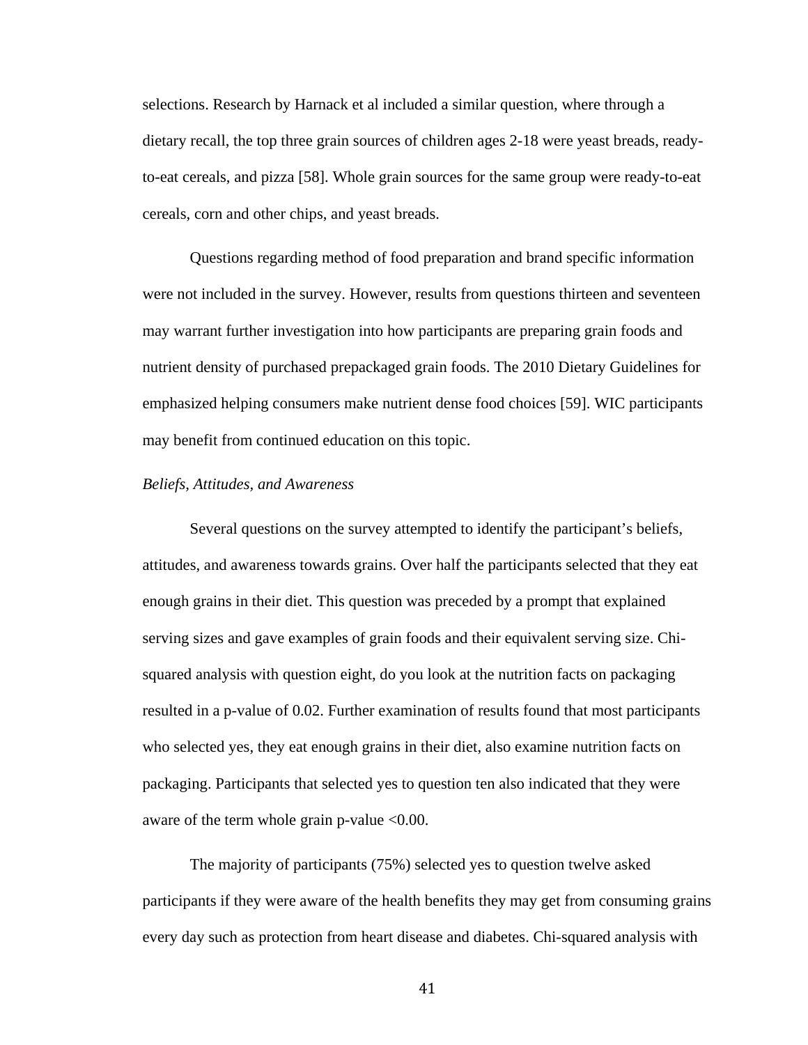selections. Research by Harnack et al included a similar question, where through a dietary recall, the top three grain sources of children ages 2-18 were yeast breads, ready-to-eat cereals, and pizza [58]. Whole grain sources for the same group were ready-to-eat cereals, corn and other chips, and yeast breads.

Questions regarding method of food preparation and brand specific information were not included in the survey. However, results from questions thirteen and seventeen may warrant further investigation into how participants are preparing grain foods and nutrient density of purchased prepackaged grain foods. The 2010 Dietary Guidelines for emphasized helping consumers make nutrient dense food choices [59]. WIC participants may benefit from continued education on this topic.

*Beliefs, Attitudes, and Awareness*

Several questions on the survey attempted to identify the participant's beliefs, attitudes, and awareness towards grains. Over half the participants selected that they eat enough grains in their diet. This question was preceded by a prompt that explained serving sizes and gave examples of grain foods and their equivalent serving size. Chi-squared analysis with question eight, do you look at the nutrition facts on packaging resulted in a p-value of 0.02. Further examination of results found that most participants who selected yes, they eat enough grains in their diet, also examine nutrition facts on packaging. Participants that selected yes to question ten also indicated that they were aware of the term whole grain p-value <0.00.

The majority of participants (75%) selected yes to question twelve asked participants if they were aware of the health benefits they may get from consuming grains every day such as protection from heart disease and diabetes. Chi-squared analysis with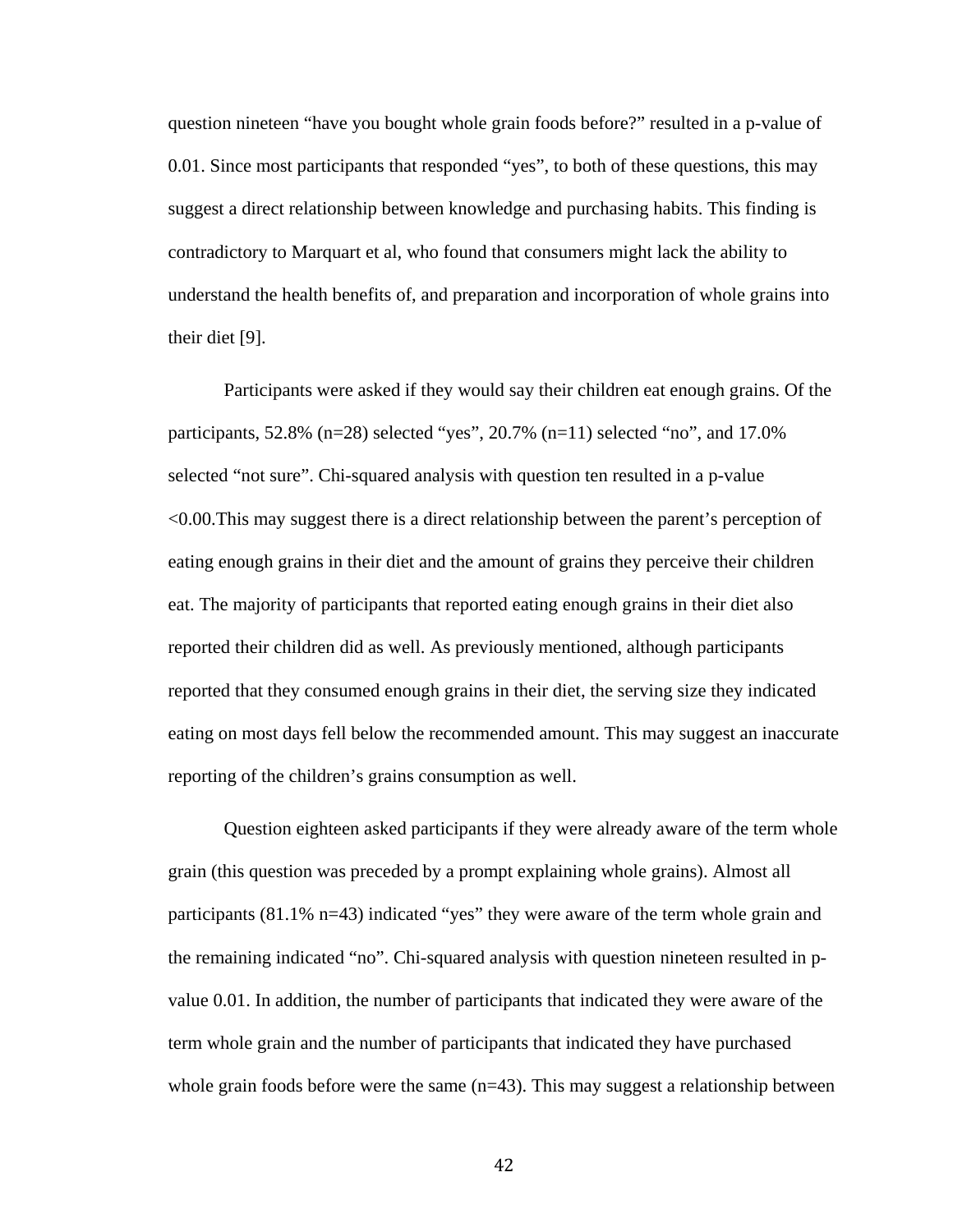question nineteen “have you bought whole grain foods before?” resulted in a p-value of 0.01. Since most participants that responded “yes”, to both of these questions, this may suggest a direct relationship between knowledge and purchasing habits. This finding is contradictory to Marquart et al, who found that consumers might lack the ability to understand the health benefits of, and preparation and incorporation of whole grains into their diet [9].

Participants were asked if they would say their children eat enough grains. Of the participants, 52.8% (n=28) selected “yes”, 20.7% (n=11) selected “no”, and 17.0% selected “not sure”. Chi-squared analysis with question ten resulted in a p-value <0.00.This may suggest there is a direct relationship between the parent’s perception of eating enough grains in their diet and the amount of grains they perceive their children eat. The majority of participants that reported eating enough grains in their diet also reported their children did as well. As previously mentioned, although participants reported that they consumed enough grains in their diet, the serving size they indicated eating on most days fell below the recommended amount. This may suggest an inaccurate reporting of the children’s grains consumption as well.

Question eighteen asked participants if they were already aware of the term whole grain (this question was preceded by a prompt explaining whole grains). Almost all participants (81.1% n=43) indicated “yes” they were aware of the term whole grain and the remaining indicated “no”. Chi-squared analysis with question nineteen resulted in p-value 0.01. In addition, the number of participants that indicated they were aware of the term whole grain and the number of participants that indicated they have purchased whole grain foods before were the same (n=43). This may suggest a relationship between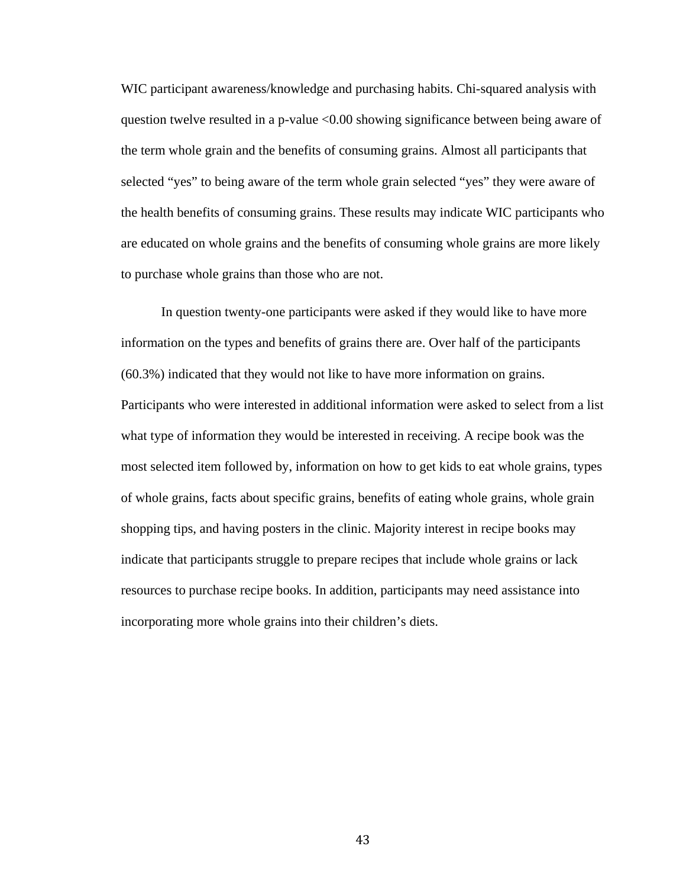WIC participant awareness/knowledge and purchasing habits. Chi-squared analysis with question twelve resulted in a p-value $<0.00$ showing significance between being aware of the term whole grain and the benefits of consuming grains. Almost all participants that selected "yes" to being aware of the term whole grain selected "yes" they were aware of the health benefits of consuming grains. These results may indicate WIC participants who are educated on whole grains and the benefits of consuming whole grains are more likely to purchase whole grains than those who are not.

In question twenty-one participants were asked if they would like to have more information on the types and benefits of grains there are. Over half of the participants (60.3%) indicated that they would not like to have more information on grains. Participants who were interested in additional information were asked to select from a list what type of information they would be interested in receiving. A recipe book was the most selected item followed by, information on how to get kids to eat whole grains, types of whole grains, facts about specific grains, benefits of eating whole grains, whole grain shopping tips, and having posters in the clinic. Majority interest in recipe books may indicate that participants struggle to prepare recipes that include whole grains or lack resources to purchase recipe books. In addition, participants may need assistance into incorporating more whole grains into their children's diets.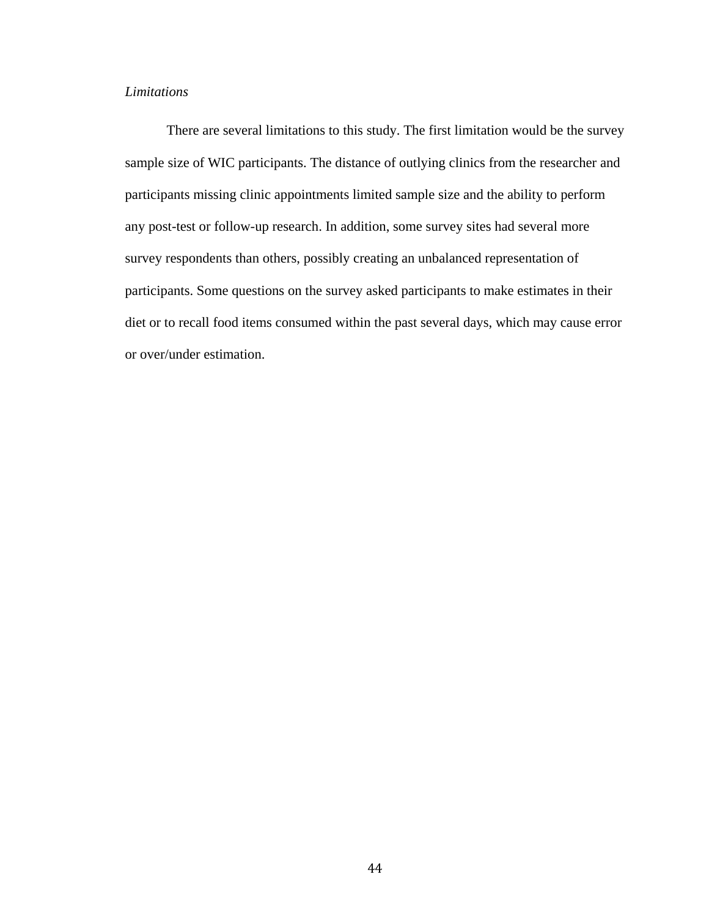*Limitations*

There are several limitations to this study. The first limitation would be the survey sample size of WIC participants. The distance of outlying clinics from the researcher and participants missing clinic appointments limited sample size and the ability to perform any post-test or follow-up research. In addition, some survey sites had several more survey respondents than others, possibly creating an unbalanced representation of participants. Some questions on the survey asked participants to make estimates in their diet or to recall food items consumed within the past several days, which may cause error or over/under estimation.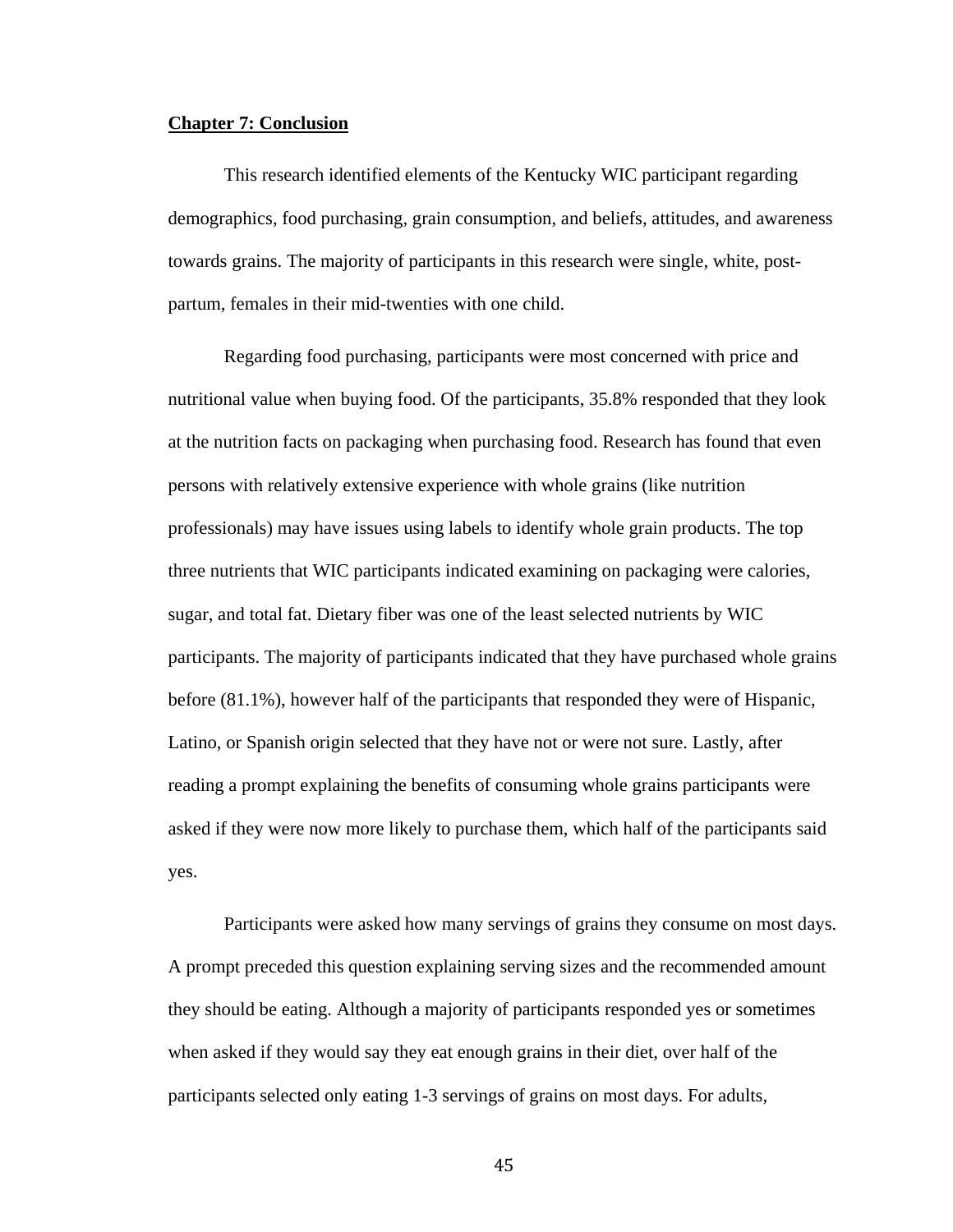## Chapter 7: Conclusion

This research identified elements of the Kentucky WIC participant regarding demographics, food purchasing, grain consumption, and beliefs, attitudes, and awareness towards grains. The majority of participants in this research were single, white, post-partum, females in their mid-twenties with one child.

Regarding food purchasing, participants were most concerned with price and nutritional value when buying food. Of the participants, 35.8% responded that they look at the nutrition facts on packaging when purchasing food. Research has found that even persons with relatively extensive experience with whole grains (like nutrition professionals) may have issues using labels to identify whole grain products. The top three nutrients that WIC participants indicated examining on packaging were calories, sugar, and total fat. Dietary fiber was one of the least selected nutrients by WIC participants. The majority of participants indicated that they have purchased whole grains before (81.1%), however half of the participants that responded they were of Hispanic, Latino, or Spanish origin selected that they have not or were not sure. Lastly, after reading a prompt explaining the benefits of consuming whole grains participants were asked if they were now more likely to purchase them, which half of the participants said yes.

Participants were asked how many servings of grains they consume on most days. A prompt preceded this question explaining serving sizes and the recommended amount they should be eating. Although a majority of participants responded yes or sometimes when asked if they would say they eat enough grains in their diet, over half of the participants selected only eating 1-3 servings of grains on most days. For adults,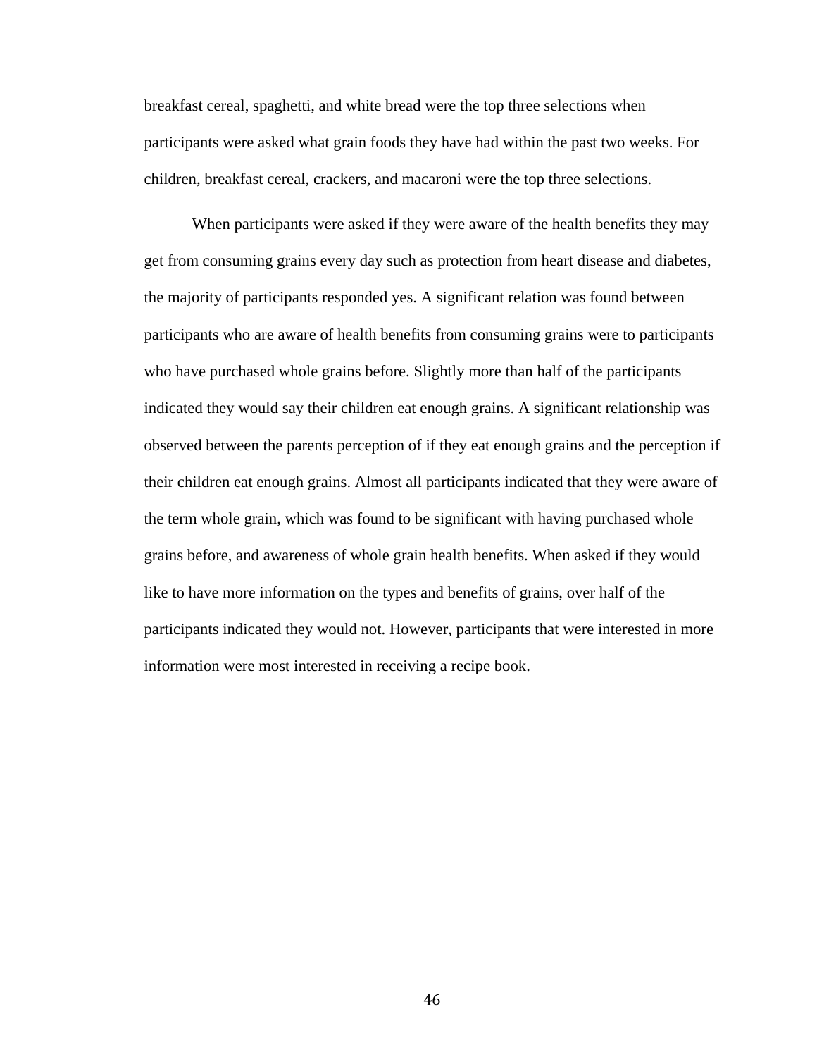breakfast cereal, spaghetti, and white bread were the top three selections when participants were asked what grain foods they have had within the past two weeks. For children, breakfast cereal, crackers, and macaroni were the top three selections.

When participants were asked if they were aware of the health benefits they may get from consuming grains every day such as protection from heart disease and diabetes, the majority of participants responded yes. A significant relation was found between participants who are aware of health benefits from consuming grains were to participants who have purchased whole grains before. Slightly more than half of the participants indicated they would say their children eat enough grains. A significant relationship was observed between the parents perception of if they eat enough grains and the perception if their children eat enough grains. Almost all participants indicated that they were aware of the term whole grain, which was found to be significant with having purchased whole grains before, and awareness of whole grain health benefits. When asked if they would like to have more information on the types and benefits of grains, over half of the participants indicated they would not. However, participants that were interested in more information were most interested in receiving a recipe book.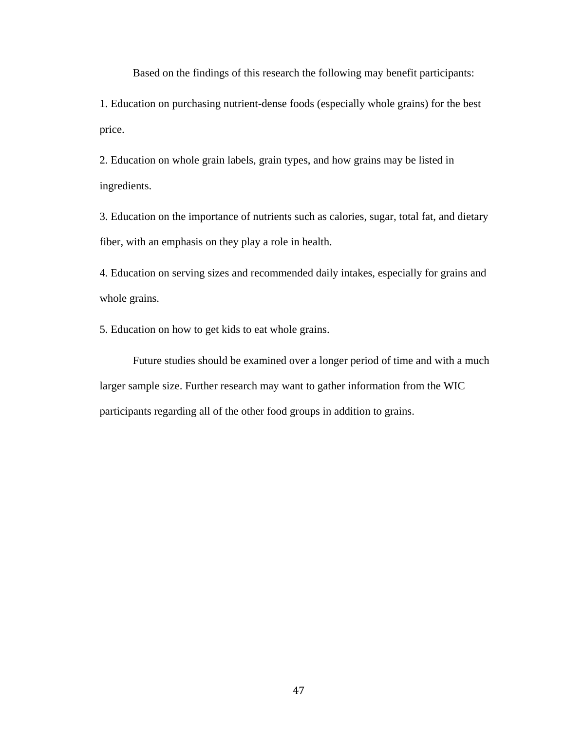Based on the findings of this research the following may benefit participants:

1. Education on purchasing nutrient-dense foods (especially whole grains) for the best price.

2. Education on whole grain labels, grain types, and how grains may be listed in ingredients.

3. Education on the importance of nutrients such as calories, sugar, total fat, and dietary fiber, with an emphasis on they play a role in health.

4. Education on serving sizes and recommended daily intakes, especially for grains and whole grains.

5. Education on how to get kids to eat whole grains.

Future studies should be examined over a longer period of time and with a much larger sample size. Further research may want to gather information from the WIC participants regarding all of the other food groups in addition to grains.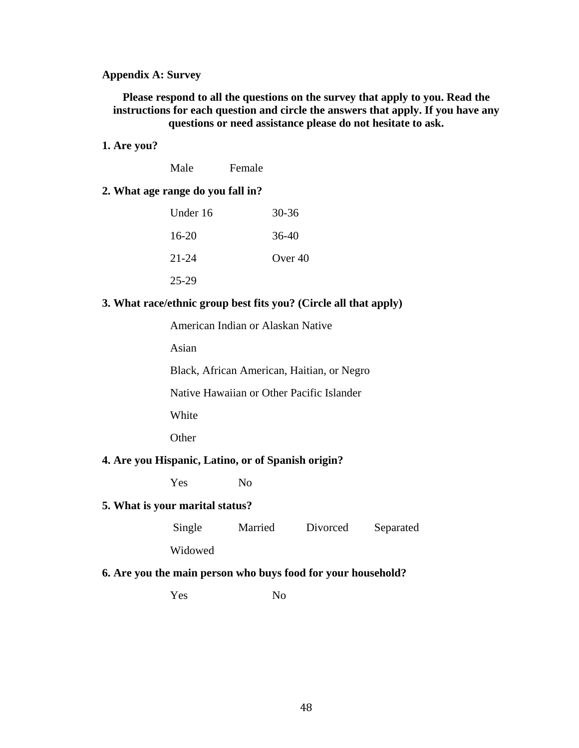**Appendix A: Survey**

**Please respond to all the questions on the survey that apply to you. Read the instructions for each question and circle the answers that apply. If you have any questions or need assistance please do not hesitate to ask.**

**1. Are you?**

Male Female

**2. What age range do you fall in?**

Under 16 30-36

16-20 36-40

21-24 Over 40

25-29

**3. What race/ethnic group best fits you? (Circle all that apply)**

American Indian or Alaskan Native

Asian

Black, African American, Haitian, or Negro

Native Hawaiian or Other Pacific Islander

White

Other

**4. Are you Hispanic, Latino, or of Spanish origin?**

Yes No

**5. What is your marital status?**

Single Married Divorced Separated

Widowed

**6. Are you the main person who buys food for your household?**

Yes No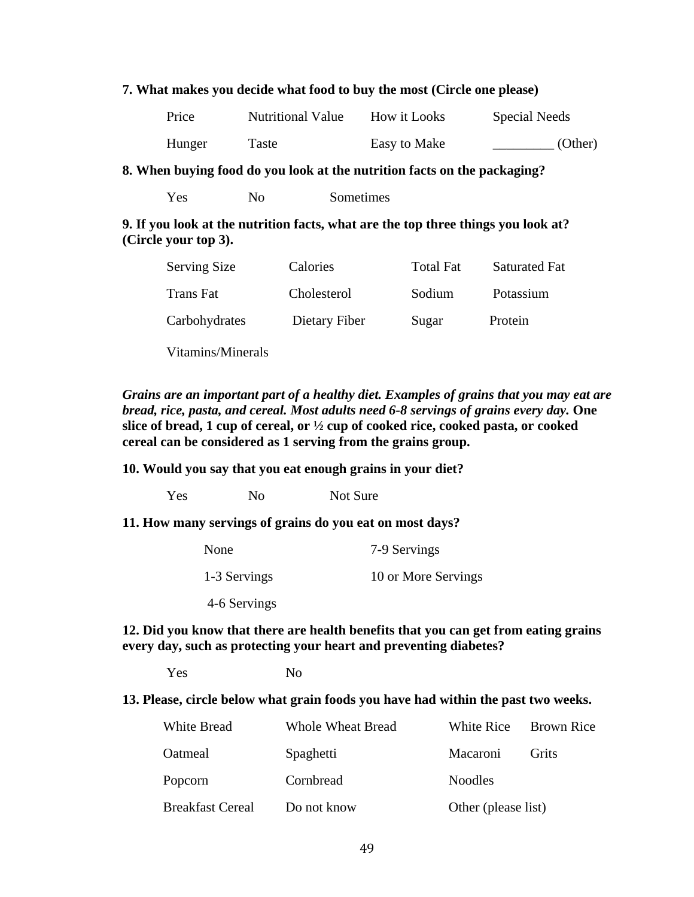**7. What makes you decide what food to buy the most (Circle one please)**

| | | | |
|---|---|---|---|
| Price | Nutritional Value | How it Looks | Special Needs |
| Hunger | Taste | Easy to Make | _________ (Other) |

**8. When buying food do you look at the nutrition facts on the packaging?**

Yes  No  Sometimes

**9. If you look at the nutrition facts, what are the top three things you look at? (Circle your top 3).**

| | | | |
|---|---|---|---|
| Serving Size | Calories | Total Fat | Saturated Fat |
| Trans Fat | Cholesterol | Sodium | Potassium |
| Carbohydrates | Dietary Fiber | Sugar | Protein |
| Vitamins/Minerals | | | |

***Grains are an important part of a healthy diet. Examples of grains that you may eat are bread, rice, pasta, and cereal. Most adults need 6-8 servings of grains every day.*** **One slice of bread, 1 cup of cereal, or ½ cup of cooked rice, cooked pasta, or cooked cereal can be considered as 1 serving from the grains group.**

**10. Would you say that you eat enough grains in your diet?**

Yes  No  Not Sure

**11. How many servings of grains do you eat on most days?**

| | |
|---|---|
| None | 7-9 Servings |
| 1-3 Servings | 10 or More Servings |
| 4-6 Servings | |

**12. Did you know that there are health benefits that you can get from eating grains every day, such as protecting your heart and preventing diabetes?**

Yes  No

**13. Please, circle below what grain foods you have had within the past two weeks.**

| | | | |
|---|---|---|---|
| White Bread | Whole Wheat Bread | White Rice | Brown Rice |
| Oatmeal | Spaghetti | Macaroni | Grits |
| Popcorn | Cornbread | Noodles | |
| Breakfast Cereal | Do not know | Other (please list) | |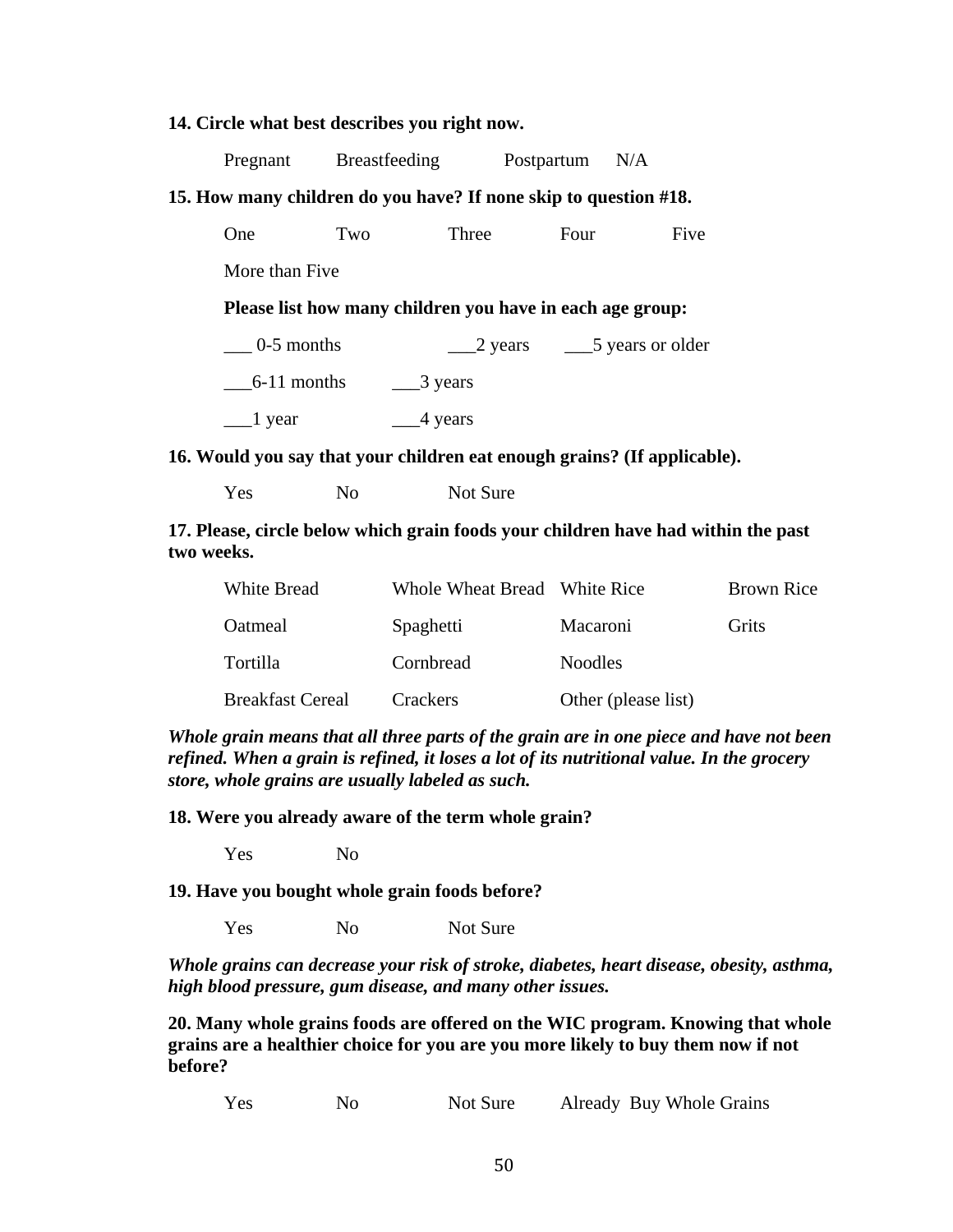**14. Circle what best describes you right now.**

Pregnant Breastfeeding Postpartum N/A

**15. How many children do you have? If none skip to question #18.**

One Two Three Four Five

More than Five

**Please list how many children you have in each age group:**

___ 0-5 months ___2 years ___5 years or older

___6-11 months ___3 years

___1 year ___4 years

**16. Would you say that your children eat enough grains? (If applicable).**

Yes No Not Sure

**17. Please, circle below which grain foods your children have had within the past two weeks.**

| White Bread | Whole Wheat Bread | White Rice | Brown Rice |
|---|---|---|---|
| Oatmeal | Spaghetti | Macaroni | Grits |
| Tortilla | Cornbread | Noodles | |
| Breakfast Cereal | Crackers | Other (please list) | |

***Whole grain means that all three parts of the grain are in one piece and have not been refined. When a grain is refined, it loses a lot of its nutritional value. In the grocery store, whole grains are usually labeled as such.***

**18. Were you already aware of the term whole grain?**

Yes No

**19. Have you bought whole grain foods before?**

Yes No Not Sure

***Whole grains can decrease your risk of stroke, diabetes, heart disease, obesity, asthma, high blood pressure, gum disease, and many other issues.***

**20. Many whole grains foods are offered on the WIC program. Knowing that whole grains are a healthier choice for you are you more likely to buy them now if not before?**

Yes No Not Sure Already Buy Whole Grains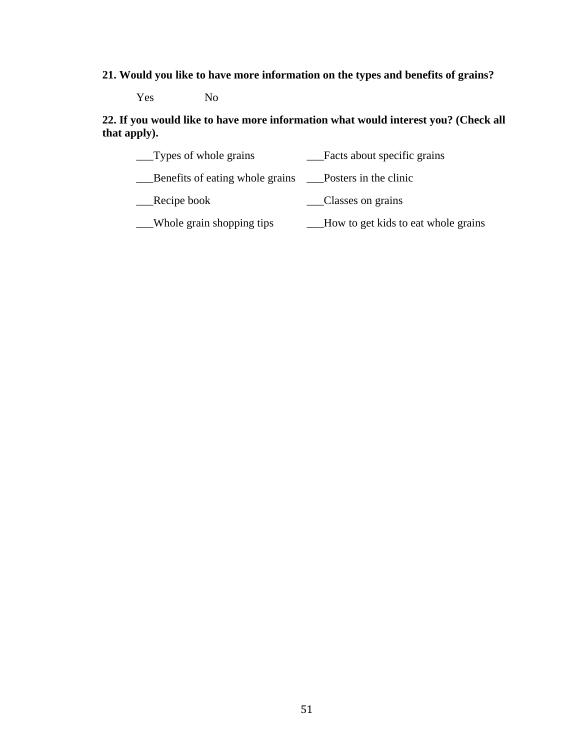**21. Would you like to have more information on the types and benefits of grains?**

Yes No

**22. If you would like to have more information what would interest you? (Check all that apply).**

___Types of whole grains

___Benefits of eating whole grains

___Recipe book

___Whole grain shopping tips

___Facts about specific grains

___Posters in the clinic

___Classes on grains

___How to get kids to eat whole grains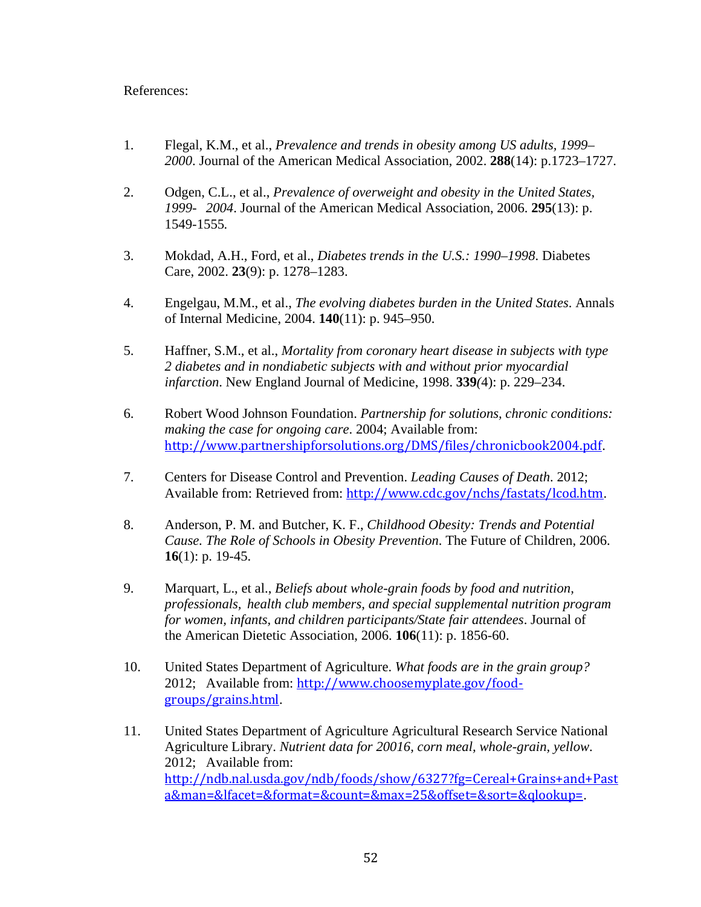References:

1. Flegal, K.M., et al., *Prevalence and trends in obesity among US adults, 1999–2000*. Journal of the American Medical Association, 2002. **288**(14): p.1723–1727.

2. Odgen, C.L., et al., *Prevalence of overweight and obesity in the United States, 1999- 2004*. Journal of the American Medical Association, 2006. **295**(13): p. 1549-1555.

3. Mokdad, A.H., Ford, et al., *Diabetes trends in the U.S.: 1990–1998*. Diabetes Care, 2002. **23**(9): p. 1278–1283.

4. Engelgau, M.M., et al., *The evolving diabetes burden in the United States*. Annals of Internal Medicine, 2004. **140**(11): p. 945–950.

5. Haffner, S.M., et al., *Mortality from coronary heart disease in subjects with type 2 diabetes and in nondiabetic subjects with and without prior myocardial infarction*. New England Journal of Medicine, 1998. **339**(4): p. 229–234.

6. Robert Wood Johnson Foundation. *Partnership for solutions, chronic conditions: making the case for ongoing care*. 2004; Available from: http://www.partnershipforsolutions.org/DMS/files/chronicbook2004.pdf.

7. Centers for Disease Control and Prevention. *Leading Causes of Death*. 2012; Available from: Retrieved from: http://www.cdc.gov/nchs/fastats/lcod.htm.

8. Anderson, P. M. and Butcher, K. F., *Childhood Obesity: Trends and Potential Cause. The Role of Schools in Obesity Prevention*. The Future of Children, 2006. **16**(1): p. 19-45.

9. Marquart, L., et al., *Beliefs about whole-grain foods by food and nutrition, professionals, health club members, and special supplemental nutrition program for women, infants, and children participants/State fair attendees*. Journal of the American Dietetic Association, 2006. **106**(11): p. 1856-60.

10. United States Department of Agriculture. *What foods are in the grain group?* 2012; Available from: http://www.choosemyplate.gov/food-groups/grains.html.

11. United States Department of Agriculture Agricultural Research Service National Agriculture Library. *Nutrient data for 20016, corn meal, whole-grain, yellow*. 2012; Available from: http://ndb.nal.usda.gov/ndb/foods/show/6327?fg=Cereal+Grains+and+Pasta&man=&lfacet=&format=&count=&max=25&offset=&sort=&qlookup=.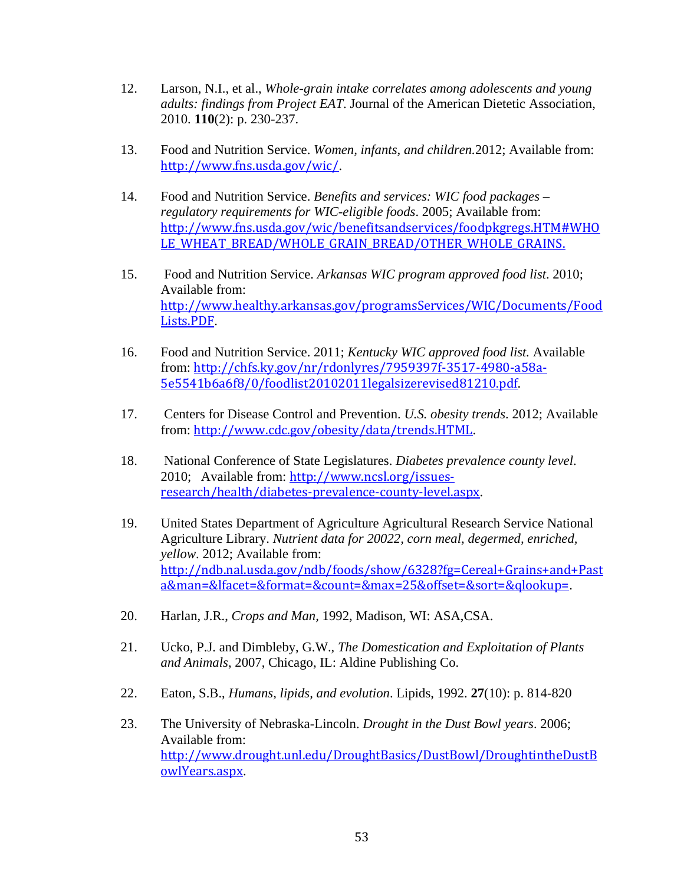12. Larson, N.I., et al., *Whole-grain intake correlates among adolescents and young adults: findings from Project EAT*. Journal of the American Dietetic Association, 2010. **110**(2): p. 230-237.

13. Food and Nutrition Service. *Women, infants, and children.*2012; Available from: http://www.fns.usda.gov/wic/.

14. Food and Nutrition Service. *Benefits and services: WIC food packages – regulatory requirements for WIC-eligible foods*. 2005; Available from: http://www.fns.usda.gov/wic/benefitsandservices/foodpkgregs.HTM#WHOLE_WHEAT_BREAD/WHOLE_GRAIN_BREAD/OTHER_WHOLE_GRAINS.

15. Food and Nutrition Service. *Arkansas WIC program approved food list*. 2010; Available from: http://www.healthy.arkansas.gov/programsServices/WIC/Documents/FoodLists.PDF.

16. Food and Nutrition Service. 2011; *Kentucky WIC approved food list.* Available from: http://chfs.ky.gov/nr/rdonlyres/7959397f-3517-4980-a58a-5e5541b6a6f8/0/foodlist20102011legalsizerevised81210.pdf.

17. Centers for Disease Control and Prevention. *U.S. obesity trends*. 2012; Available from: http://www.cdc.gov/obesity/data/trends.HTML.

18. National Conference of State Legislatures. *Diabetes prevalence county level*. 2010; Available from: http://www.ncsl.org/issues-research/health/diabetes-prevalence-county-level.aspx.

19. United States Department of Agriculture Agricultural Research Service National Agriculture Library. *Nutrient data for 20022, corn meal, degermed, enriched, yellow*. 2012; Available from: http://ndb.nal.usda.gov/ndb/foods/show/6328?fg=Cereal+Grains+and+Pasta&man=&lfacet=&format=&count=&max=25&offset=&sort=&qlookup=.

20. Harlan, J.R., *Crops and Man,* 1992, Madison, WI: ASA,CSA.

21. Ucko, P.J. and Dimbleby, G.W., *The Domestication and Exploitation of Plants and Animals*, 2007, Chicago, IL: Aldine Publishing Co.

22. Eaton, S.B., *Humans, lipids, and evolution*. Lipids, 1992. **27**(10): p. 814-820

23. The University of Nebraska-Lincoln. *Drought in the Dust Bowl years*. 2006; Available from: http://www.drought.unl.edu/DroughtBasics/DustBowl/DroughtintheDustBowlYears.aspx.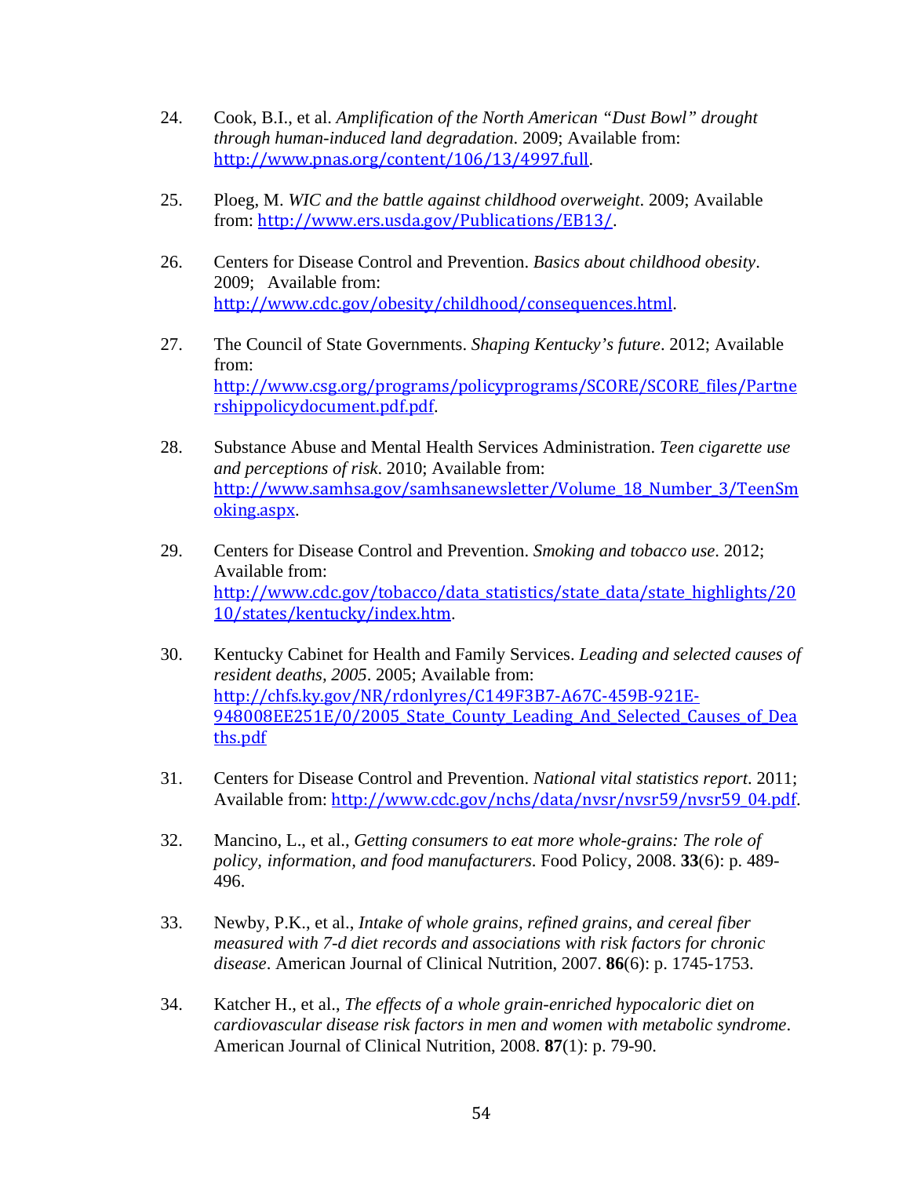24. Cook, B.I., et al. *Amplification of the North American "Dust Bowl" drought through human-induced land degradation*. 2009; Available from: http://www.pnas.org/content/106/13/4997.full.

25. Ploeg, M. *WIC and the battle against childhood overweight*. 2009; Available from: http://www.ers.usda.gov/Publications/EB13/.

26. Centers for Disease Control and Prevention. *Basics about childhood obesity*. 2009; Available from: http://www.cdc.gov/obesity/childhood/consequences.html.

27. The Council of State Governments. *Shaping Kentucky's future*. 2012; Available from: http://www.csg.org/programs/policyprograms/SCORE/SCORE_files/Partnershippolicydocument.pdf.pdf.

28. Substance Abuse and Mental Health Services Administration. *Teen cigarette use and perceptions of risk*. 2010; Available from: http://www.samhsa.gov/samhsanewsletter/Volume_18_Number_3/TeenSmoking.aspx.

29. Centers for Disease Control and Prevention. *Smoking and tobacco use*. 2012; Available from: http://www.cdc.gov/tobacco/data_statistics/state_data/state_highlights/2010/states/kentucky/index.htm.

30. Kentucky Cabinet for Health and Family Services. *Leading and selected causes of resident deaths, 2005*. 2005; Available from: http://chfs.ky.gov/NR/rdonlyres/C149F3B7-A67C-459B-921E-948008EE251E/0/2005_State_County_Leading_And_Selected_Causes_of_Deaths.pdf

31. Centers for Disease Control and Prevention. *National vital statistics report*. 2011; Available from: http://www.cdc.gov/nchs/data/nvsr/nvsr59/nvsr59_04.pdf.

32. Mancino, L., et al., *Getting consumers to eat more whole-grains: The role of policy, information, and food manufacturers*. Food Policy, 2008. **33**(6): p. 489-496.

33. Newby, P.K., et al., *Intake of whole grains, refined grains, and cereal fiber measured with 7-d diet records and associations with risk factors for chronic disease*. American Journal of Clinical Nutrition, 2007. **86**(6): p. 1745-1753.

34. Katcher H., et al., *The effects of a whole grain-enriched hypocaloric diet on cardiovascular disease risk factors in men and women with metabolic syndrome*. American Journal of Clinical Nutrition, 2008. **87**(1): p. 79-90.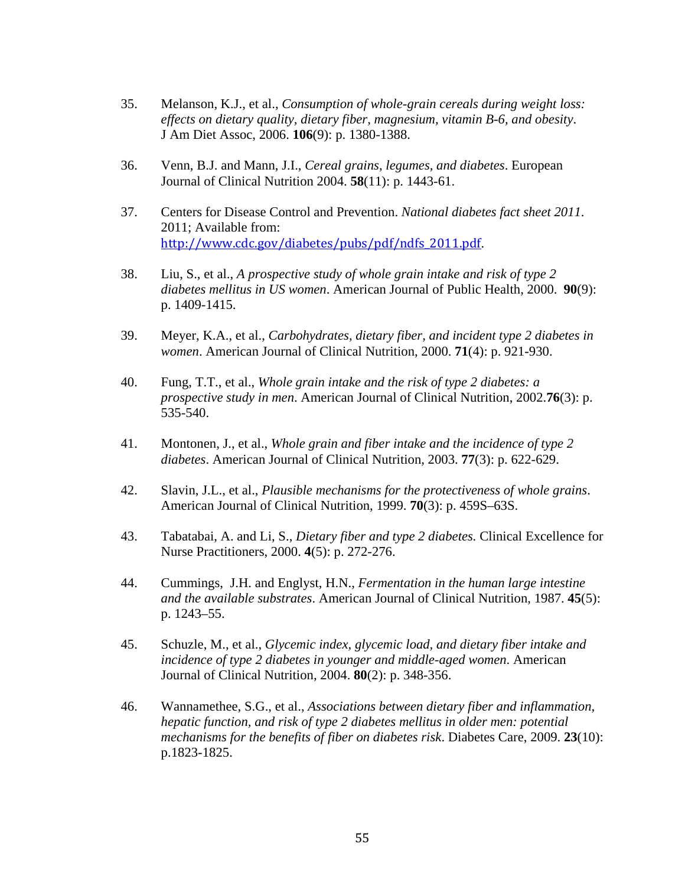35. Melanson, K.J., et al., *Consumption of whole-grain cereals during weight loss: effects on dietary quality, dietary fiber, magnesium, vitamin B-6, and obesity*. J Am Diet Assoc, 2006. **106**(9): p. 1380-1388.

36. Venn, B.J. and Mann, J.I., *Cereal grains, legumes, and diabetes*. European Journal of Clinical Nutrition 2004. **58**(11): p. 1443-61.

37. Centers for Disease Control and Prevention. *National diabetes fact sheet 2011*. 2011; Available from: http://www.cdc.gov/diabetes/pubs/pdf/ndfs_2011.pdf.

38. Liu, S., et al., *A prospective study of whole grain intake and risk of type 2 diabetes mellitus in US women*. American Journal of Public Health, 2000. **90**(9): p. 1409-1415.

39. Meyer, K.A., et al., *Carbohydrates, dietary fiber, and incident type 2 diabetes in women*. American Journal of Clinical Nutrition, 2000. **71**(4): p. 921-930.

40. Fung, T.T., et al., *Whole grain intake and the risk of type 2 diabetes: a prospective study in men*. American Journal of Clinical Nutrition, 2002.**76**(3): p. 535-540.

41. Montonen, J., et al., *Whole grain and fiber intake and the incidence of type 2 diabetes*. American Journal of Clinical Nutrition, 2003. **77**(3): p. 622-629.

42. Slavin, J.L., et al., *Plausible mechanisms for the protectiveness of whole grains*. American Journal of Clinical Nutrition, 1999. **70**(3): p. 459S–63S.

43. Tabatabai, A. and Li, S., *Dietary fiber and type 2 diabetes.* Clinical Excellence for Nurse Practitioners, 2000. **4**(5): p. 272-276.

44. Cummings, J.H. and Englyst, H.N., *Fermentation in the human large intestine and the available substrates*. American Journal of Clinical Nutrition, 1987. **45**(5): p. 1243–55.

45. Schuzle, M., et al., *Glycemic index, glycemic load, and dietary fiber intake and incidence of type 2 diabetes in younger and middle-aged women*. American Journal of Clinical Nutrition, 2004. **80**(2): p. 348-356.

46. Wannamethee, S.G., et al., *Associations between dietary fiber and inflammation, hepatic function, and risk of type 2 diabetes mellitus in older men: potential mechanisms for the benefits of fiber on diabetes risk*. Diabetes Care, 2009. **23**(10): p.1823-1825.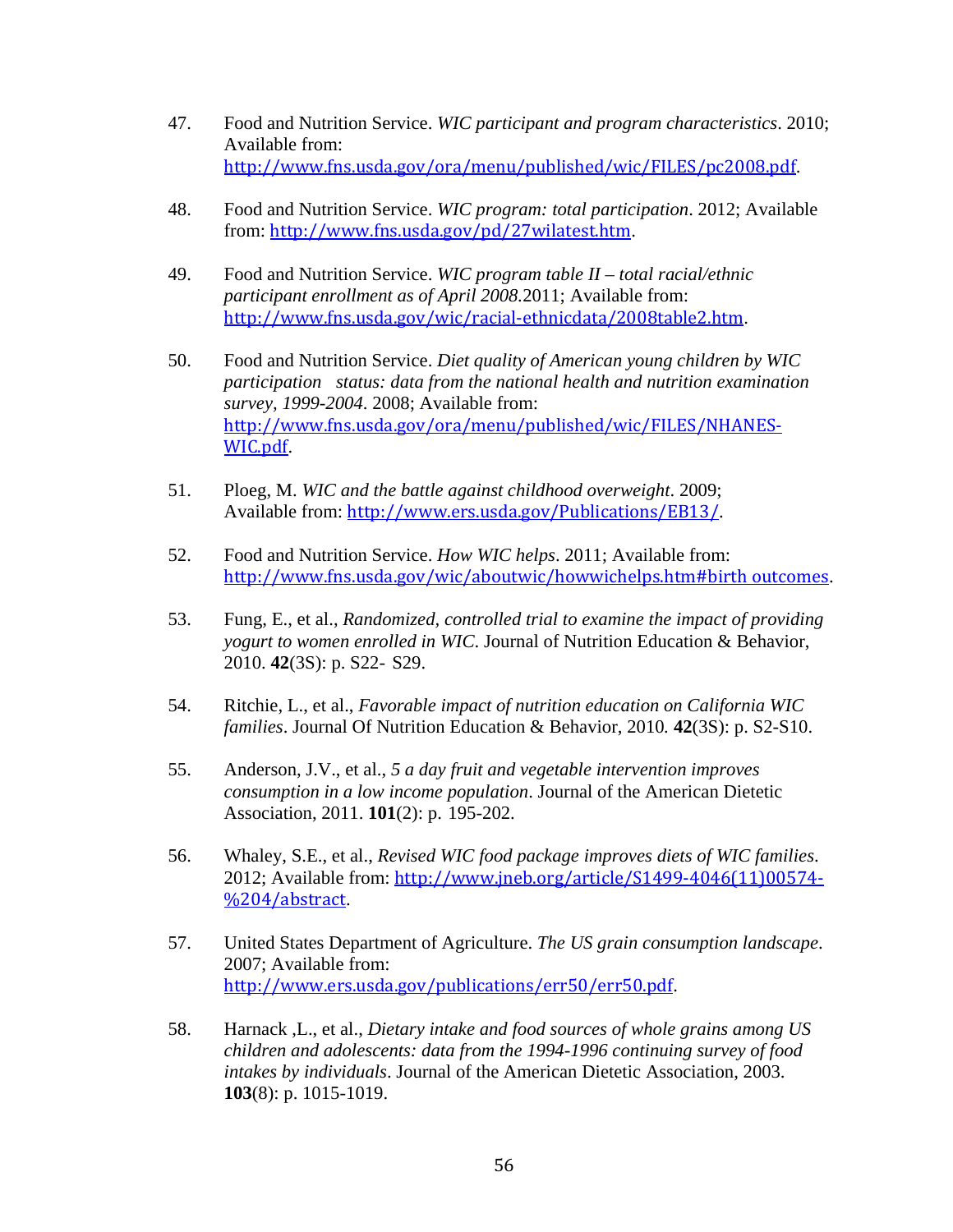47. Food and Nutrition Service. *WIC participant and program characteristics*. 2010; Available from: http://www.fns.usda.gov/ora/menu/published/wic/FILES/pc2008.pdf.

48. Food and Nutrition Service. *WIC program: total participation*. 2012; Available from: http://www.fns.usda.gov/pd/27wilatest.htm.

49. Food and Nutrition Service. *WIC program table II – total racial/ethnic participant enrollment as of April 2008*.2011; Available from: http://www.fns.usda.gov/wic/racial-ethnicdata/2008table2.htm.

50. Food and Nutrition Service. *Diet quality of American young children by WIC participation status: data from the national health and nutrition examination survey, 1999-2004*. 2008; Available from: http://www.fns.usda.gov/ora/menu/published/wic/FILES/NHANES-WIC.pdf.

51. Ploeg, M. *WIC and the battle against childhood overweight*. 2009; Available from: http://www.ers.usda.gov/Publications/EB13/.

52. Food and Nutrition Service. *How WIC helps*. 2011; Available from: http://www.fns.usda.gov/wic/aboutwic/howwichelps.htm#birth outcomes.

53. Fung, E., et al., *Randomized, controlled trial to examine the impact of providing yogurt to women enrolled in WIC*. Journal of Nutrition Education & Behavior, 2010. **42**(3S): p. S22- S29.

54. Ritchie, L., et al., *Favorable impact of nutrition education on California WIC families*. Journal Of Nutrition Education & Behavior, 2010. **42**(3S): p. S2-S10.

55. Anderson, J.V., et al., *5 a day fruit and vegetable intervention improves consumption in a low income population*. Journal of the American Dietetic Association, 2011. **101**(2): p. 195-202.

56. Whaley, S.E., et al., *Revised WIC food package improves diets of WIC families*. 2012; Available from: http://www.jneb.org/article/S1499-4046(11)00574-%204/abstract.

57. United States Department of Agriculture. *The US grain consumption landscape*. 2007; Available from: http://www.ers.usda.gov/publications/err50/err50.pdf.

58. Harnack ,L., et al., *Dietary intake and food sources of whole grains among US children and adolescents: data from the 1994-1996 continuing survey of food intakes by individuals*. Journal of the American Dietetic Association, 2003. **103**(8): p. 1015-1019.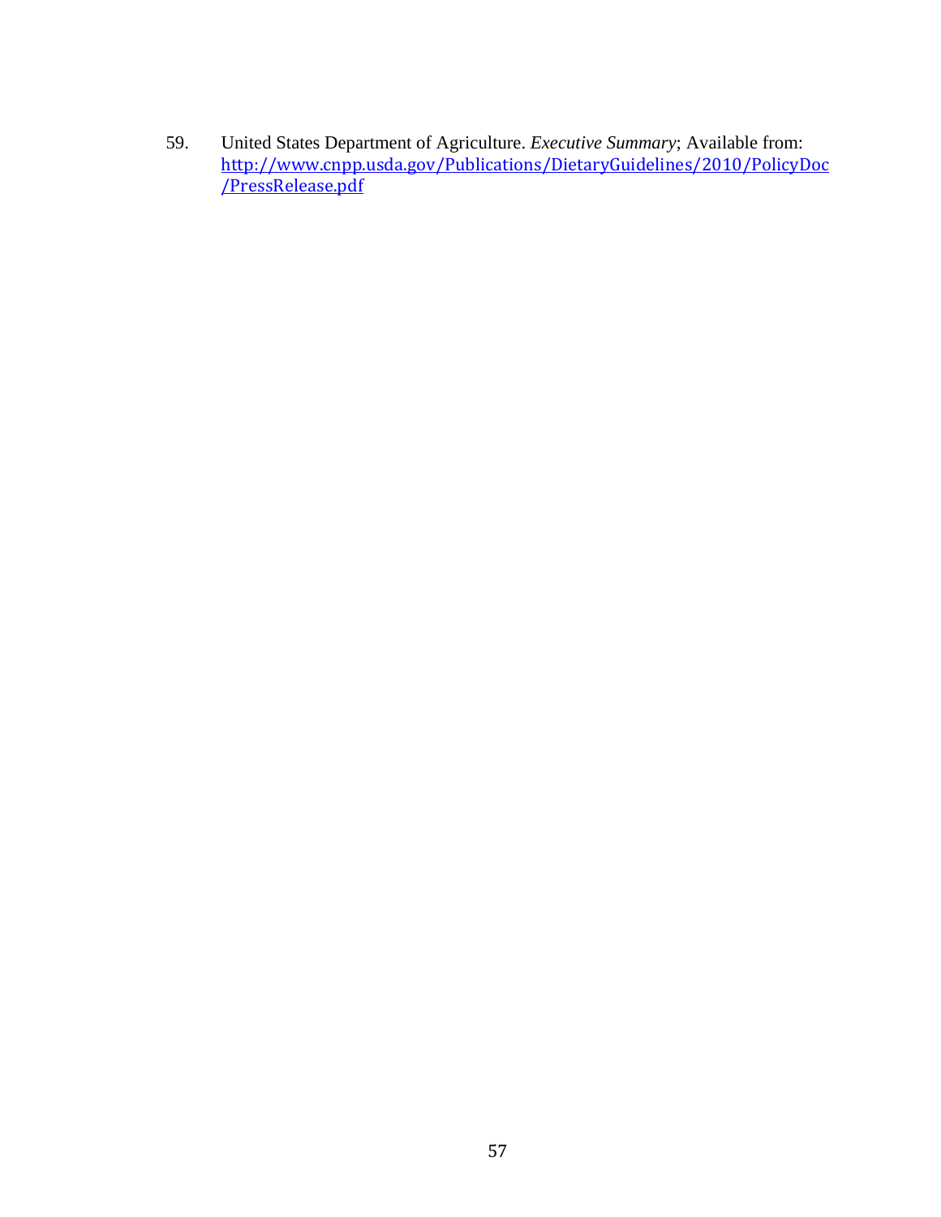59. United States Department of Agriculture. *Executive Summary*; Available from: http://www.cnpp.usda.gov/Publications/DietaryGuidelines/2010/PolicyDoc/PressRelease.pdf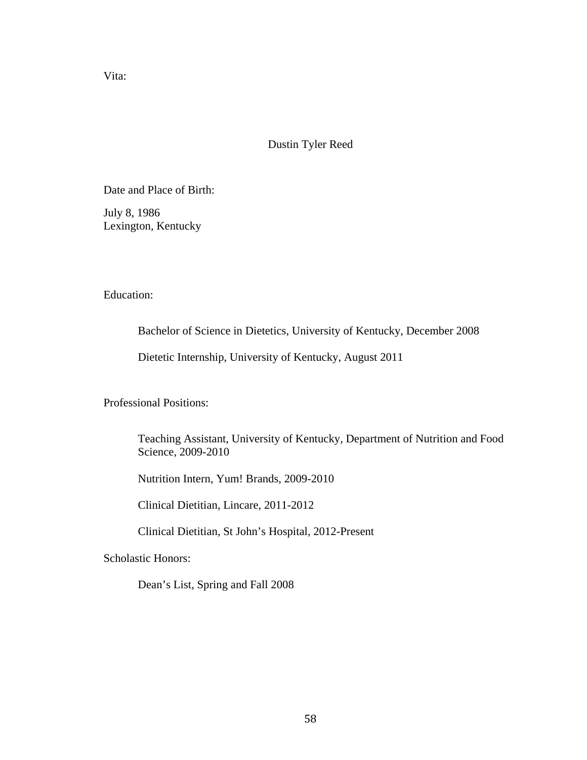Vita:

Dustin Tyler Reed

Date and Place of Birth:

July 8, 1986
Lexington, Kentucky

Education:

Bachelor of Science in Dietetics, University of Kentucky, December 2008

Dietetic Internship, University of Kentucky, August 2011

Professional Positions:

Teaching Assistant, University of Kentucky, Department of Nutrition and Food Science, 2009-2010

Nutrition Intern, Yum! Brands, 2009-2010

Clinical Dietitian, Lincare, 2011-2012

Clinical Dietitian, St John's Hospital, 2012-Present

Scholastic Honors:

Dean's List, Spring and Fall 2008